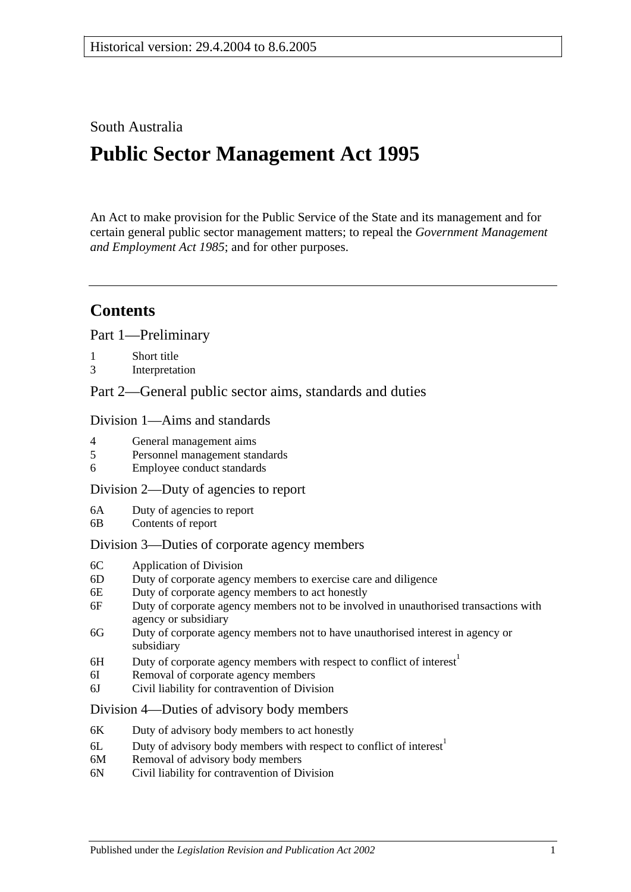Historical version: 29.4.2004 to 8.6.2005

South Australia

# Public Sector Management Act 1995

An Act to make provision for the Public Service of the State and its management and for certain general public sector management matters; to repeal the *Government Management and Employment Act 1985*; and for other purposes.

## Contents

### Part 1—Preliminary

1 Short title
3 Interpretation

### Part 2—General public sector aims, standards and duties

#### Division 1—Aims and standards

4 General management aims
5 Personnel management standards
6 Employee conduct standards

#### Division 2—Duty of agencies to report

6A Duty of agencies to report
6B Contents of report

#### Division 3—Duties of corporate agency members

6C Application of Division
6D Duty of corporate agency members to exercise care and diligence
6E Duty of corporate agency members to act honestly
6F Duty of corporate agency members not to be involved in unauthorised transactions with agency or subsidiary
6G Duty of corporate agency members not to have unauthorised interest in agency or subsidiary
6H Duty of corporate agency members with respect to conflict of interest[1]
6I Removal of corporate agency members
6J Civil liability for contravention of Division

#### Division 4—Duties of advisory body members

6K Duty of advisory body members to act honestly
6L Duty of advisory body members with respect to conflict of interest[1]
6M Removal of advisory body members
6N Civil liability for contravention of Division

Published under the *Legislation Revision and Publication Act 2002*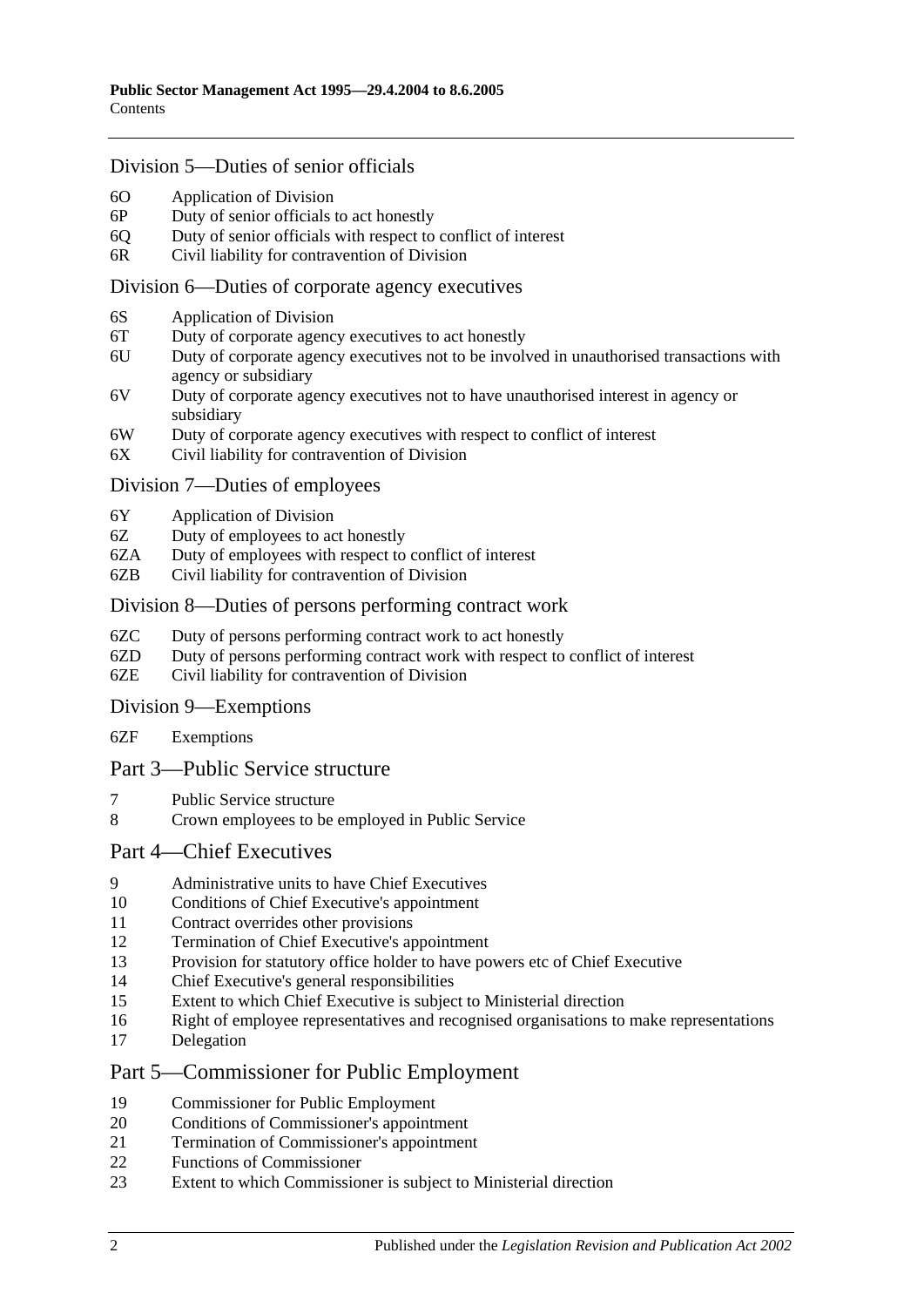## Division 5—Duties of senior officials

- 6O Application of Division
- 6P Duty of senior officials to act honestly
- 6Q Duty of senior officials with respect to conflict of interest
- 6R Civil liability for contravention of Division

## Division 6—Duties of corporate agency executives

- 6S Application of Division
- 6T Duty of corporate agency executives to act honestly
- 6U Duty of corporate agency executives not to be involved in unauthorised transactions with agency or subsidiary
- 6V Duty of corporate agency executives not to have unauthorised interest in agency or subsidiary
- 6W Duty of corporate agency executives with respect to conflict of interest
- 6X Civil liability for contravention of Division

## Division 7—Duties of employees

- 6Y Application of Division
- 6Z Duty of employees to act honestly
- 6ZA Duty of employees with respect to conflict of interest
- 6ZB Civil liability for contravention of Division

## Division 8—Duties of persons performing contract work

- 6ZC Duty of persons performing contract work to act honestly
- 6ZD Duty of persons performing contract work with respect to conflict of interest
- 6ZE Civil liability for contravention of Division

## Division 9—Exemptions

- 6ZF Exemptions

# Part 3—Public Service structure

- 7 Public Service structure
- 8 Crown employees to be employed in Public Service

# Part 4—Chief Executives

- 9 Administrative units to have Chief Executives
- 10 Conditions of Chief Executive's appointment
- 11 Contract overrides other provisions
- 12 Termination of Chief Executive's appointment
- 13 Provision for statutory office holder to have powers etc of Chief Executive
- 14 Chief Executive's general responsibilities
- 15 Extent to which Chief Executive is subject to Ministerial direction
- 16 Right of employee representatives and recognised organisations to make representations
- 17 Delegation

# Part 5—Commissioner for Public Employment

- 19 Commissioner for Public Employment
- 20 Conditions of Commissioner's appointment
- 21 Termination of Commissioner's appointment
- 22 Functions of Commissioner
- 23 Extent to which Commissioner is subject to Ministerial direction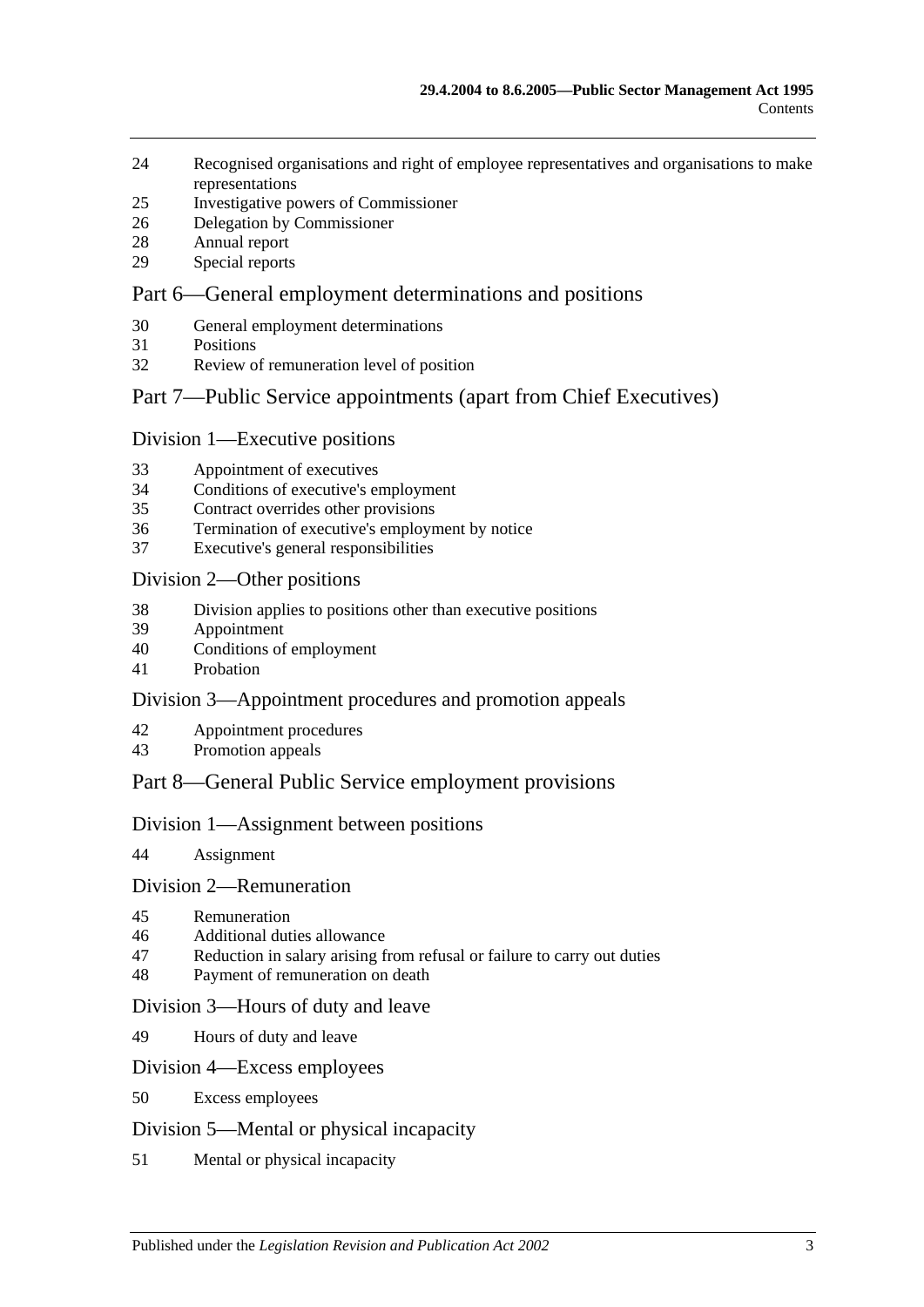24 Recognised organisations and right of employee representatives and organisations to make representations
25 Investigative powers of Commissioner
26 Delegation by Commissioner
28 Annual report
29 Special reports

## Part 6—General employment determinations and positions

30 General employment determinations
31 Positions
32 Review of remuneration level of position

## Part 7—Public Service appointments (apart from Chief Executives)

### Division 1—Executive positions

33 Appointment of executives
34 Conditions of executive's employment
35 Contract overrides other provisions
36 Termination of executive's employment by notice
37 Executive's general responsibilities

### Division 2—Other positions

38 Division applies to positions other than executive positions
39 Appointment
40 Conditions of employment
41 Probation

### Division 3—Appointment procedures and promotion appeals

42 Appointment procedures
43 Promotion appeals

## Part 8—General Public Service employment provisions

### Division 1—Assignment between positions

44 Assignment

### Division 2—Remuneration

45 Remuneration
46 Additional duties allowance
47 Reduction in salary arising from refusal or failure to carry out duties
48 Payment of remuneration on death

### Division 3—Hours of duty and leave

49 Hours of duty and leave

### Division 4—Excess employees

50 Excess employees

### Division 5—Mental or physical incapacity

51 Mental or physical incapacity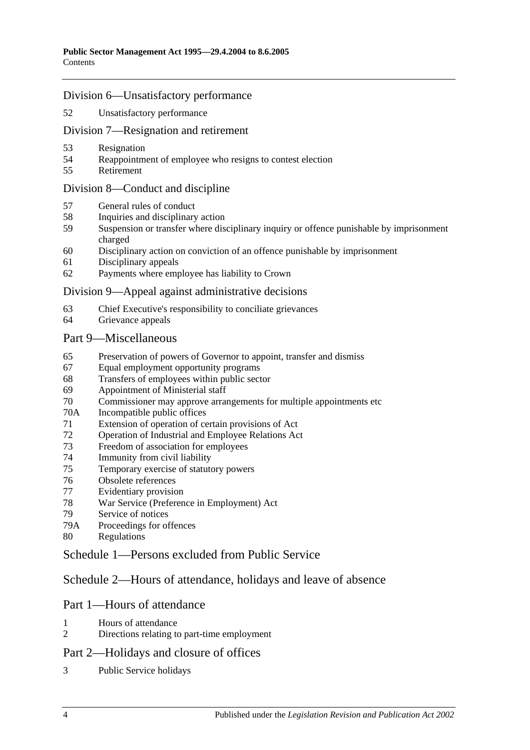## Division 6—Unsatisfactory performance

52 Unsatisfactory performance

## Division 7—Resignation and retirement

53 Resignation
54 Reappointment of employee who resigns to contest election
55 Retirement

## Division 8—Conduct and discipline

57 General rules of conduct
58 Inquiries and disciplinary action
59 Suspension or transfer where disciplinary inquiry or offence punishable by imprisonment charged
60 Disciplinary action on conviction of an offence punishable by imprisonment
61 Disciplinary appeals
62 Payments where employee has liability to Crown

## Division 9—Appeal against administrative decisions

63 Chief Executive's responsibility to conciliate grievances
64 Grievance appeals

## Part 9—Miscellaneous

65 Preservation of powers of Governor to appoint, transfer and dismiss
67 Equal employment opportunity programs
68 Transfers of employees within public sector
69 Appointment of Ministerial staff
70 Commissioner may approve arrangements for multiple appointments etc
70A Incompatible public offices
71 Extension of operation of certain provisions of Act
72 Operation of Industrial and Employee Relations Act
73 Freedom of association for employees
74 Immunity from civil liability
75 Temporary exercise of statutory powers
76 Obsolete references
77 Evidentiary provision
78 War Service (Preference in Employment) Act
79 Service of notices
79A Proceedings for offences
80 Regulations

## Schedule 1—Persons excluded from Public Service

## Schedule 2—Hours of attendance, holidays and leave of absence

## Part 1—Hours of attendance

1 Hours of attendance
2 Directions relating to part-time employment

## Part 2—Holidays and closure of offices

3 Public Service holidays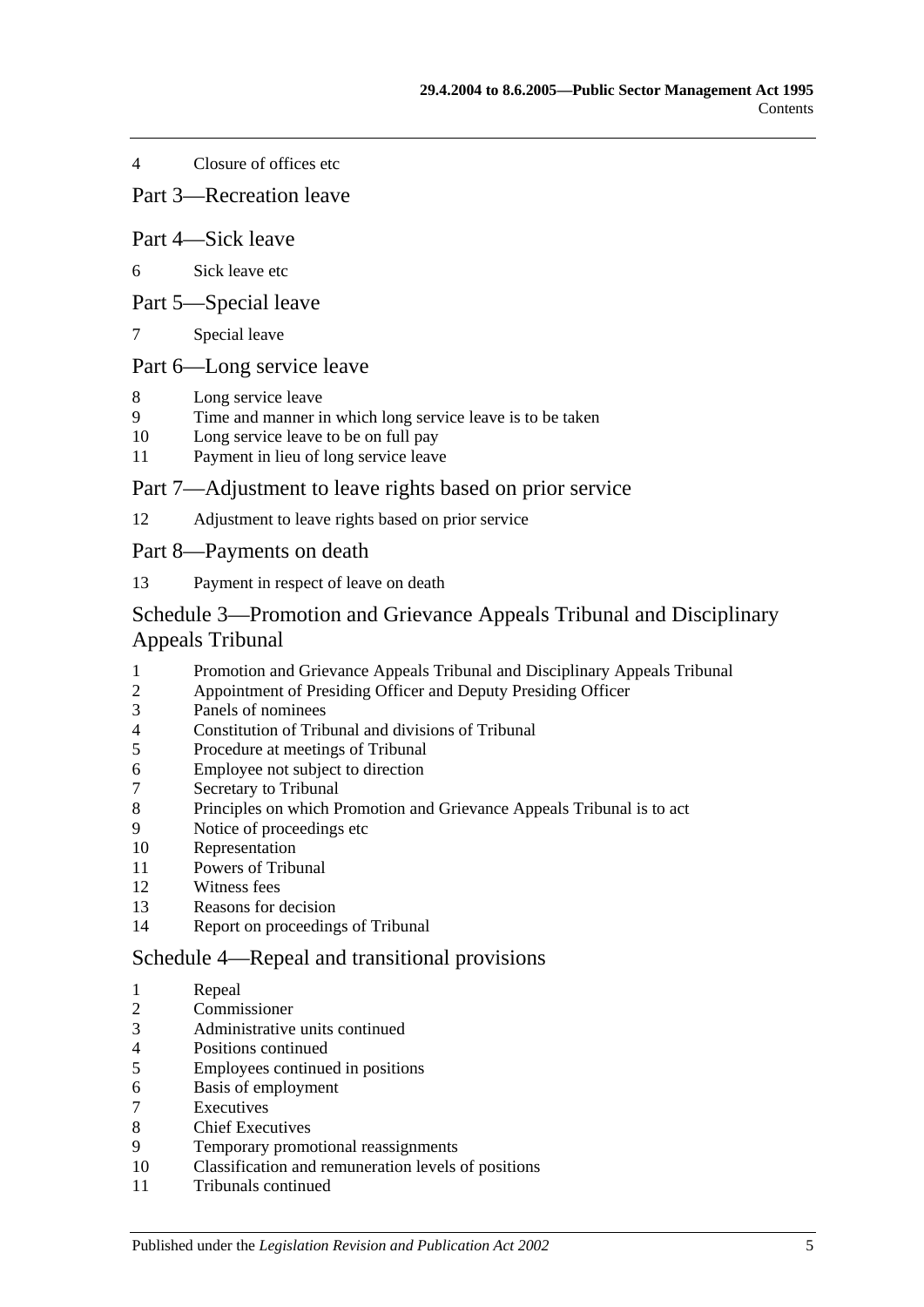4 Closure of offices etc

## Part 3—Recreation leave

## Part 4—Sick leave

6 Sick leave etc

## Part 5—Special leave

7 Special leave

## Part 6—Long service leave

8 Long service leave
9 Time and manner in which long service leave is to be taken
10 Long service leave to be on full pay
11 Payment in lieu of long service leave

## Part 7—Adjustment to leave rights based on prior service

12 Adjustment to leave rights based on prior service

## Part 8—Payments on death

13 Payment in respect of leave on death

## Schedule 3—Promotion and Grievance Appeals Tribunal and Disciplinary Appeals Tribunal

1 Promotion and Grievance Appeals Tribunal and Disciplinary Appeals Tribunal
2 Appointment of Presiding Officer and Deputy Presiding Officer
3 Panels of nominees
4 Constitution of Tribunal and divisions of Tribunal
5 Procedure at meetings of Tribunal
6 Employee not subject to direction
7 Secretary to Tribunal
8 Principles on which Promotion and Grievance Appeals Tribunal is to act
9 Notice of proceedings etc
10 Representation
11 Powers of Tribunal
12 Witness fees
13 Reasons for decision
14 Report on proceedings of Tribunal

## Schedule 4—Repeal and transitional provisions

1 Repeal
2 Commissioner
3 Administrative units continued
4 Positions continued
5 Employees continued in positions
6 Basis of employment
7 Executives
8 Chief Executives
9 Temporary promotional reassignments
10 Classification and remuneration levels of positions
11 Tribunals continued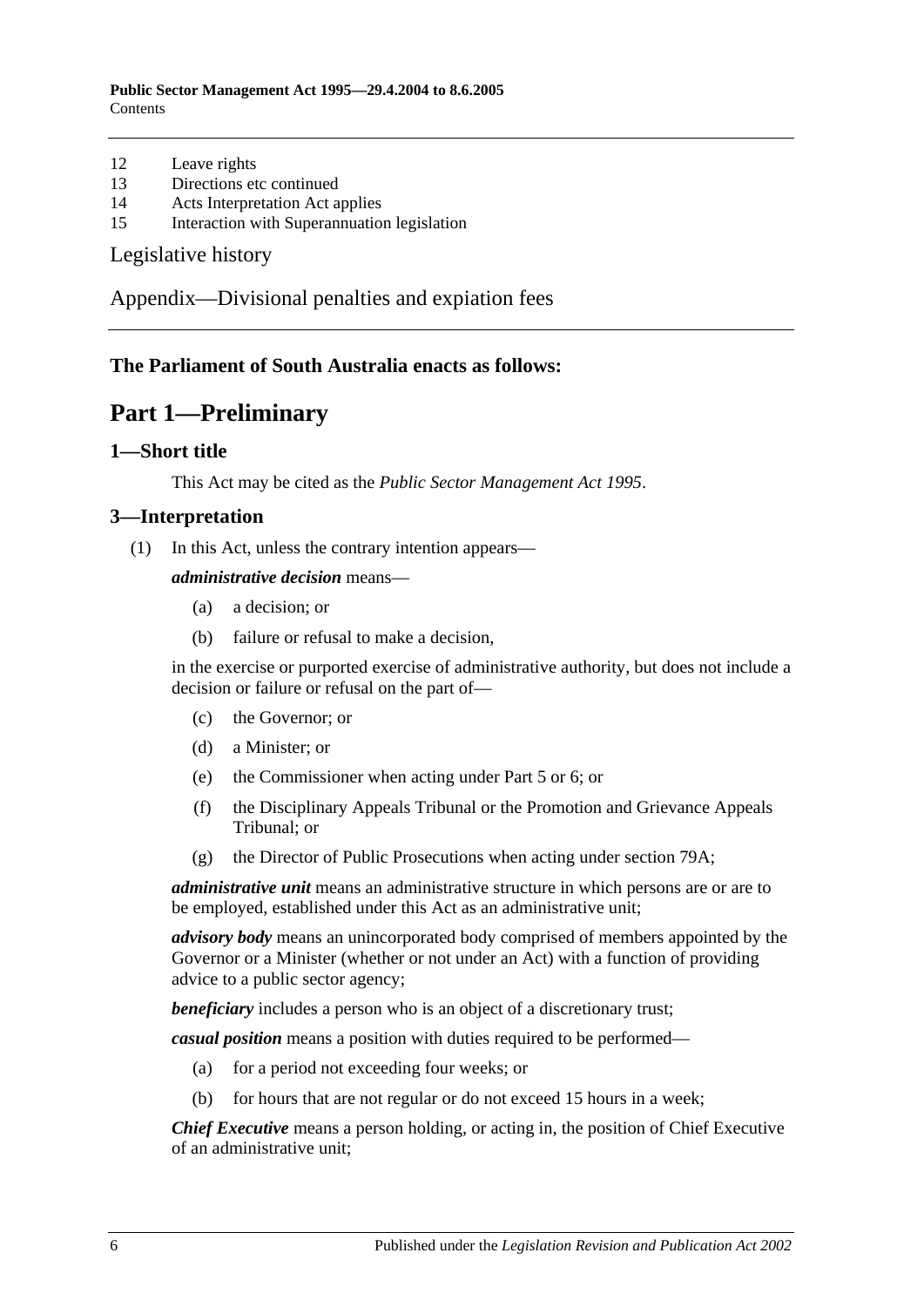12 Leave rights
13 Directions etc continued
14 Acts Interpretation Act applies
15 Interaction with Superannuation legislation

Legislative history

Appendix—Divisional penalties and expiation fees

**The Parliament of South Australia enacts as follows:**

# Part 1—Preliminary

## 1—Short title

This Act may be cited as the *Public Sector Management Act 1995*.

## 3—Interpretation

(1) In this Act, unless the contrary intention appears—

***administrative decision*** means—

(a) a decision; or

(b) failure or refusal to make a decision,

in the exercise or purported exercise of administrative authority, but does not include a decision or failure or refusal on the part of—

(c) the Governor; or

(d) a Minister; or

(e) the Commissioner when acting under Part 5 or 6; or

(f) the Disciplinary Appeals Tribunal or the Promotion and Grievance Appeals Tribunal; or

(g) the Director of Public Prosecutions when acting under section 79A;

***administrative unit*** means an administrative structure in which persons are or are to be employed, established under this Act as an administrative unit;

***advisory body*** means an unincorporated body comprised of members appointed by the Governor or a Minister (whether or not under an Act) with a function of providing advice to a public sector agency;

***beneficiary*** includes a person who is an object of a discretionary trust;

***casual position*** means a position with duties required to be performed—

(a) for a period not exceeding four weeks; or

(b) for hours that are not regular or do not exceed 15 hours in a week;

***Chief Executive*** means a person holding, or acting in, the position of Chief Executive of an administrative unit;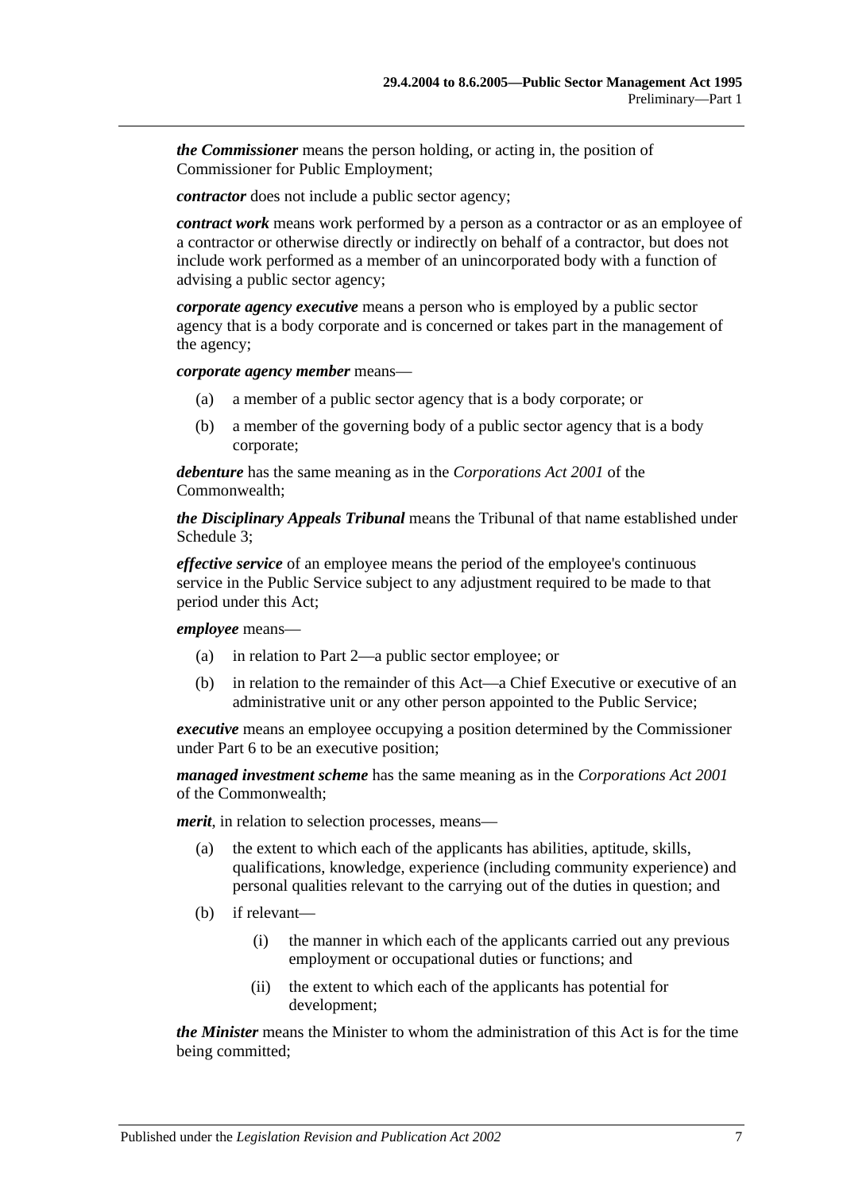***the Commissioner*** means the person holding, or acting in, the position of Commissioner for Public Employment;

***contractor*** does not include a public sector agency;

***contract work*** means work performed by a person as a contractor or as an employee of a contractor or otherwise directly or indirectly on behalf of a contractor, but does not include work performed as a member of an unincorporated body with a function of advising a public sector agency;

***corporate agency executive*** means a person who is employed by a public sector agency that is a body corporate and is concerned or takes part in the management of the agency;

***corporate agency member*** means—

- (a) a member of a public sector agency that is a body corporate; or
- (b) a member of the governing body of a public sector agency that is a body corporate;

***debenture*** has the same meaning as in the *Corporations Act 2001* of the Commonwealth;

***the Disciplinary Appeals Tribunal*** means the Tribunal of that name established under Schedule 3;

***effective service*** of an employee means the period of the employee's continuous service in the Public Service subject to any adjustment required to be made to that period under this Act;

***employee*** means—

- (a) in relation to Part 2—a public sector employee; or
- (b) in relation to the remainder of this Act—a Chief Executive or executive of an administrative unit or any other person appointed to the Public Service;

***executive*** means an employee occupying a position determined by the Commissioner under Part 6 to be an executive position;

***managed investment scheme*** has the same meaning as in the *Corporations Act 2001* of the Commonwealth;

***merit***, in relation to selection processes, means—

- (a) the extent to which each of the applicants has abilities, aptitude, skills, qualifications, knowledge, experience (including community experience) and personal qualities relevant to the carrying out of the duties in question; and
- (b) if relevant—
  - (i) the manner in which each of the applicants carried out any previous employment or occupational duties or functions; and
  - (ii) the extent to which each of the applicants has potential for development;

***the Minister*** means the Minister to whom the administration of this Act is for the time being committed;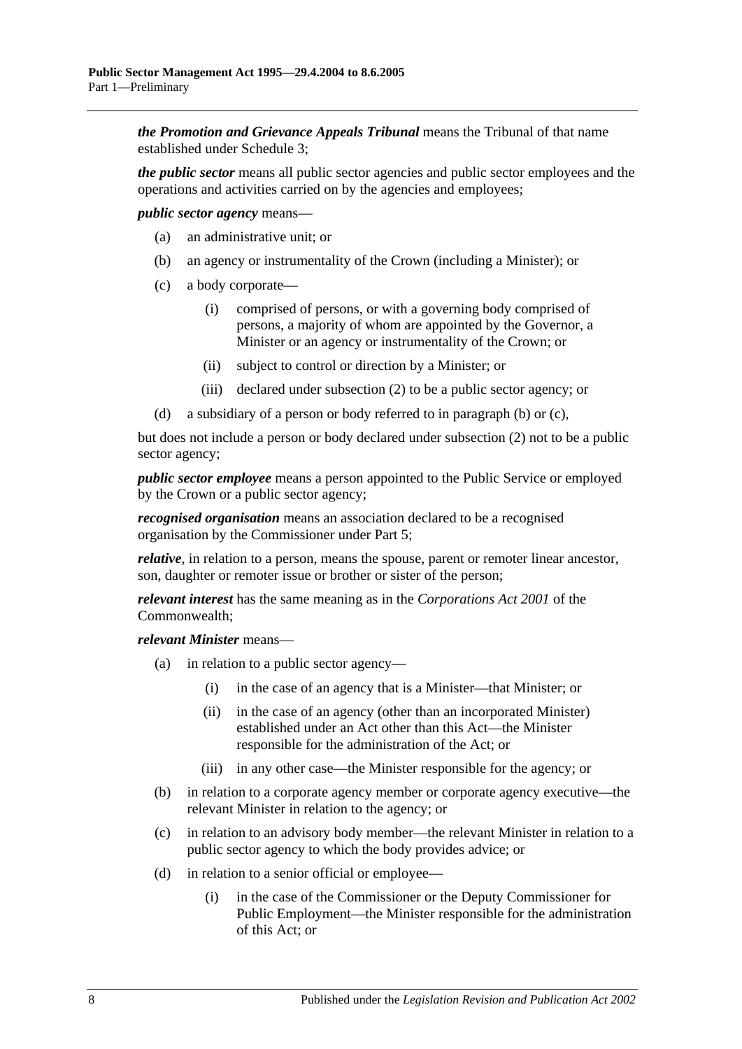***the Promotion and Grievance Appeals Tribunal*** means the Tribunal of that name established under Schedule 3;

***the public sector*** means all public sector agencies and public sector employees and the operations and activities carried on by the agencies and employees;

***public sector agency*** means—

- (a) an administrative unit; or
- (b) an agency or instrumentality of the Crown (including a Minister); or
- (c) a body corporate—
  - (i) comprised of persons, or with a governing body comprised of persons, a majority of whom are appointed by the Governor, a Minister or an agency or instrumentality of the Crown; or
  - (ii) subject to control or direction by a Minister; or
  - (iii) declared under subsection (2) to be a public sector agency; or
- (d) a subsidiary of a person or body referred to in paragraph (b) or (c),

but does not include a person or body declared under subsection (2) not to be a public sector agency;

***public sector employee*** means a person appointed to the Public Service or employed by the Crown or a public sector agency;

***recognised organisation*** means an association declared to be a recognised organisation by the Commissioner under Part 5;

***relative***, in relation to a person, means the spouse, parent or remoter linear ancestor, son, daughter or remoter issue or brother or sister of the person;

***relevant interest*** has the same meaning as in the *Corporations Act 2001* of the Commonwealth;

***relevant Minister*** means—

- (a) in relation to a public sector agency—
  - (i) in the case of an agency that is a Minister—that Minister; or
  - (ii) in the case of an agency (other than an incorporated Minister) established under an Act other than this Act—the Minister responsible for the administration of the Act; or
  - (iii) in any other case—the Minister responsible for the agency; or
- (b) in relation to a corporate agency member or corporate agency executive—the relevant Minister in relation to the agency; or
- (c) in relation to an advisory body member—the relevant Minister in relation to a public sector agency to which the body provides advice; or
- (d) in relation to a senior official or employee—
  - (i) in the case of the Commissioner or the Deputy Commissioner for Public Employment—the Minister responsible for the administration of this Act; or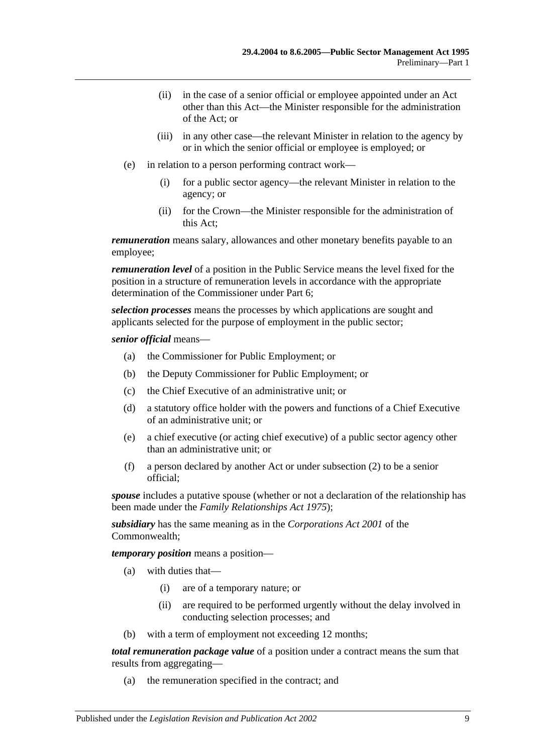(ii) in the case of a senior official or employee appointed under an Act other than this Act—the Minister responsible for the administration of the Act; or

(iii) in any other case—the relevant Minister in relation to the agency by or in which the senior official or employee is employed; or

(e) in relation to a person performing contract work—

(i) for a public sector agency—the relevant Minister in relation to the agency; or

(ii) for the Crown—the Minister responsible for the administration of this Act;

***remuneration*** means salary, allowances and other monetary benefits payable to an employee;

***remuneration level*** of a position in the Public Service means the level fixed for the position in a structure of remuneration levels in accordance with the appropriate determination of the Commissioner under Part 6;

***selection processes*** means the processes by which applications are sought and applicants selected for the purpose of employment in the public sector;

***senior official*** means—

(a) the Commissioner for Public Employment; or

(b) the Deputy Commissioner for Public Employment; or

(c) the Chief Executive of an administrative unit; or

(d) a statutory office holder with the powers and functions of a Chief Executive of an administrative unit; or

(e) a chief executive (or acting chief executive) of a public sector agency other than an administrative unit; or

(f) a person declared by another Act or under subsection (2) to be a senior official;

***spouse*** includes a putative spouse (whether or not a declaration of the relationship has been made under the *Family Relationships Act 1975*);

***subsidiary*** has the same meaning as in the *Corporations Act 2001* of the Commonwealth;

***temporary position*** means a position—

(a) with duties that—

(i) are of a temporary nature; or

(ii) are required to be performed urgently without the delay involved in conducting selection processes; and

(b) with a term of employment not exceeding 12 months;

***total remuneration package value*** of a position under a contract means the sum that results from aggregating—

(a) the remuneration specified in the contract; and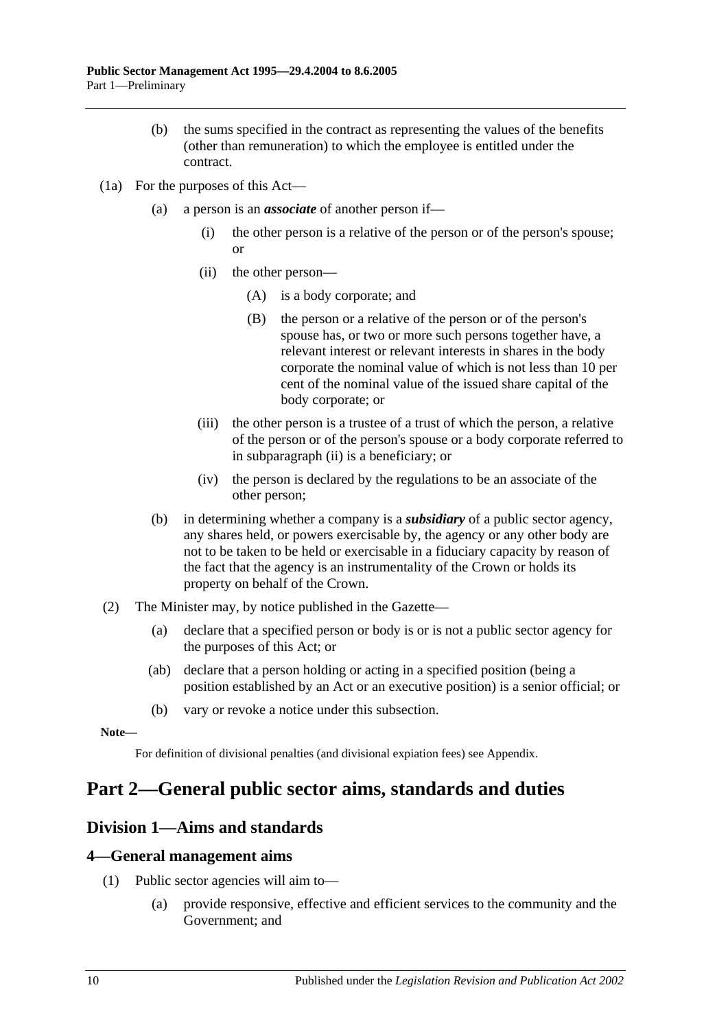(b) the sums specified in the contract as representing the values of the benefits (other than remuneration) to which the employee is entitled under the contract.

(1a) For the purposes of this Act—

(a) a person is an ***associate*** of another person if—

(i) the other person is a relative of the person or of the person's spouse; or

(ii) the other person—

(A) is a body corporate; and

(B) the person or a relative of the person or of the person's spouse has, or two or more such persons together have, a relevant interest or relevant interests in shares in the body corporate the nominal value of which is not less than 10 per cent of the nominal value of the issued share capital of the body corporate; or

(iii) the other person is a trustee of a trust of which the person, a relative of the person or of the person's spouse or a body corporate referred to in subparagraph (ii) is a beneficiary; or

(iv) the person is declared by the regulations to be an associate of the other person;

(b) in determining whether a company is a ***subsidiary*** of a public sector agency, any shares held, or powers exercisable by, the agency or any other body are not to be taken to be held or exercisable in a fiduciary capacity by reason of the fact that the agency is an instrumentality of the Crown or holds its property on behalf of the Crown.

(2) The Minister may, by notice published in the Gazette—

(a) declare that a specified person or body is or is not a public sector agency for the purposes of this Act; or

(ab) declare that a person holding or acting in a specified position (being a position established by an Act or an executive position) is a senior official; or

(b) vary or revoke a notice under this subsection.

**Note—**

For definition of divisional penalties (and divisional expiation fees) see Appendix.

# Part 2—General public sector aims, standards and duties

## Division 1—Aims and standards

### 4—General management aims

(1) Public sector agencies will aim to—

(a) provide responsive, effective and efficient services to the community and the Government; and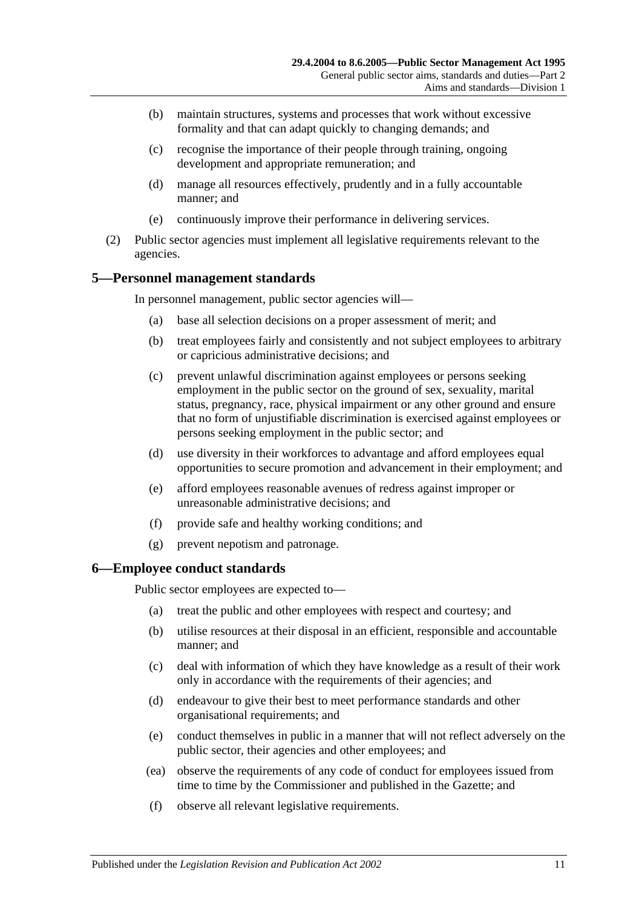(b) maintain structures, systems and processes that work without excessive formality and that can adapt quickly to changing demands; and

(c) recognise the importance of their people through training, ongoing development and appropriate remuneration; and

(d) manage all resources effectively, prudently and in a fully accountable manner; and

(e) continuously improve their performance in delivering services.

(2) Public sector agencies must implement all legislative requirements relevant to the agencies.

## 5—Personnel management standards

In personnel management, public sector agencies will—

(a) base all selection decisions on a proper assessment of merit; and

(b) treat employees fairly and consistently and not subject employees to arbitrary or capricious administrative decisions; and

(c) prevent unlawful discrimination against employees or persons seeking employment in the public sector on the ground of sex, sexuality, marital status, pregnancy, race, physical impairment or any other ground and ensure that no form of unjustifiable discrimination is exercised against employees or persons seeking employment in the public sector; and

(d) use diversity in their workforces to advantage and afford employees equal opportunities to secure promotion and advancement in their employment; and

(e) afford employees reasonable avenues of redress against improper or unreasonable administrative decisions; and

(f) provide safe and healthy working conditions; and

(g) prevent nepotism and patronage.

## 6—Employee conduct standards

Public sector employees are expected to—

(a) treat the public and other employees with respect and courtesy; and

(b) utilise resources at their disposal in an efficient, responsible and accountable manner; and

(c) deal with information of which they have knowledge as a result of their work only in accordance with the requirements of their agencies; and

(d) endeavour to give their best to meet performance standards and other organisational requirements; and

(e) conduct themselves in public in a manner that will not reflect adversely on the public sector, their agencies and other employees; and

(ea) observe the requirements of any code of conduct for employees issued from time to time by the Commissioner and published in the Gazette; and

(f) observe all relevant legislative requirements.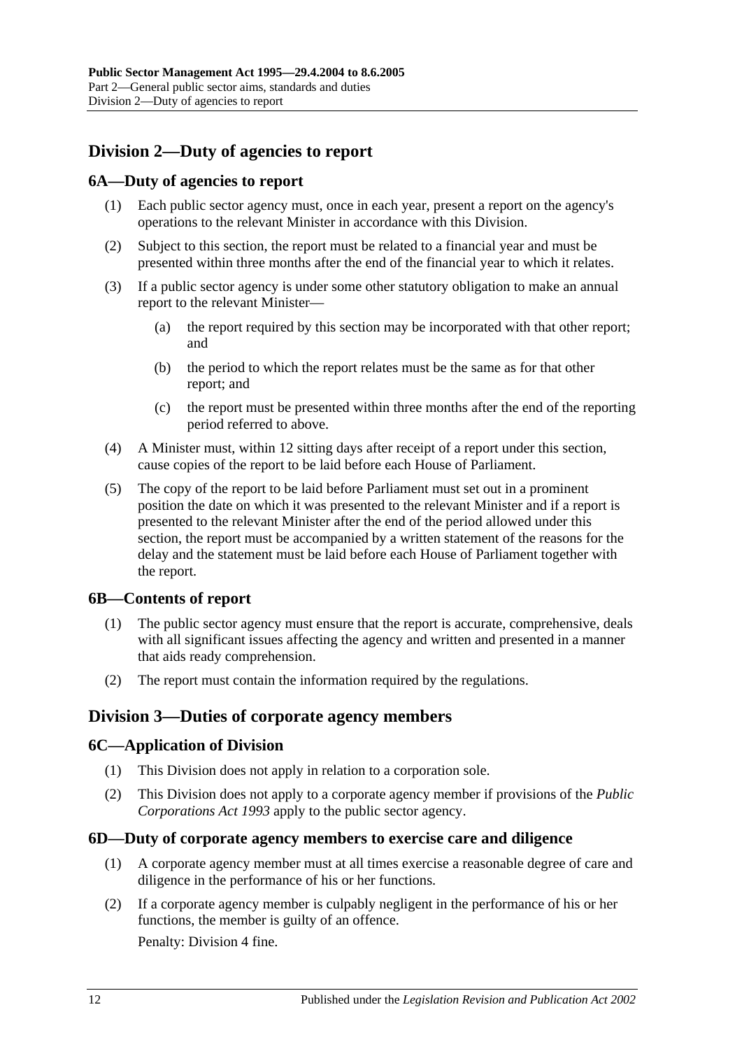## Division 2—Duty of agencies to report

### 6A—Duty of agencies to report

(1) Each public sector agency must, once in each year, present a report on the agency's operations to the relevant Minister in accordance with this Division.

(2) Subject to this section, the report must be related to a financial year and must be presented within three months after the end of the financial year to which it relates.

(3) If a public sector agency is under some other statutory obligation to make an annual report to the relevant Minister—

(a) the report required by this section may be incorporated with that other report; and

(b) the period to which the report relates must be the same as for that other report; and

(c) the report must be presented within three months after the end of the reporting period referred to above.

(4) A Minister must, within 12 sitting days after receipt of a report under this section, cause copies of the report to be laid before each House of Parliament.

(5) The copy of the report to be laid before Parliament must set out in a prominent position the date on which it was presented to the relevant Minister and if a report is presented to the relevant Minister after the end of the period allowed under this section, the report must be accompanied by a written statement of the reasons for the delay and the statement must be laid before each House of Parliament together with the report.

### 6B—Contents of report

(1) The public sector agency must ensure that the report is accurate, comprehensive, deals with all significant issues affecting the agency and written and presented in a manner that aids ready comprehension.

(2) The report must contain the information required by the regulations.

## Division 3—Duties of corporate agency members

### 6C—Application of Division

(1) This Division does not apply in relation to a corporation sole.

(2) This Division does not apply to a corporate agency member if provisions of the *Public Corporations Act 1993* apply to the public sector agency.

### 6D—Duty of corporate agency members to exercise care and diligence

(1) A corporate agency member must at all times exercise a reasonable degree of care and diligence in the performance of his or her functions.

(2) If a corporate agency member is culpably negligent in the performance of his or her functions, the member is guilty of an offence.

Penalty: Division 4 fine.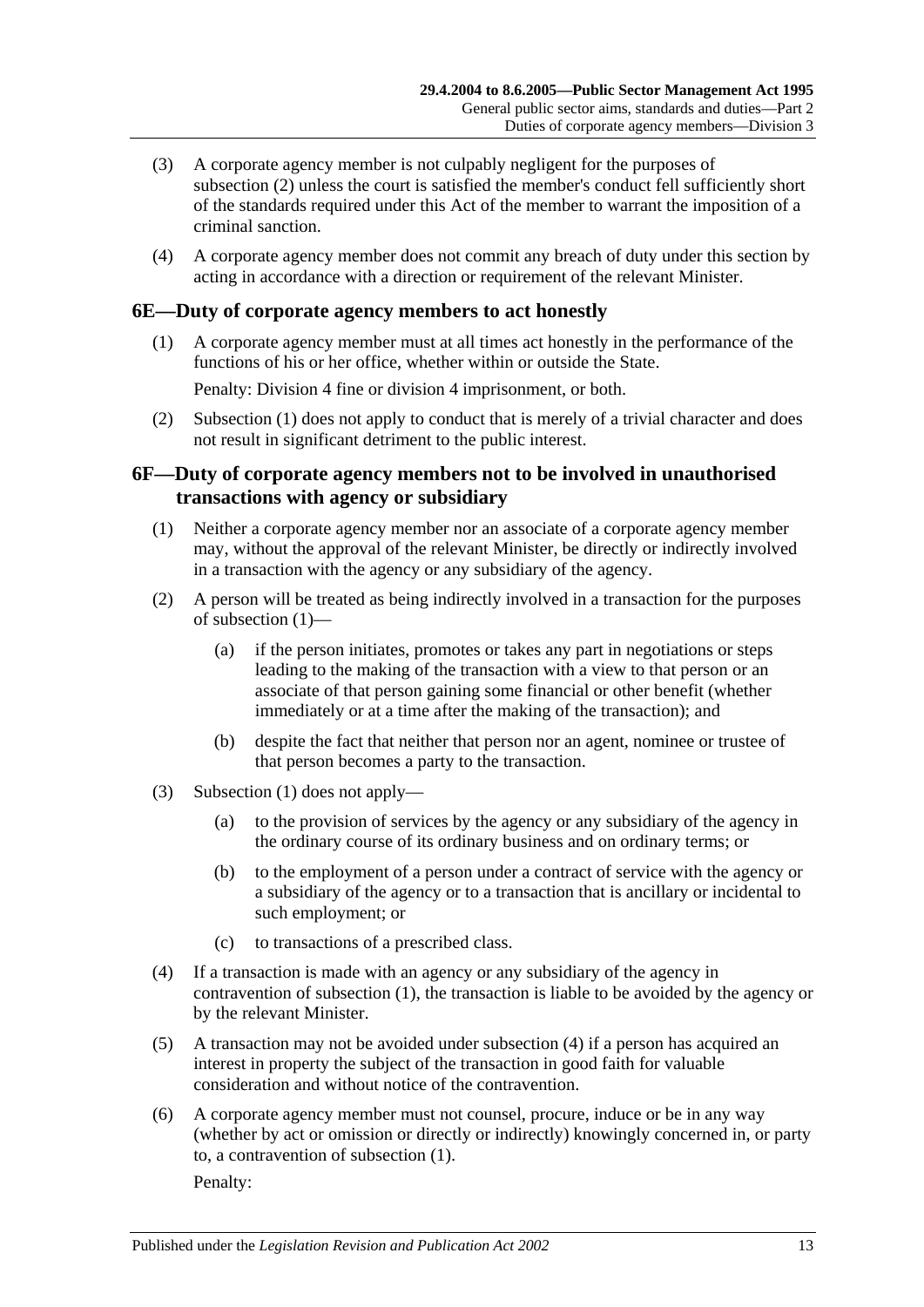(3) A corporate agency member is not culpably negligent for the purposes of subsection (2) unless the court is satisfied the member's conduct fell sufficiently short of the standards required under this Act of the member to warrant the imposition of a criminal sanction.

(4) A corporate agency member does not commit any breach of duty under this section by acting in accordance with a direction or requirement of the relevant Minister.

## 6E—Duty of corporate agency members to act honestly

(1) A corporate agency member must at all times act honestly in the performance of the functions of his or her office, whether within or outside the State.

Penalty: Division 4 fine or division 4 imprisonment, or both.

(2) Subsection (1) does not apply to conduct that is merely of a trivial character and does not result in significant detriment to the public interest.

## 6F—Duty of corporate agency members not to be involved in unauthorised transactions with agency or subsidiary

(1) Neither a corporate agency member nor an associate of a corporate agency member may, without the approval of the relevant Minister, be directly or indirectly involved in a transaction with the agency or any subsidiary of the agency.

(2) A person will be treated as being indirectly involved in a transaction for the purposes of subsection (1)—

(a) if the person initiates, promotes or takes any part in negotiations or steps leading to the making of the transaction with a view to that person or an associate of that person gaining some financial or other benefit (whether immediately or at a time after the making of the transaction); and

(b) despite the fact that neither that person nor an agent, nominee or trustee of that person becomes a party to the transaction.

(3) Subsection (1) does not apply—

(a) to the provision of services by the agency or any subsidiary of the agency in the ordinary course of its ordinary business and on ordinary terms; or

(b) to the employment of a person under a contract of service with the agency or a subsidiary of the agency or to a transaction that is ancillary or incidental to such employment; or

(c) to transactions of a prescribed class.

(4) If a transaction is made with an agency or any subsidiary of the agency in contravention of subsection (1), the transaction is liable to be avoided by the agency or by the relevant Minister.

(5) A transaction may not be avoided under subsection (4) if a person has acquired an interest in property the subject of the transaction in good faith for valuable consideration and without notice of the contravention.

(6) A corporate agency member must not counsel, procure, induce or be in any way (whether by act or omission or directly or indirectly) knowingly concerned in, or party to, a contravention of subsection (1).

Penalty: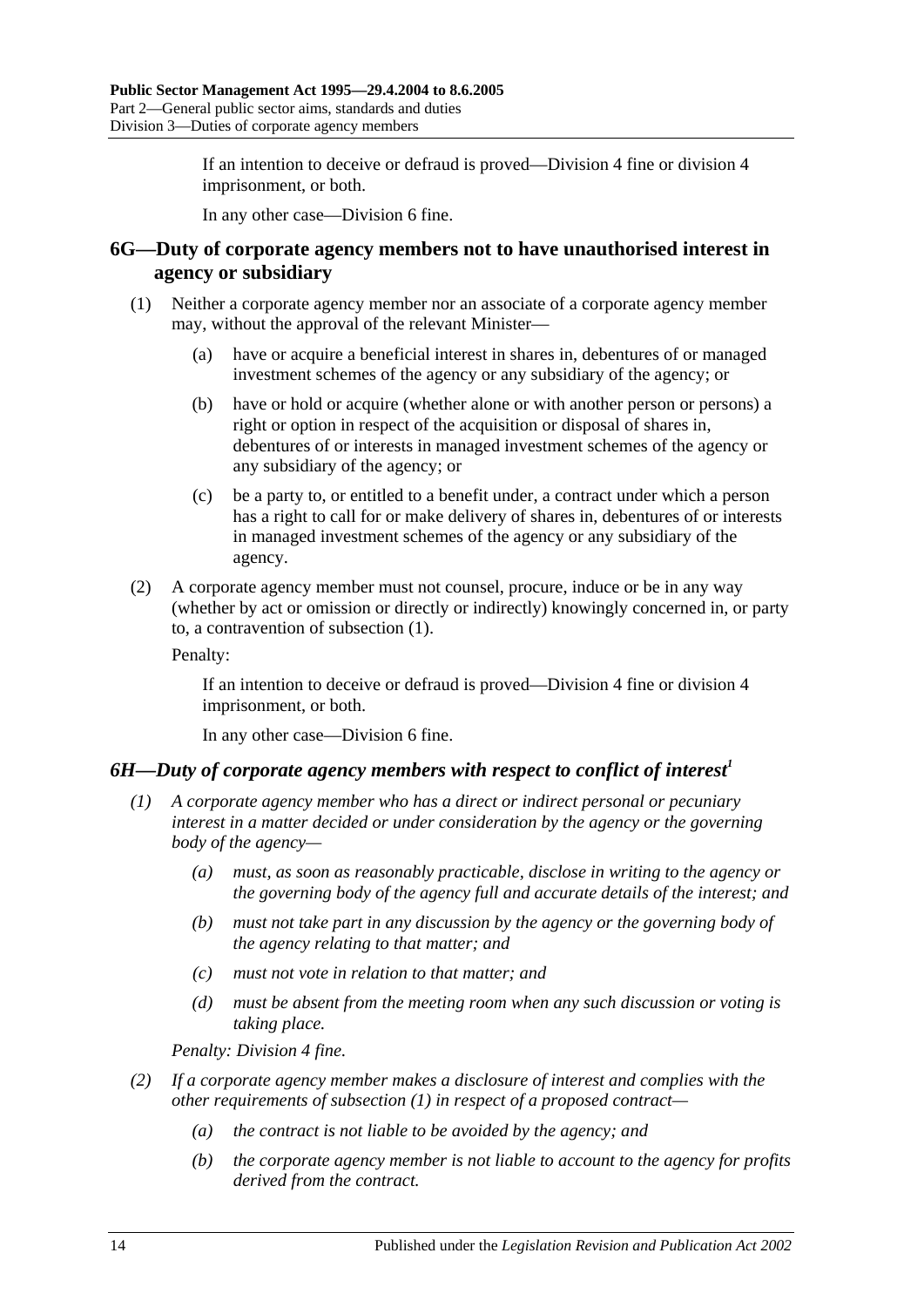If an intention to deceive or defraud is proved—Division 4 fine or division 4 imprisonment, or both.

In any other case—Division 6 fine.

## 6G—Duty of corporate agency members not to have unauthorised interest in agency or subsidiary

(1) Neither a corporate agency member nor an associate of a corporate agency member may, without the approval of the relevant Minister—

(a) have or acquire a beneficial interest in shares in, debentures of or managed investment schemes of the agency or any subsidiary of the agency; or

(b) have or hold or acquire (whether alone or with another person or persons) a right or option in respect of the acquisition or disposal of shares in, debentures of or interests in managed investment schemes of the agency or any subsidiary of the agency; or

(c) be a party to, or entitled to a benefit under, a contract under which a person has a right to call for or make delivery of shares in, debentures of or interests in managed investment schemes of the agency or any subsidiary of the agency.

(2) A corporate agency member must not counsel, procure, induce or be in any way (whether by act or omission or directly or indirectly) knowingly concerned in, or party to, a contravention of subsection (1).

Penalty:

If an intention to deceive or defraud is proved—Division 4 fine or division 4 imprisonment, or both.

In any other case—Division 6 fine.

## *6H—Duty of corporate agency members with respect to conflict of interest*[1]

*(1) A corporate agency member who has a direct or indirect personal or pecuniary interest in a matter decided or under consideration by the agency or the governing body of the agency—*

*(a) must, as soon as reasonably practicable, disclose in writing to the agency or the governing body of the agency full and accurate details of the interest; and*

*(b) must not take part in any discussion by the agency or the governing body of the agency relating to that matter; and*

*(c) must not vote in relation to that matter; and*

*(d) must be absent from the meeting room when any such discussion or voting is taking place.*

*Penalty: Division 4 fine.*

*(2) If a corporate agency member makes a disclosure of interest and complies with the other requirements of subsection (1) in respect of a proposed contract—*

*(a) the contract is not liable to be avoided by the agency; and*

*(b) the corporate agency member is not liable to account to the agency for profits derived from the contract.*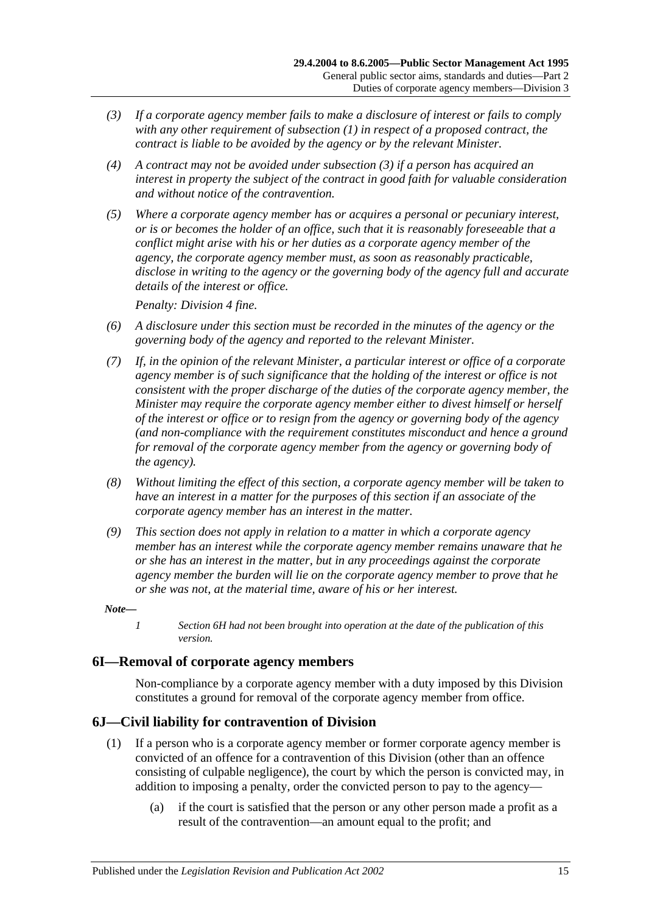*(3) If a corporate agency member fails to make a disclosure of interest or fails to comply with any other requirement of subsection (1) in respect of a proposed contract, the contract is liable to be avoided by the agency or by the relevant Minister.*

*(4) A contract may not be avoided under subsection (3) if a person has acquired an interest in property the subject of the contract in good faith for valuable consideration and without notice of the contravention.*

*(5) Where a corporate agency member has or acquires a personal or pecuniary interest, or is or becomes the holder of an office, such that it is reasonably foreseeable that a conflict might arise with his or her duties as a corporate agency member of the agency, the corporate agency member must, as soon as reasonably practicable, disclose in writing to the agency or the governing body of the agency full and accurate details of the interest or office.*

*Penalty: Division 4 fine.*

*(6) A disclosure under this section must be recorded in the minutes of the agency or the governing body of the agency and reported to the relevant Minister.*

*(7) If, in the opinion of the relevant Minister, a particular interest or office of a corporate agency member is of such significance that the holding of the interest or office is not consistent with the proper discharge of the duties of the corporate agency member, the Minister may require the corporate agency member either to divest himself or herself of the interest or office or to resign from the agency or governing body of the agency (and non-compliance with the requirement constitutes misconduct and hence a ground for removal of the corporate agency member from the agency or governing body of the agency).*

*(8) Without limiting the effect of this section, a corporate agency member will be taken to have an interest in a matter for the purposes of this section if an associate of the corporate agency member has an interest in the matter.*

*(9) This section does not apply in relation to a matter in which a corporate agency member has an interest while the corporate agency member remains unaware that he or she has an interest in the matter, but in any proceedings against the corporate agency member the burden will lie on the corporate agency member to prove that he or she was not, at the material time, aware of his or her interest.*

***Note—***

*1 Section 6H had not been brought into operation at the date of the publication of this version.*

## 6I—Removal of corporate agency members

Non-compliance by a corporate agency member with a duty imposed by this Division constitutes a ground for removal of the corporate agency member from office.

## 6J—Civil liability for contravention of Division

(1) If a person who is a corporate agency member or former corporate agency member is convicted of an offence for a contravention of this Division (other than an offence consisting of culpable negligence), the court by which the person is convicted may, in addition to imposing a penalty, order the convicted person to pay to the agency—

(a) if the court is satisfied that the person or any other person made a profit as a result of the contravention—an amount equal to the profit; and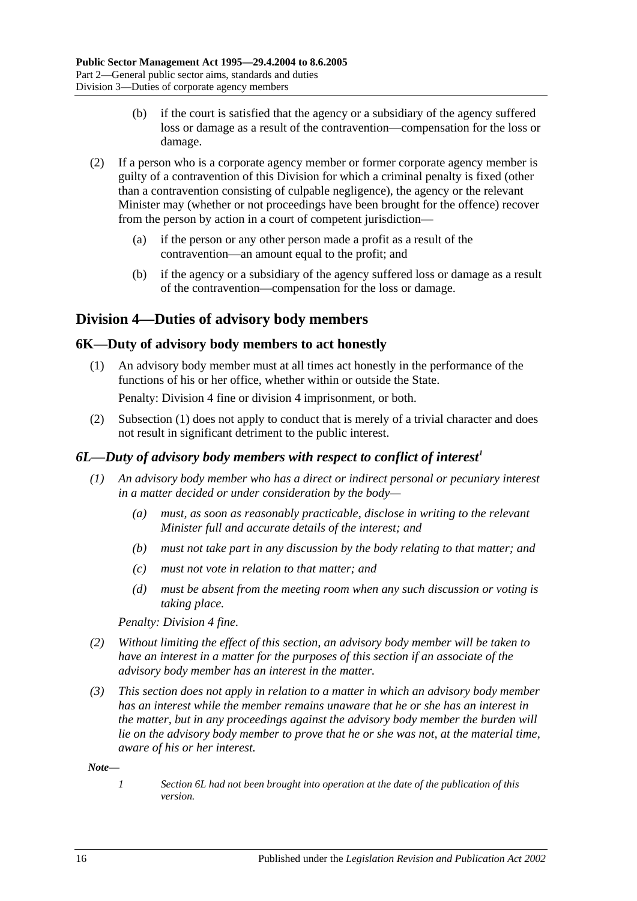(b) if the court is satisfied that the agency or a subsidiary of the agency suffered loss or damage as a result of the contravention—compensation for the loss or damage.

(2) If a person who is a corporate agency member or former corporate agency member is guilty of a contravention of this Division for which a criminal penalty is fixed (other than a contravention consisting of culpable negligence), the agency or the relevant Minister may (whether or not proceedings have been brought for the offence) recover from the person by action in a court of competent jurisdiction—

(a) if the person or any other person made a profit as a result of the contravention—an amount equal to the profit; and

(b) if the agency or a subsidiary of the agency suffered loss or damage as a result of the contravention—compensation for the loss or damage.

## Division 4—Duties of advisory body members

### 6K—Duty of advisory body members to act honestly

(1) An advisory body member must at all times act honestly in the performance of the functions of his or her office, whether within or outside the State.

Penalty: Division 4 fine or division 4 imprisonment, or both.

(2) Subsection (1) does not apply to conduct that is merely of a trivial character and does not result in significant detriment to the public interest.

### *6L—Duty of advisory body members with respect to conflict of interest*[1]

*(1) An advisory body member who has a direct or indirect personal or pecuniary interest in a matter decided or under consideration by the body—*

*(a) must, as soon as reasonably practicable, disclose in writing to the relevant Minister full and accurate details of the interest; and*

*(b) must not take part in any discussion by the body relating to that matter; and*

*(c) must not vote in relation to that matter; and*

*(d) must be absent from the meeting room when any such discussion or voting is taking place.*

*Penalty: Division 4 fine.*

*(2) Without limiting the effect of this section, an advisory body member will be taken to have an interest in a matter for the purposes of this section if an associate of the advisory body member has an interest in the matter.*

*(3) This section does not apply in relation to a matter in which an advisory body member has an interest while the member remains unaware that he or she has an interest in the matter, but in any proceedings against the advisory body member the burden will lie on the advisory body member to prove that he or she was not, at the material time, aware of his or her interest.*

***Note—***

*1 Section 6L had not been brought into operation at the date of the publication of this version.*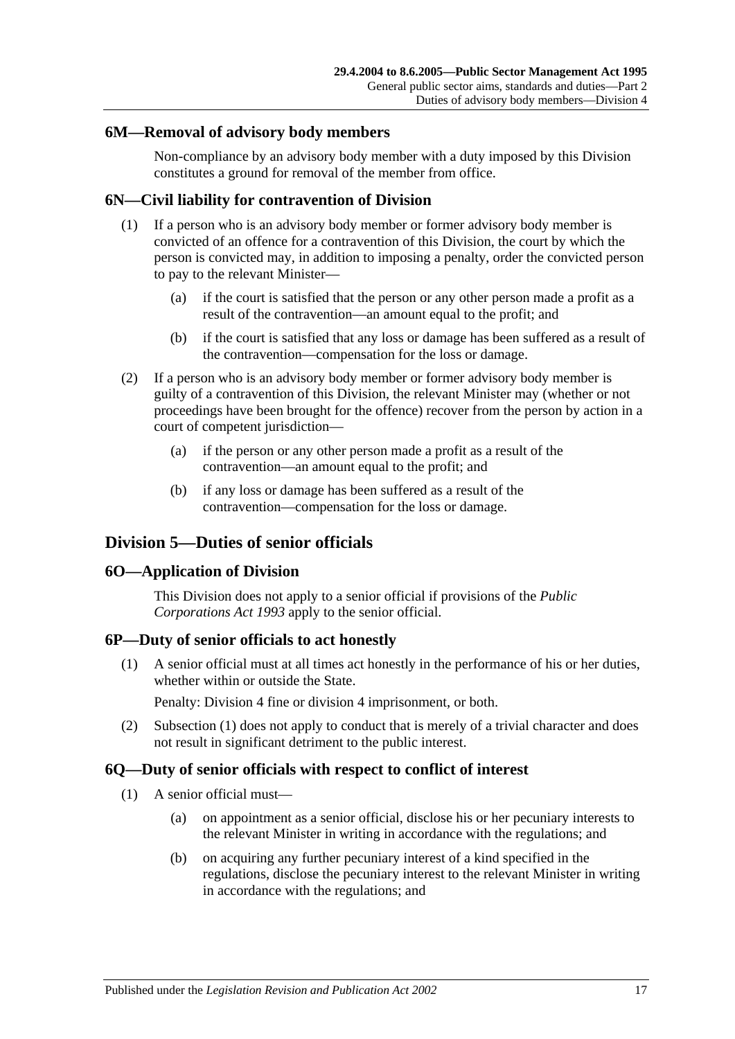### 6M—Removal of advisory body members

Non-compliance by an advisory body member with a duty imposed by this Division constitutes a ground for removal of the member from office.

### 6N—Civil liability for contravention of Division

(1) If a person who is an advisory body member or former advisory body member is convicted of an offence for a contravention of this Division, the court by which the person is convicted may, in addition to imposing a penalty, order the convicted person to pay to the relevant Minister—

(a) if the court is satisfied that the person or any other person made a profit as a result of the contravention—an amount equal to the profit; and

(b) if the court is satisfied that any loss or damage has been suffered as a result of the contravention—compensation for the loss or damage.

(2) If a person who is an advisory body member or former advisory body member is guilty of a contravention of this Division, the relevant Minister may (whether or not proceedings have been brought for the offence) recover from the person by action in a court of competent jurisdiction—

(a) if the person or any other person made a profit as a result of the contravention—an amount equal to the profit; and

(b) if any loss or damage has been suffered as a result of the contravention—compensation for the loss or damage.

## Division 5—Duties of senior officials

### 6O—Application of Division

This Division does not apply to a senior official if provisions of the *Public Corporations Act 1993* apply to the senior official.

### 6P—Duty of senior officials to act honestly

(1) A senior official must at all times act honestly in the performance of his or her duties, whether within or outside the State.

Penalty: Division 4 fine or division 4 imprisonment, or both.

(2) Subsection (1) does not apply to conduct that is merely of a trivial character and does not result in significant detriment to the public interest.

### 6Q—Duty of senior officials with respect to conflict of interest

(1) A senior official must—

(a) on appointment as a senior official, disclose his or her pecuniary interests to the relevant Minister in writing in accordance with the regulations; and

(b) on acquiring any further pecuniary interest of a kind specified in the regulations, disclose the pecuniary interest to the relevant Minister in writing in accordance with the regulations; and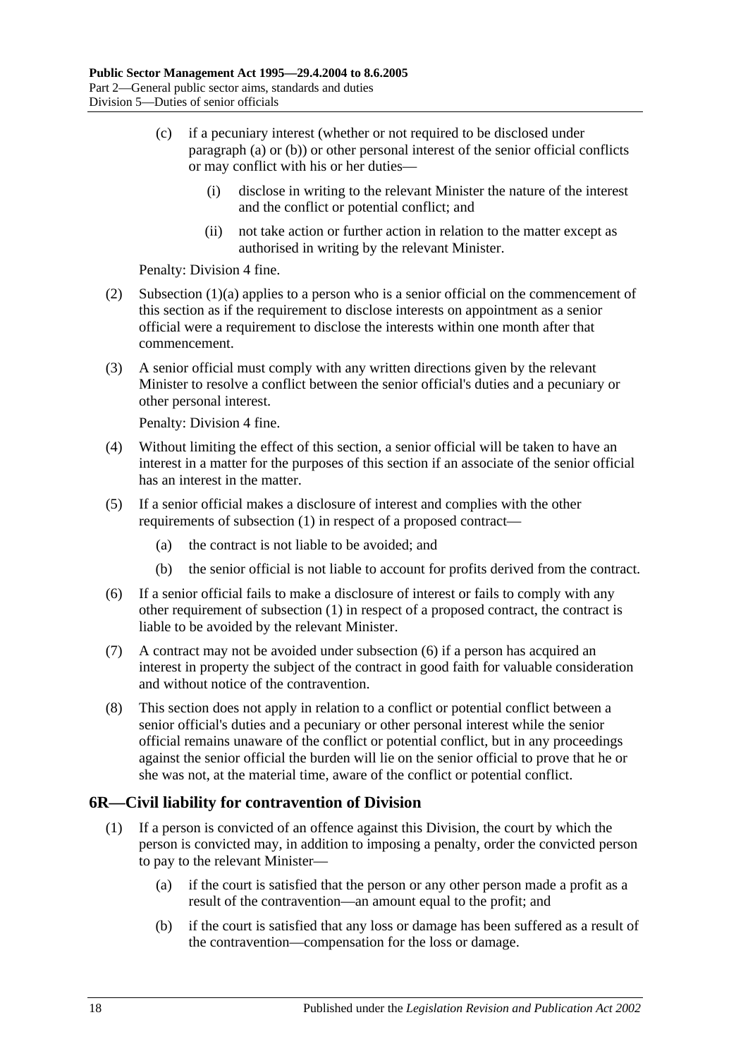(c) if a pecuniary interest (whether or not required to be disclosed under paragraph (a) or (b)) or other personal interest of the senior official conflicts or may conflict with his or her duties—

(i) disclose in writing to the relevant Minister the nature of the interest and the conflict or potential conflict; and

(ii) not take action or further action in relation to the matter except as authorised in writing by the relevant Minister.

Penalty: Division 4 fine.

(2) Subsection (1)(a) applies to a person who is a senior official on the commencement of this section as if the requirement to disclose interests on appointment as a senior official were a requirement to disclose the interests within one month after that commencement.

(3) A senior official must comply with any written directions given by the relevant Minister to resolve a conflict between the senior official's duties and a pecuniary or other personal interest.

Penalty: Division 4 fine.

(4) Without limiting the effect of this section, a senior official will be taken to have an interest in a matter for the purposes of this section if an associate of the senior official has an interest in the matter.

(5) If a senior official makes a disclosure of interest and complies with the other requirements of subsection (1) in respect of a proposed contract—

(a) the contract is not liable to be avoided; and

(b) the senior official is not liable to account for profits derived from the contract.

(6) If a senior official fails to make a disclosure of interest or fails to comply with any other requirement of subsection (1) in respect of a proposed contract, the contract is liable to be avoided by the relevant Minister.

(7) A contract may not be avoided under subsection (6) if a person has acquired an interest in property the subject of the contract in good faith for valuable consideration and without notice of the contravention.

(8) This section does not apply in relation to a conflict or potential conflict between a senior official's duties and a pecuniary or other personal interest while the senior official remains unaware of the conflict or potential conflict, but in any proceedings against the senior official the burden will lie on the senior official to prove that he or she was not, at the material time, aware of the conflict or potential conflict.

## 6R—Civil liability for contravention of Division

(1) If a person is convicted of an offence against this Division, the court by which the person is convicted may, in addition to imposing a penalty, order the convicted person to pay to the relevant Minister—

(a) if the court is satisfied that the person or any other person made a profit as a result of the contravention—an amount equal to the profit; and

(b) if the court is satisfied that any loss or damage has been suffered as a result of the contravention—compensation for the loss or damage.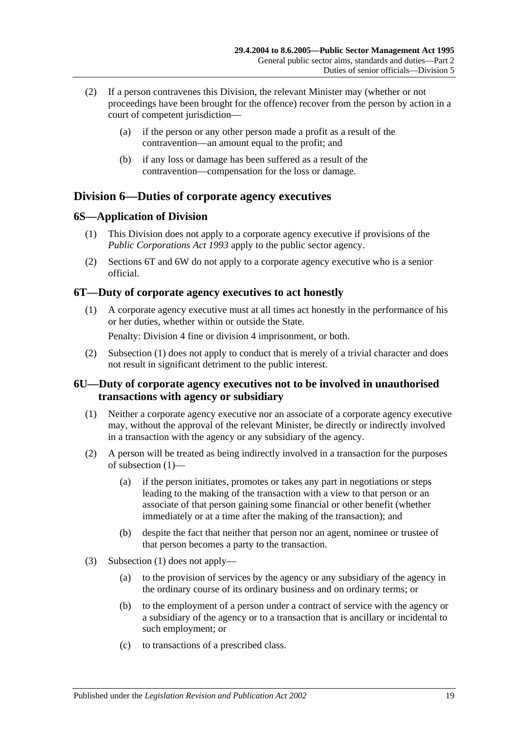(2) If a person contravenes this Division, the relevant Minister may (whether or not proceedings have been brought for the offence) recover from the person by action in a court of competent jurisdiction—

(a) if the person or any other person made a profit as a result of the contravention—an amount equal to the profit; and

(b) if any loss or damage has been suffered as a result of the contravention—compensation for the loss or damage.

## Division 6—Duties of corporate agency executives

### 6S—Application of Division

(1) This Division does not apply to a corporate agency executive if provisions of the *Public Corporations Act 1993* apply to the public sector agency.

(2) Sections 6T and 6W do not apply to a corporate agency executive who is a senior official.

### 6T—Duty of corporate agency executives to act honestly

(1) A corporate agency executive must at all times act honestly in the performance of his or her duties, whether within or outside the State.

Penalty: Division 4 fine or division 4 imprisonment, or both.

(2) Subsection (1) does not apply to conduct that is merely of a trivial character and does not result in significant detriment to the public interest.

### 6U—Duty of corporate agency executives not to be involved in unauthorised transactions with agency or subsidiary

(1) Neither a corporate agency executive nor an associate of a corporate agency executive may, without the approval of the relevant Minister, be directly or indirectly involved in a transaction with the agency or any subsidiary of the agency.

(2) A person will be treated as being indirectly involved in a transaction for the purposes of subsection (1)—

(a) if the person initiates, promotes or takes any part in negotiations or steps leading to the making of the transaction with a view to that person or an associate of that person gaining some financial or other benefit (whether immediately or at a time after the making of the transaction); and

(b) despite the fact that neither that person nor an agent, nominee or trustee of that person becomes a party to the transaction.

(3) Subsection (1) does not apply—

(a) to the provision of services by the agency or any subsidiary of the agency in the ordinary course of its ordinary business and on ordinary terms; or

(b) to the employment of a person under a contract of service with the agency or a subsidiary of the agency or to a transaction that is ancillary or incidental to such employment; or

(c) to transactions of a prescribed class.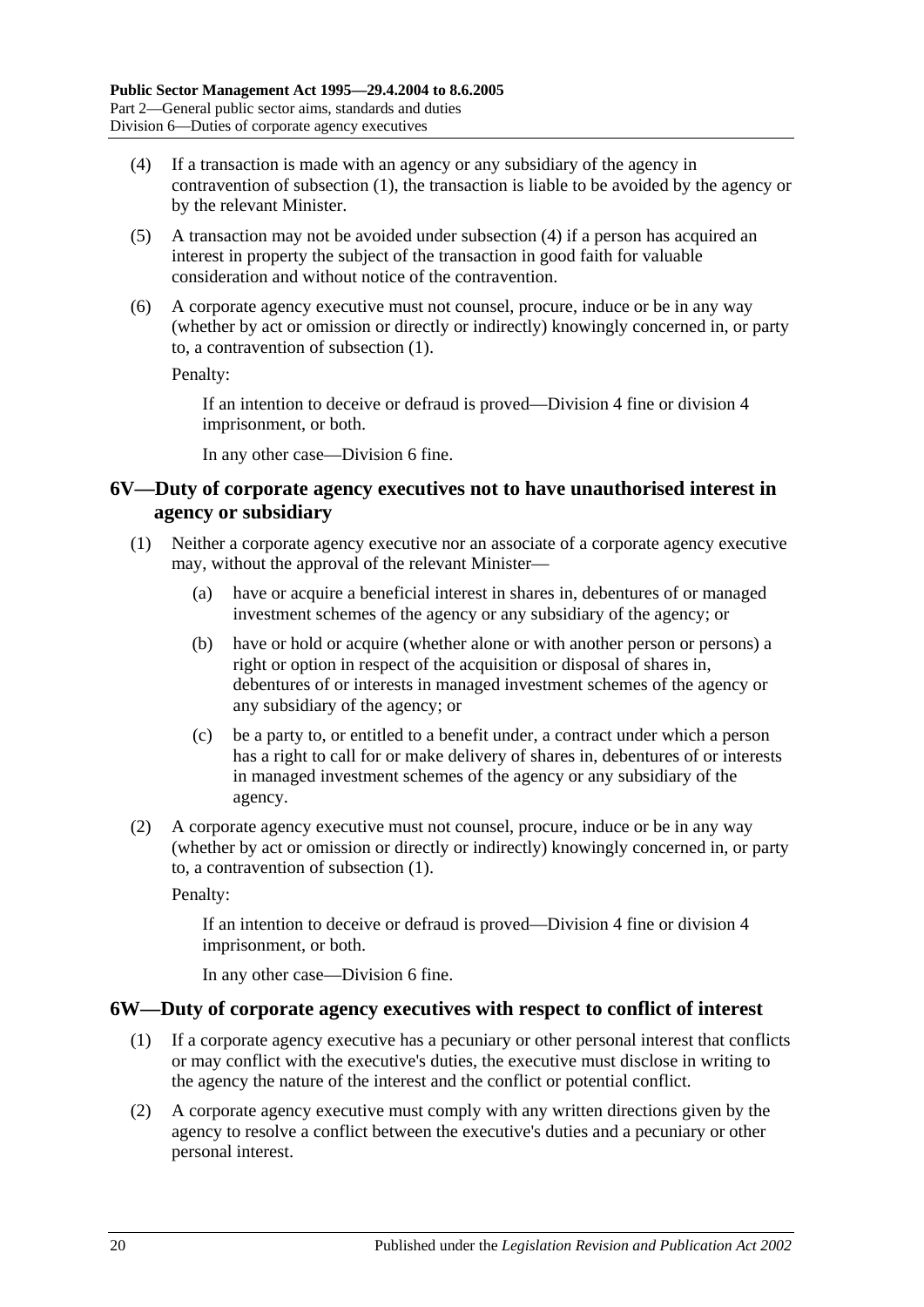(4) If a transaction is made with an agency or any subsidiary of the agency in contravention of subsection (1), the transaction is liable to be avoided by the agency or by the relevant Minister.

(5) A transaction may not be avoided under subsection (4) if a person has acquired an interest in property the subject of the transaction in good faith for valuable consideration and without notice of the contravention.

(6) A corporate agency executive must not counsel, procure, induce or be in any way (whether by act or omission or directly or indirectly) knowingly concerned in, or party to, a contravention of subsection (1).

Penalty:

If an intention to deceive or defraud is proved—Division 4 fine or division 4 imprisonment, or both.

In any other case—Division 6 fine.

## 6V—Duty of corporate agency executives not to have unauthorised interest in agency or subsidiary

(1) Neither a corporate agency executive nor an associate of a corporate agency executive may, without the approval of the relevant Minister—

(a) have or acquire a beneficial interest in shares in, debentures of or managed investment schemes of the agency or any subsidiary of the agency; or

(b) have or hold or acquire (whether alone or with another person or persons) a right or option in respect of the acquisition or disposal of shares in, debentures of or interests in managed investment schemes of the agency or any subsidiary of the agency; or

(c) be a party to, or entitled to a benefit under, a contract under which a person has a right to call for or make delivery of shares in, debentures of or interests in managed investment schemes of the agency or any subsidiary of the agency.

(2) A corporate agency executive must not counsel, procure, induce or be in any way (whether by act or omission or directly or indirectly) knowingly concerned in, or party to, a contravention of subsection (1).

Penalty:

If an intention to deceive or defraud is proved—Division 4 fine or division 4 imprisonment, or both.

In any other case—Division 6 fine.

## 6W—Duty of corporate agency executives with respect to conflict of interest

(1) If a corporate agency executive has a pecuniary or other personal interest that conflicts or may conflict with the executive's duties, the executive must disclose in writing to the agency the nature of the interest and the conflict or potential conflict.

(2) A corporate agency executive must comply with any written directions given by the agency to resolve a conflict between the executive's duties and a pecuniary or other personal interest.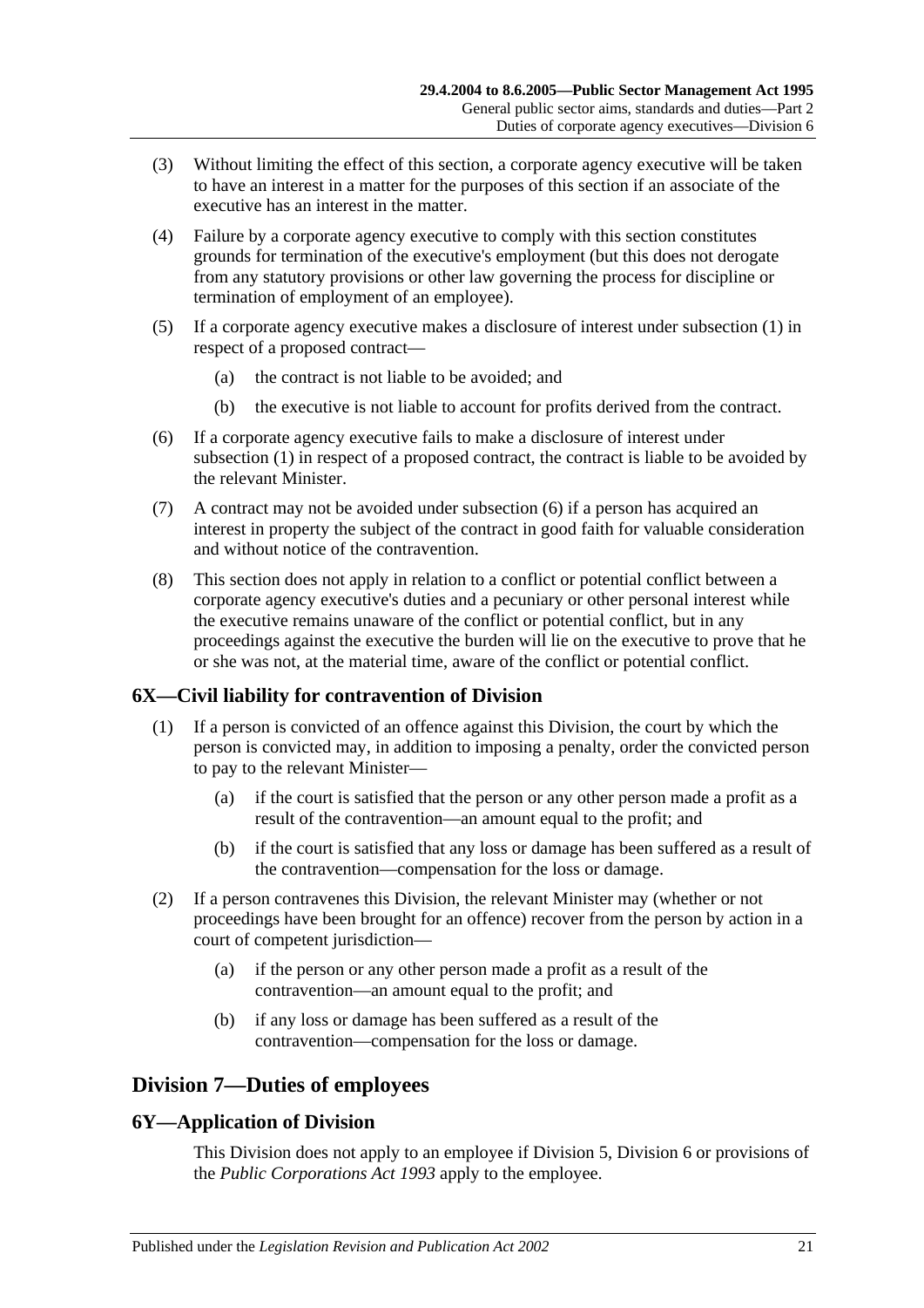(3) Without limiting the effect of this section, a corporate agency executive will be taken to have an interest in a matter for the purposes of this section if an associate of the executive has an interest in the matter.

(4) Failure by a corporate agency executive to comply with this section constitutes grounds for termination of the executive's employment (but this does not derogate from any statutory provisions or other law governing the process for discipline or termination of employment of an employee).

(5) If a corporate agency executive makes a disclosure of interest under subsection (1) in respect of a proposed contract—

(a) the contract is not liable to be avoided; and

(b) the executive is not liable to account for profits derived from the contract.

(6) If a corporate agency executive fails to make a disclosure of interest under subsection (1) in respect of a proposed contract, the contract is liable to be avoided by the relevant Minister.

(7) A contract may not be avoided under subsection (6) if a person has acquired an interest in property the subject of the contract in good faith for valuable consideration and without notice of the contravention.

(8) This section does not apply in relation to a conflict or potential conflict between a corporate agency executive's duties and a pecuniary or other personal interest while the executive remains unaware of the conflict or potential conflict, but in any proceedings against the executive the burden will lie on the executive to prove that he or she was not, at the material time, aware of the conflict or potential conflict.

### 6X—Civil liability for contravention of Division

(1) If a person is convicted of an offence against this Division, the court by which the person is convicted may, in addition to imposing a penalty, order the convicted person to pay to the relevant Minister—

(a) if the court is satisfied that the person or any other person made a profit as a result of the contravention—an amount equal to the profit; and

(b) if the court is satisfied that any loss or damage has been suffered as a result of the contravention—compensation for the loss or damage.

(2) If a person contravenes this Division, the relevant Minister may (whether or not proceedings have been brought for an offence) recover from the person by action in a court of competent jurisdiction—

(a) if the person or any other person made a profit as a result of the contravention—an amount equal to the profit; and

(b) if any loss or damage has been suffered as a result of the contravention—compensation for the loss or damage.

## Division 7—Duties of employees

### 6Y—Application of Division

This Division does not apply to an employee if Division 5, Division 6 or provisions of the *Public Corporations Act 1993* apply to the employee.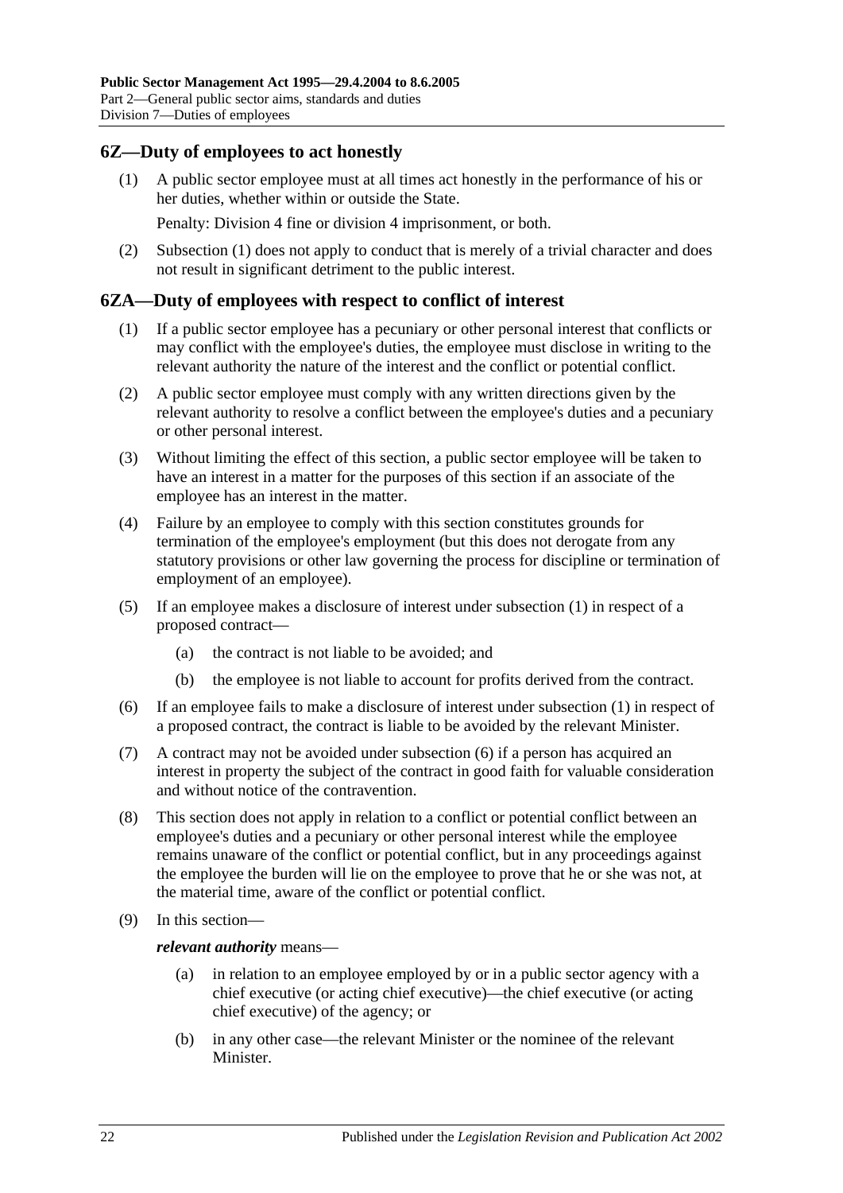## 6Z—Duty of employees to act honestly

(1) A public sector employee must at all times act honestly in the performance of his or her duties, whether within or outside the State.

Penalty: Division 4 fine or division 4 imprisonment, or both.

(2) Subsection (1) does not apply to conduct that is merely of a trivial character and does not result in significant detriment to the public interest.

## 6ZA—Duty of employees with respect to conflict of interest

(1) If a public sector employee has a pecuniary or other personal interest that conflicts or may conflict with the employee's duties, the employee must disclose in writing to the relevant authority the nature of the interest and the conflict or potential conflict.

(2) A public sector employee must comply with any written directions given by the relevant authority to resolve a conflict between the employee's duties and a pecuniary or other personal interest.

(3) Without limiting the effect of this section, a public sector employee will be taken to have an interest in a matter for the purposes of this section if an associate of the employee has an interest in the matter.

(4) Failure by an employee to comply with this section constitutes grounds for termination of the employee's employment (but this does not derogate from any statutory provisions or other law governing the process for discipline or termination of employment of an employee).

(5) If an employee makes a disclosure of interest under subsection (1) in respect of a proposed contract—

- (a) the contract is not liable to be avoided; and
- (b) the employee is not liable to account for profits derived from the contract.

(6) If an employee fails to make a disclosure of interest under subsection (1) in respect of a proposed contract, the contract is liable to be avoided by the relevant Minister.

(7) A contract may not be avoided under subsection (6) if a person has acquired an interest in property the subject of the contract in good faith for valuable consideration and without notice of the contravention.

(8) This section does not apply in relation to a conflict or potential conflict between an employee's duties and a pecuniary or other personal interest while the employee remains unaware of the conflict or potential conflict, but in any proceedings against the employee the burden will lie on the employee to prove that he or she was not, at the material time, aware of the conflict or potential conflict.

(9) In this section—

***relevant authority*** means—

- (a) in relation to an employee employed by or in a public sector agency with a chief executive (or acting chief executive)—the chief executive (or acting chief executive) of the agency; or
- (b) in any other case—the relevant Minister or the nominee of the relevant Minister.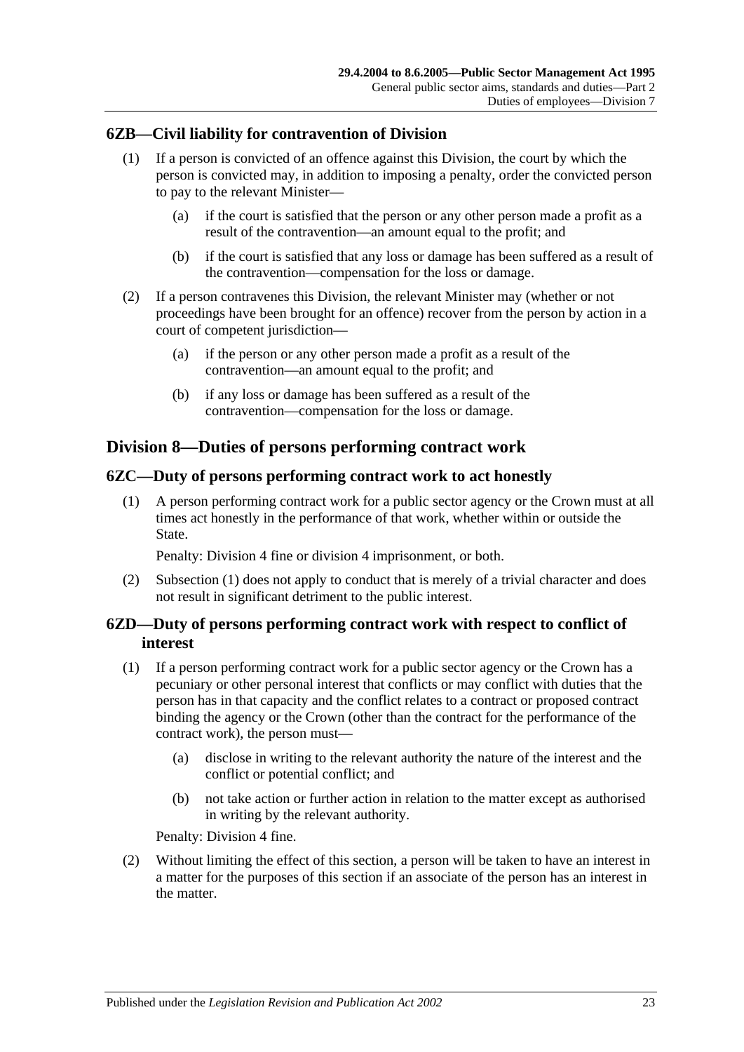### 6ZB—Civil liability for contravention of Division

(1) If a person is convicted of an offence against this Division, the court by which the person is convicted may, in addition to imposing a penalty, order the convicted person to pay to the relevant Minister—

- (a) if the court is satisfied that the person or any other person made a profit as a result of the contravention—an amount equal to the profit; and
- (b) if the court is satisfied that any loss or damage has been suffered as a result of the contravention—compensation for the loss or damage.

(2) If a person contravenes this Division, the relevant Minister may (whether or not proceedings have been brought for an offence) recover from the person by action in a court of competent jurisdiction—

- (a) if the person or any other person made a profit as a result of the contravention—an amount equal to the profit; and
- (b) if any loss or damage has been suffered as a result of the contravention—compensation for the loss or damage.

## Division 8—Duties of persons performing contract work

### 6ZC—Duty of persons performing contract work to act honestly

(1) A person performing contract work for a public sector agency or the Crown must at all times act honestly in the performance of that work, whether within or outside the State.

Penalty: Division 4 fine or division 4 imprisonment, or both.

(2) Subsection (1) does not apply to conduct that is merely of a trivial character and does not result in significant detriment to the public interest.

### 6ZD—Duty of persons performing contract work with respect to conflict of interest

(1) If a person performing contract work for a public sector agency or the Crown has a pecuniary or other personal interest that conflicts or may conflict with duties that the person has in that capacity and the conflict relates to a contract or proposed contract binding the agency or the Crown (other than the contract for the performance of the contract work), the person must—

- (a) disclose in writing to the relevant authority the nature of the interest and the conflict or potential conflict; and
- (b) not take action or further action in relation to the matter except as authorised in writing by the relevant authority.

Penalty: Division 4 fine.

(2) Without limiting the effect of this section, a person will be taken to have an interest in a matter for the purposes of this section if an associate of the person has an interest in the matter.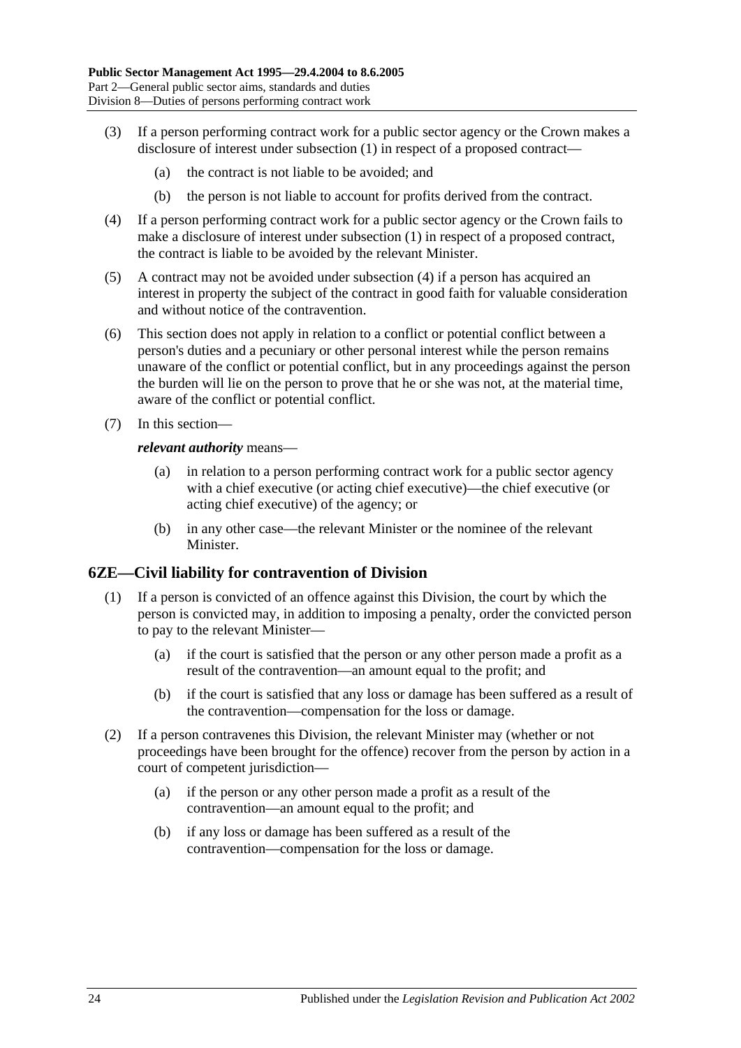(3) If a person performing contract work for a public sector agency or the Crown makes a disclosure of interest under subsection (1) in respect of a proposed contract—

(a) the contract is not liable to be avoided; and

(b) the person is not liable to account for profits derived from the contract.

(4) If a person performing contract work for a public sector agency or the Crown fails to make a disclosure of interest under subsection (1) in respect of a proposed contract, the contract is liable to be avoided by the relevant Minister.

(5) A contract may not be avoided under subsection (4) if a person has acquired an interest in property the subject of the contract in good faith for valuable consideration and without notice of the contravention.

(6) This section does not apply in relation to a conflict or potential conflict between a person's duties and a pecuniary or other personal interest while the person remains unaware of the conflict or potential conflict, but in any proceedings against the person the burden will lie on the person to prove that he or she was not, at the material time, aware of the conflict or potential conflict.

(7) In this section—

***relevant authority*** means—

(a) in relation to a person performing contract work for a public sector agency with a chief executive (or acting chief executive)—the chief executive (or acting chief executive) of the agency; or

(b) in any other case—the relevant Minister or the nominee of the relevant Minister.

## 6ZE—Civil liability for contravention of Division

(1) If a person is convicted of an offence against this Division, the court by which the person is convicted may, in addition to imposing a penalty, order the convicted person to pay to the relevant Minister—

(a) if the court is satisfied that the person or any other person made a profit as a result of the contravention—an amount equal to the profit; and

(b) if the court is satisfied that any loss or damage has been suffered as a result of the contravention—compensation for the loss or damage.

(2) If a person contravenes this Division, the relevant Minister may (whether or not proceedings have been brought for the offence) recover from the person by action in a court of competent jurisdiction—

(a) if the person or any other person made a profit as a result of the contravention—an amount equal to the profit; and

(b) if any loss or damage has been suffered as a result of the contravention—compensation for the loss or damage.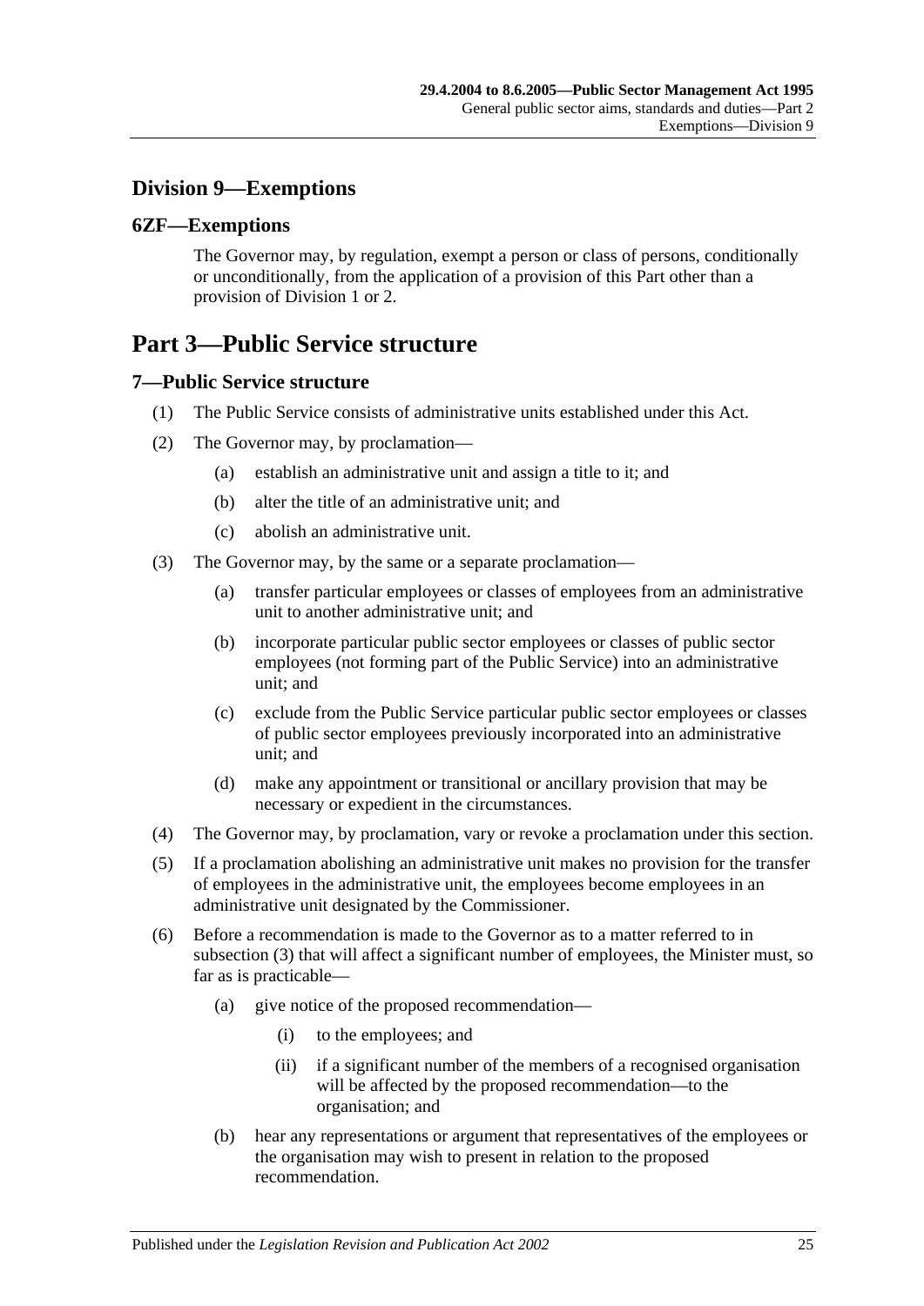## Division 9—Exemptions

### 6ZF—Exemptions

The Governor may, by regulation, exempt a person or class of persons, conditionally or unconditionally, from the application of a provision of this Part other than a provision of Division 1 or 2.

# Part 3—Public Service structure

### 7—Public Service structure

(1) The Public Service consists of administrative units established under this Act.

(2) The Governor may, by proclamation—

  (a) establish an administrative unit and assign a title to it; and

  (b) alter the title of an administrative unit; and

  (c) abolish an administrative unit.

(3) The Governor may, by the same or a separate proclamation—

  (a) transfer particular employees or classes of employees from an administrative unit to another administrative unit; and

  (b) incorporate particular public sector employees or classes of public sector employees (not forming part of the Public Service) into an administrative unit; and

  (c) exclude from the Public Service particular public sector employees or classes of public sector employees previously incorporated into an administrative unit; and

  (d) make any appointment or transitional or ancillary provision that may be necessary or expedient in the circumstances.

(4) The Governor may, by proclamation, vary or revoke a proclamation under this section.

(5) If a proclamation abolishing an administrative unit makes no provision for the transfer of employees in the administrative unit, the employees become employees in an administrative unit designated by the Commissioner.

(6) Before a recommendation is made to the Governor as to a matter referred to in subsection (3) that will affect a significant number of employees, the Minister must, so far as is practicable—

  (a) give notice of the proposed recommendation—

    (i) to the employees; and

    (ii) if a significant number of the members of a recognised organisation will be affected by the proposed recommendation—to the organisation; and

  (b) hear any representations or argument that representatives of the employees or the organisation may wish to present in relation to the proposed recommendation.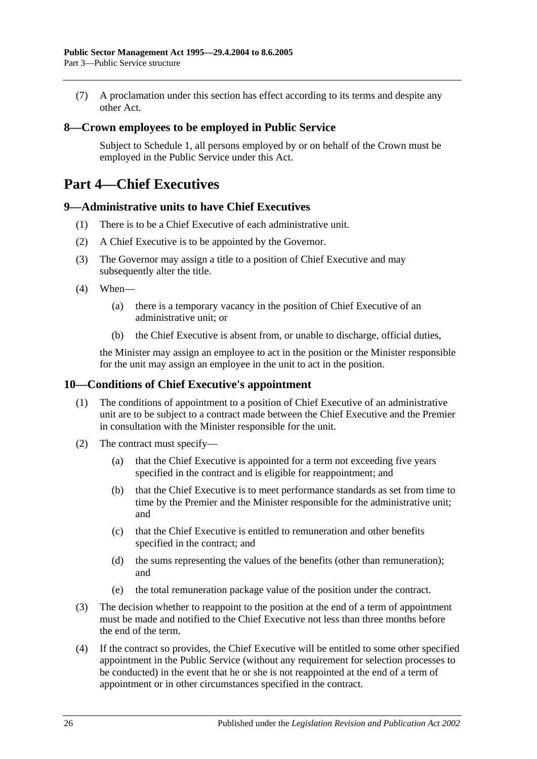(7) A proclamation under this section has effect according to its terms and despite any other Act.

### 8—Crown employees to be employed in Public Service

Subject to Schedule 1, all persons employed by or on behalf of the Crown must be employed in the Public Service under this Act.

## Part 4—Chief Executives

### 9—Administrative units to have Chief Executives

(1) There is to be a Chief Executive of each administrative unit.

(2) A Chief Executive is to be appointed by the Governor.

(3) The Governor may assign a title to a position of Chief Executive and may subsequently alter the title.

(4) When—

(a) there is a temporary vacancy in the position of Chief Executive of an administrative unit; or

(b) the Chief Executive is absent from, or unable to discharge, official duties,

the Minister may assign an employee to act in the position or the Minister responsible for the unit may assign an employee in the unit to act in the position.

### 10—Conditions of Chief Executive's appointment

(1) The conditions of appointment to a position of Chief Executive of an administrative unit are to be subject to a contract made between the Chief Executive and the Premier in consultation with the Minister responsible for the unit.

(2) The contract must specify—

(a) that the Chief Executive is appointed for a term not exceeding five years specified in the contract and is eligible for reappointment; and

(b) that the Chief Executive is to meet performance standards as set from time to time by the Premier and the Minister responsible for the administrative unit; and

(c) that the Chief Executive is entitled to remuneration and other benefits specified in the contract; and

(d) the sums representing the values of the benefits (other than remuneration); and

(e) the total remuneration package value of the position under the contract.

(3) The decision whether to reappoint to the position at the end of a term of appointment must be made and notified to the Chief Executive not less than three months before the end of the term.

(4) If the contract so provides, the Chief Executive will be entitled to some other specified appointment in the Public Service (without any requirement for selection processes to be conducted) in the event that he or she is not reappointed at the end of a term of appointment or in other circumstances specified in the contract.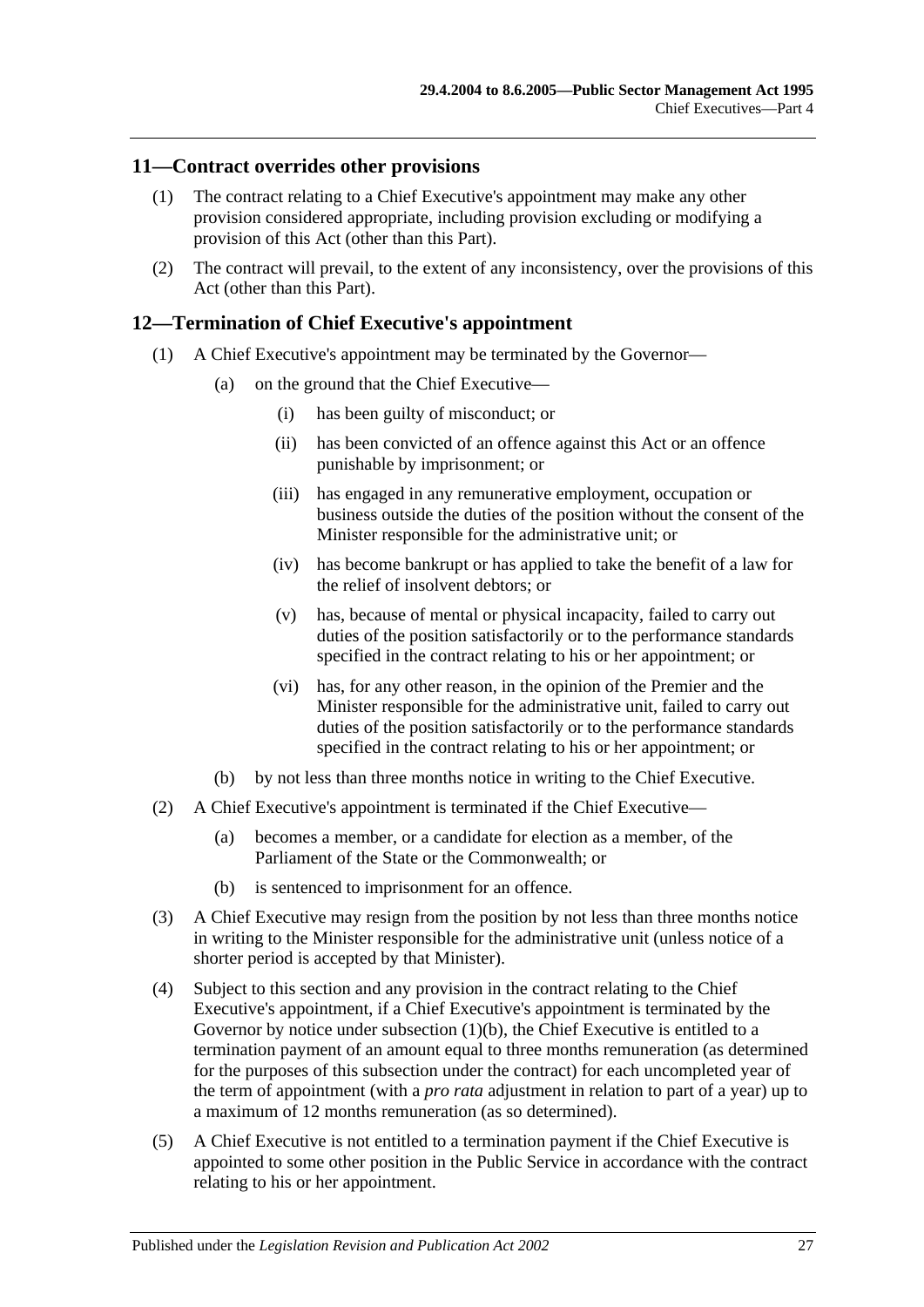## 11—Contract overrides other provisions

(1) The contract relating to a Chief Executive's appointment may make any other provision considered appropriate, including provision excluding or modifying a provision of this Act (other than this Part).

(2) The contract will prevail, to the extent of any inconsistency, over the provisions of this Act (other than this Part).

## 12—Termination of Chief Executive's appointment

(1) A Chief Executive's appointment may be terminated by the Governor—

(a) on the ground that the Chief Executive—

(i) has been guilty of misconduct; or

(ii) has been convicted of an offence against this Act or an offence punishable by imprisonment; or

(iii) has engaged in any remunerative employment, occupation or business outside the duties of the position without the consent of the Minister responsible for the administrative unit; or

(iv) has become bankrupt or has applied to take the benefit of a law for the relief of insolvent debtors; or

(v) has, because of mental or physical incapacity, failed to carry out duties of the position satisfactorily or to the performance standards specified in the contract relating to his or her appointment; or

(vi) has, for any other reason, in the opinion of the Premier and the Minister responsible for the administrative unit, failed to carry out duties of the position satisfactorily or to the performance standards specified in the contract relating to his or her appointment; or

(b) by not less than three months notice in writing to the Chief Executive.

(2) A Chief Executive's appointment is terminated if the Chief Executive—

(a) becomes a member, or a candidate for election as a member, of the Parliament of the State or the Commonwealth; or

(b) is sentenced to imprisonment for an offence.

(3) A Chief Executive may resign from the position by not less than three months notice in writing to the Minister responsible for the administrative unit (unless notice of a shorter period is accepted by that Minister).

(4) Subject to this section and any provision in the contract relating to the Chief Executive's appointment, if a Chief Executive's appointment is terminated by the Governor by notice under subsection (1)(b), the Chief Executive is entitled to a termination payment of an amount equal to three months remuneration (as determined for the purposes of this subsection under the contract) for each uncompleted year of the term of appointment (with a *pro rata* adjustment in relation to part of a year) up to a maximum of 12 months remuneration (as so determined).

(5) A Chief Executive is not entitled to a termination payment if the Chief Executive is appointed to some other position in the Public Service in accordance with the contract relating to his or her appointment.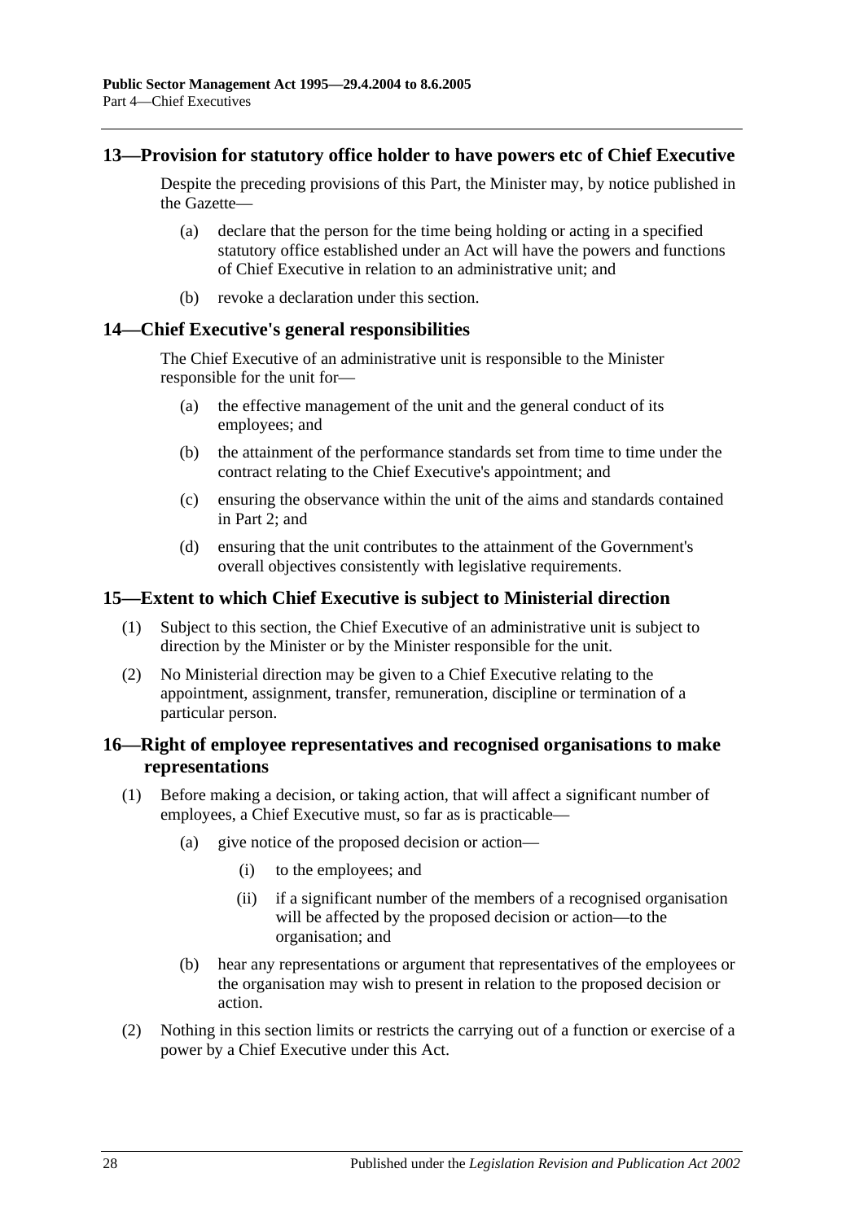## 13—Provision for statutory office holder to have powers etc of Chief Executive

Despite the preceding provisions of this Part, the Minister may, by notice published in the Gazette—

(a) declare that the person for the time being holding or acting in a specified statutory office established under an Act will have the powers and functions of Chief Executive in relation to an administrative unit; and

(b) revoke a declaration under this section.

## 14—Chief Executive's general responsibilities

The Chief Executive of an administrative unit is responsible to the Minister responsible for the unit for—

(a) the effective management of the unit and the general conduct of its employees; and

(b) the attainment of the performance standards set from time to time under the contract relating to the Chief Executive's appointment; and

(c) ensuring the observance within the unit of the aims and standards contained in Part 2; and

(d) ensuring that the unit contributes to the attainment of the Government's overall objectives consistently with legislative requirements.

## 15—Extent to which Chief Executive is subject to Ministerial direction

(1) Subject to this section, the Chief Executive of an administrative unit is subject to direction by the Minister or by the Minister responsible for the unit.

(2) No Ministerial direction may be given to a Chief Executive relating to the appointment, assignment, transfer, remuneration, discipline or termination of a particular person.

## 16—Right of employee representatives and recognised organisations to make representations

(1) Before making a decision, or taking action, that will affect a significant number of employees, a Chief Executive must, so far as is practicable—

(a) give notice of the proposed decision or action—

(i) to the employees; and

(ii) if a significant number of the members of a recognised organisation will be affected by the proposed decision or action—to the organisation; and

(b) hear any representations or argument that representatives of the employees or the organisation may wish to present in relation to the proposed decision or action.

(2) Nothing in this section limits or restricts the carrying out of a function or exercise of a power by a Chief Executive under this Act.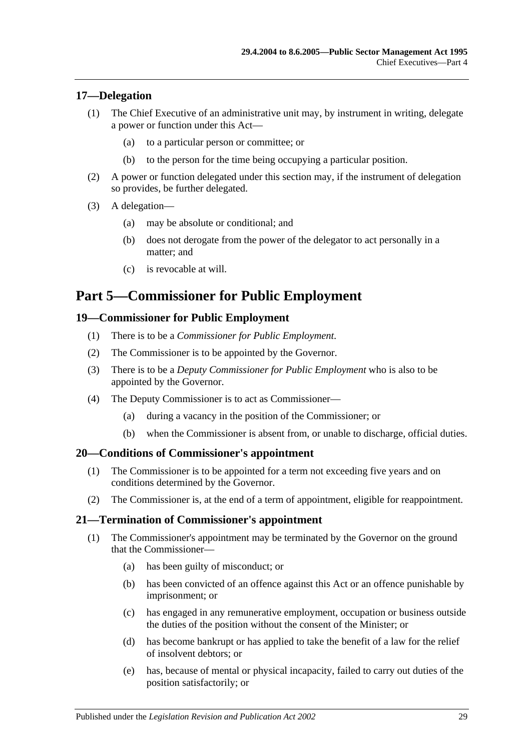## 17—Delegation

(1) The Chief Executive of an administrative unit may, by instrument in writing, delegate a power or function under this Act—

(a) to a particular person or committee; or

(b) to the person for the time being occupying a particular position.

(2) A power or function delegated under this section may, if the instrument of delegation so provides, be further delegated.

(3) A delegation—

(a) may be absolute or conditional; and

(b) does not derogate from the power of the delegator to act personally in a matter; and

(c) is revocable at will.

# Part 5—Commissioner for Public Employment

## 19—Commissioner for Public Employment

(1) There is to be a *Commissioner for Public Employment*.

(2) The Commissioner is to be appointed by the Governor.

(3) There is to be a *Deputy Commissioner for Public Employment* who is also to be appointed by the Governor.

(4) The Deputy Commissioner is to act as Commissioner—

(a) during a vacancy in the position of the Commissioner; or

(b) when the Commissioner is absent from, or unable to discharge, official duties.

## 20—Conditions of Commissioner's appointment

(1) The Commissioner is to be appointed for a term not exceeding five years and on conditions determined by the Governor.

(2) The Commissioner is, at the end of a term of appointment, eligible for reappointment.

## 21—Termination of Commissioner's appointment

(1) The Commissioner's appointment may be terminated by the Governor on the ground that the Commissioner—

(a) has been guilty of misconduct; or

(b) has been convicted of an offence against this Act or an offence punishable by imprisonment; or

(c) has engaged in any remunerative employment, occupation or business outside the duties of the position without the consent of the Minister; or

(d) has become bankrupt or has applied to take the benefit of a law for the relief of insolvent debtors; or

(e) has, because of mental or physical incapacity, failed to carry out duties of the position satisfactorily; or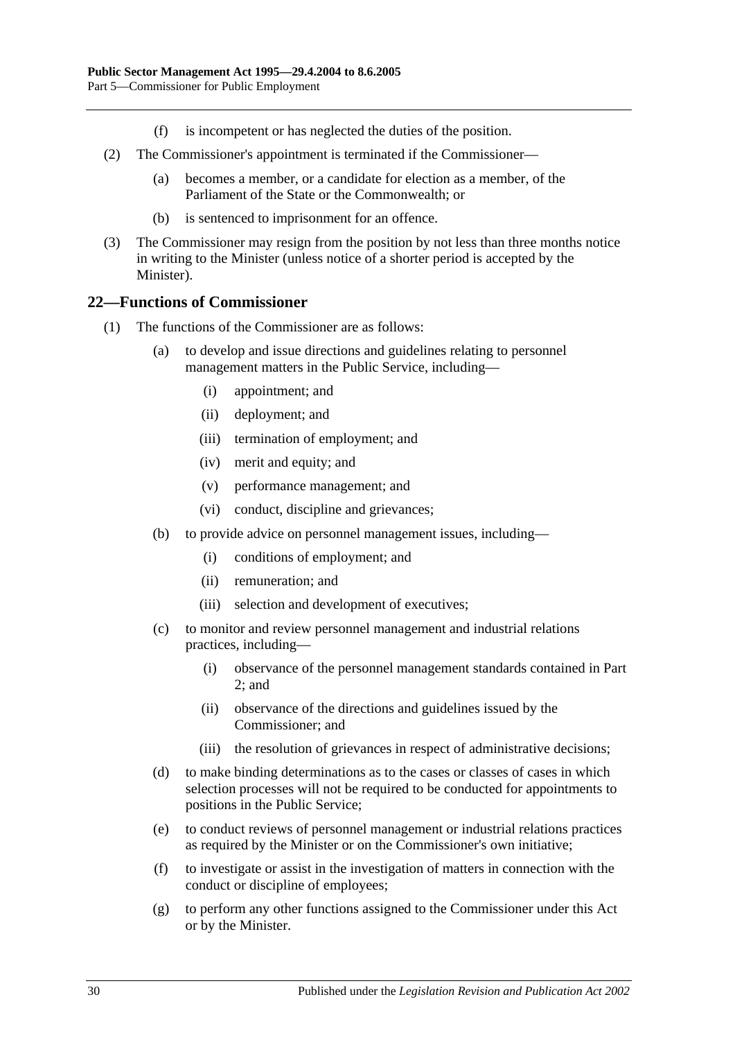(f) is incompetent or has neglected the duties of the position.

(2) The Commissioner's appointment is terminated if the Commissioner—

(a) becomes a member, or a candidate for election as a member, of the Parliament of the State or the Commonwealth; or

(b) is sentenced to imprisonment for an offence.

(3) The Commissioner may resign from the position by not less than three months notice in writing to the Minister (unless notice of a shorter period is accepted by the Minister).

## 22—Functions of Commissioner

(1) The functions of the Commissioner are as follows:

(a) to develop and issue directions and guidelines relating to personnel management matters in the Public Service, including—

(i) appointment; and

(ii) deployment; and

(iii) termination of employment; and

(iv) merit and equity; and

(v) performance management; and

(vi) conduct, discipline and grievances;

(b) to provide advice on personnel management issues, including—

(i) conditions of employment; and

(ii) remuneration; and

(iii) selection and development of executives;

(c) to monitor and review personnel management and industrial relations practices, including—

(i) observance of the personnel management standards contained in Part 2; and

(ii) observance of the directions and guidelines issued by the Commissioner; and

(iii) the resolution of grievances in respect of administrative decisions;

(d) to make binding determinations as to the cases or classes of cases in which selection processes will not be required to be conducted for appointments to positions in the Public Service;

(e) to conduct reviews of personnel management or industrial relations practices as required by the Minister or on the Commissioner's own initiative;

(f) to investigate or assist in the investigation of matters in connection with the conduct or discipline of employees;

(g) to perform any other functions assigned to the Commissioner under this Act or by the Minister.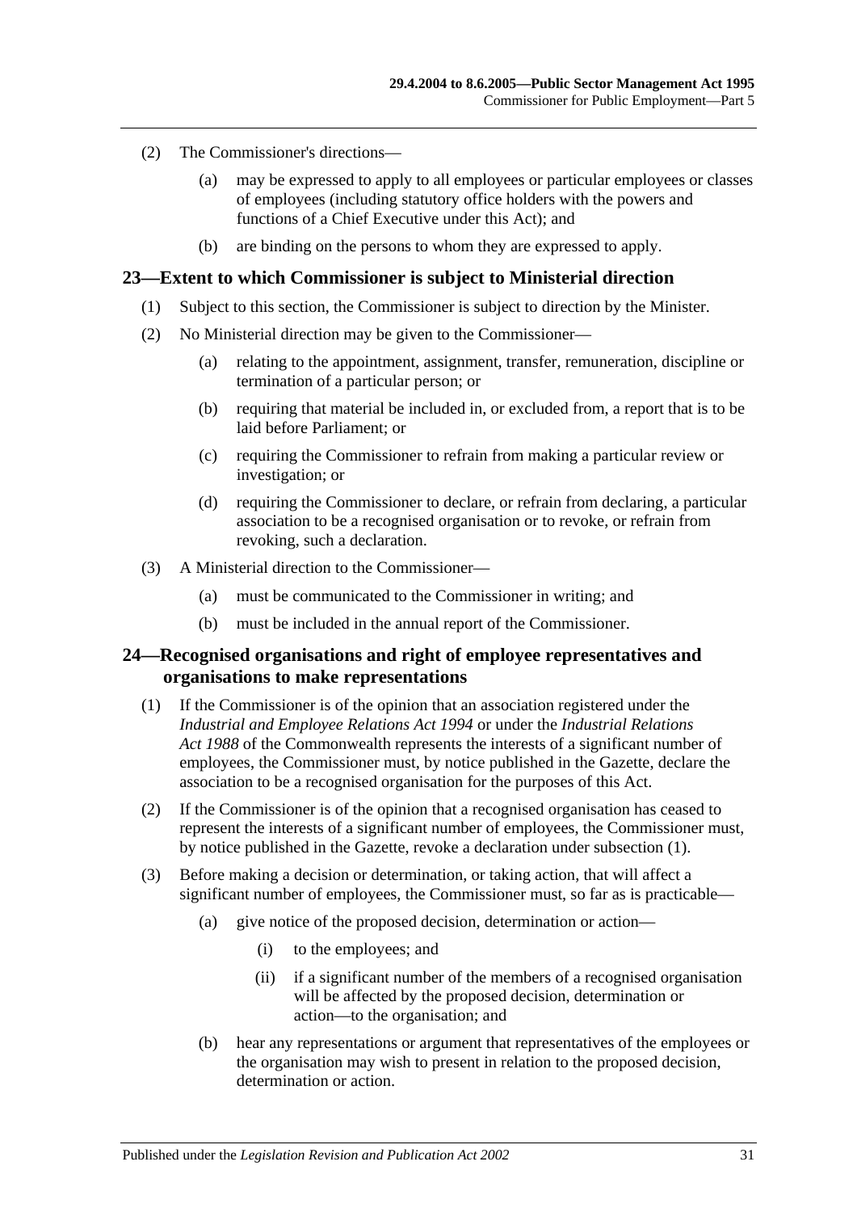(2) The Commissioner's directions—

(a) may be expressed to apply to all employees or particular employees or classes of employees (including statutory office holders with the powers and functions of a Chief Executive under this Act); and

(b) are binding on the persons to whom they are expressed to apply.

## 23—Extent to which Commissioner is subject to Ministerial direction

(1) Subject to this section, the Commissioner is subject to direction by the Minister.

(2) No Ministerial direction may be given to the Commissioner—

(a) relating to the appointment, assignment, transfer, remuneration, discipline or termination of a particular person; or

(b) requiring that material be included in, or excluded from, a report that is to be laid before Parliament; or

(c) requiring the Commissioner to refrain from making a particular review or investigation; or

(d) requiring the Commissioner to declare, or refrain from declaring, a particular association to be a recognised organisation or to revoke, or refrain from revoking, such a declaration.

(3) A Ministerial direction to the Commissioner—

(a) must be communicated to the Commissioner in writing; and

(b) must be included in the annual report of the Commissioner.

## 24—Recognised organisations and right of employee representatives and organisations to make representations

(1) If the Commissioner is of the opinion that an association registered under the *Industrial and Employee Relations Act 1994* or under the *Industrial Relations Act 1988* of the Commonwealth represents the interests of a significant number of employees, the Commissioner must, by notice published in the Gazette, declare the association to be a recognised organisation for the purposes of this Act.

(2) If the Commissioner is of the opinion that a recognised organisation has ceased to represent the interests of a significant number of employees, the Commissioner must, by notice published in the Gazette, revoke a declaration under subsection (1).

(3) Before making a decision or determination, or taking action, that will affect a significant number of employees, the Commissioner must, so far as is practicable—

(a) give notice of the proposed decision, determination or action—

(i) to the employees; and

(ii) if a significant number of the members of a recognised organisation will be affected by the proposed decision, determination or action—to the organisation; and

(b) hear any representations or argument that representatives of the employees or the organisation may wish to present in relation to the proposed decision, determination or action.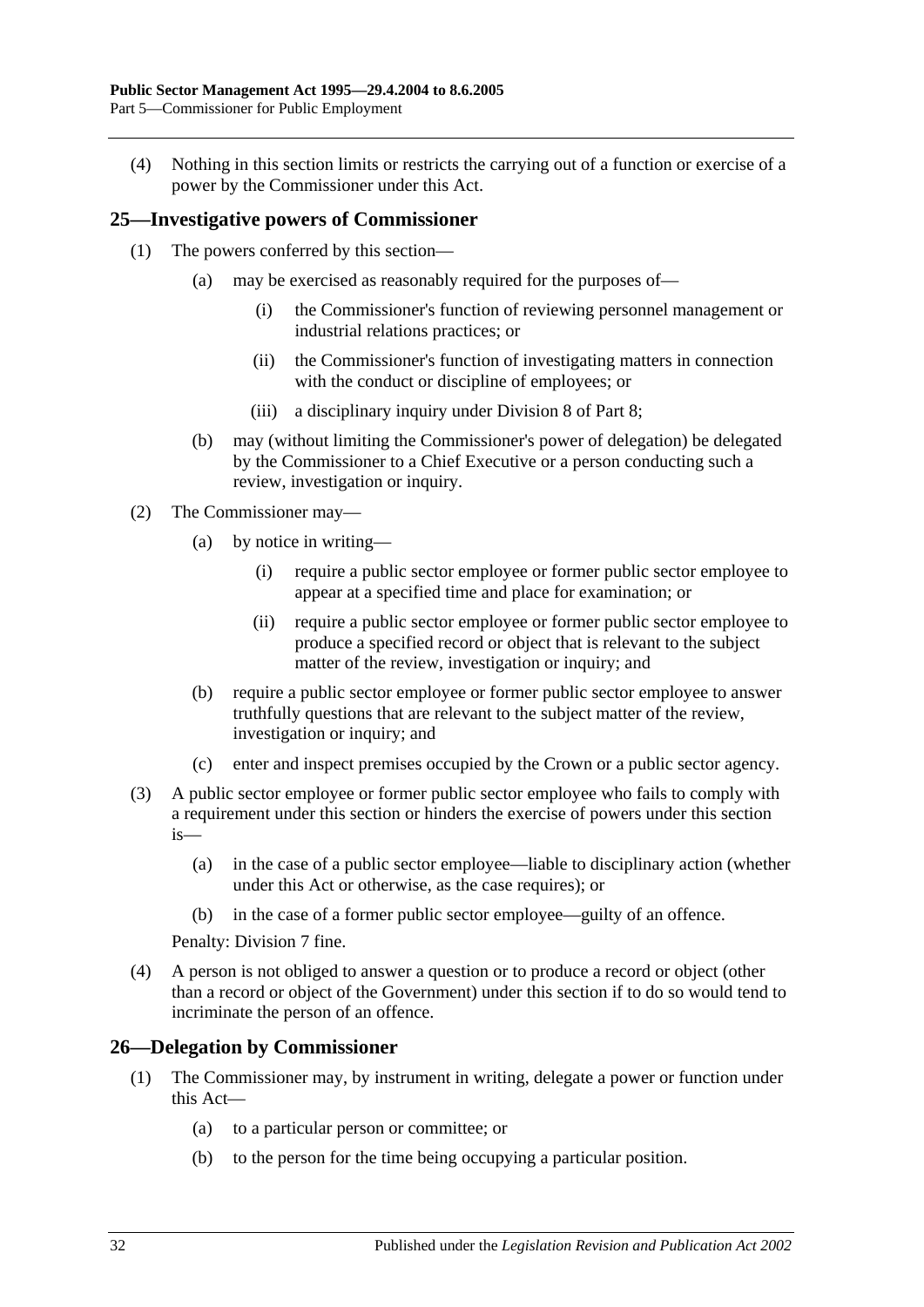(4) Nothing in this section limits or restricts the carrying out of a function or exercise of a power by the Commissioner under this Act.

## 25—Investigative powers of Commissioner

(1) The powers conferred by this section—

(a) may be exercised as reasonably required for the purposes of—

(i) the Commissioner's function of reviewing personnel management or industrial relations practices; or

(ii) the Commissioner's function of investigating matters in connection with the conduct or discipline of employees; or

(iii) a disciplinary inquiry under Division 8 of Part 8;

(b) may (without limiting the Commissioner's power of delegation) be delegated by the Commissioner to a Chief Executive or a person conducting such a review, investigation or inquiry.

(2) The Commissioner may—

(a) by notice in writing—

(i) require a public sector employee or former public sector employee to appear at a specified time and place for examination; or

(ii) require a public sector employee or former public sector employee to produce a specified record or object that is relevant to the subject matter of the review, investigation or inquiry; and

(b) require a public sector employee or former public sector employee to answer truthfully questions that are relevant to the subject matter of the review, investigation or inquiry; and

(c) enter and inspect premises occupied by the Crown or a public sector agency.

(3) A public sector employee or former public sector employee who fails to comply with a requirement under this section or hinders the exercise of powers under this section is—

(a) in the case of a public sector employee—liable to disciplinary action (whether under this Act or otherwise, as the case requires); or

(b) in the case of a former public sector employee—guilty of an offence.

Penalty: Division 7 fine.

(4) A person is not obliged to answer a question or to produce a record or object (other than a record or object of the Government) under this section if to do so would tend to incriminate the person of an offence.

## 26—Delegation by Commissioner

(1) The Commissioner may, by instrument in writing, delegate a power or function under this Act—

(a) to a particular person or committee; or

(b) to the person for the time being occupying a particular position.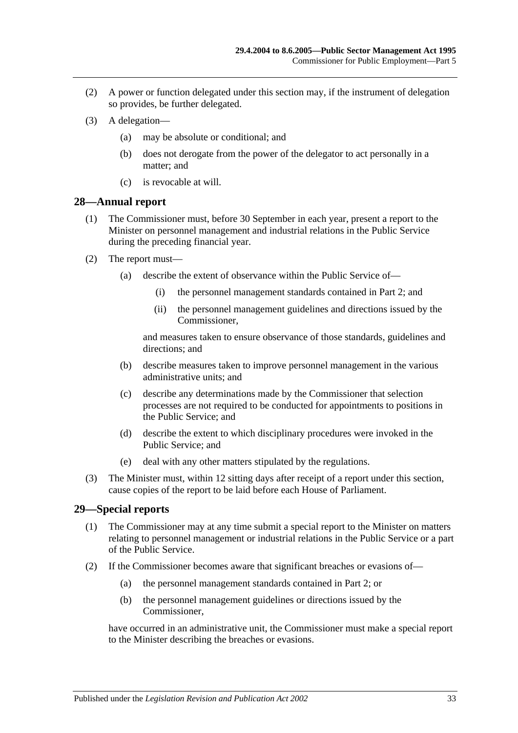(2) A power or function delegated under this section may, if the instrument of delegation so provides, be further delegated.

(3) A delegation—

(a) may be absolute or conditional; and

(b) does not derogate from the power of the delegator to act personally in a matter; and

(c) is revocable at will.

## 28—Annual report

(1) The Commissioner must, before 30 September in each year, present a report to the Minister on personnel management and industrial relations in the Public Service during the preceding financial year.

(2) The report must—

(a) describe the extent of observance within the Public Service of—

(i) the personnel management standards contained in Part 2; and

(ii) the personnel management guidelines and directions issued by the Commissioner,

and measures taken to ensure observance of those standards, guidelines and directions; and

(b) describe measures taken to improve personnel management in the various administrative units; and

(c) describe any determinations made by the Commissioner that selection processes are not required to be conducted for appointments to positions in the Public Service; and

(d) describe the extent to which disciplinary procedures were invoked in the Public Service; and

(e) deal with any other matters stipulated by the regulations.

(3) The Minister must, within 12 sitting days after receipt of a report under this section, cause copies of the report to be laid before each House of Parliament.

## 29—Special reports

(1) The Commissioner may at any time submit a special report to the Minister on matters relating to personnel management or industrial relations in the Public Service or a part of the Public Service.

(2) If the Commissioner becomes aware that significant breaches or evasions of—

(a) the personnel management standards contained in Part 2; or

(b) the personnel management guidelines or directions issued by the Commissioner,

have occurred in an administrative unit, the Commissioner must make a special report to the Minister describing the breaches or evasions.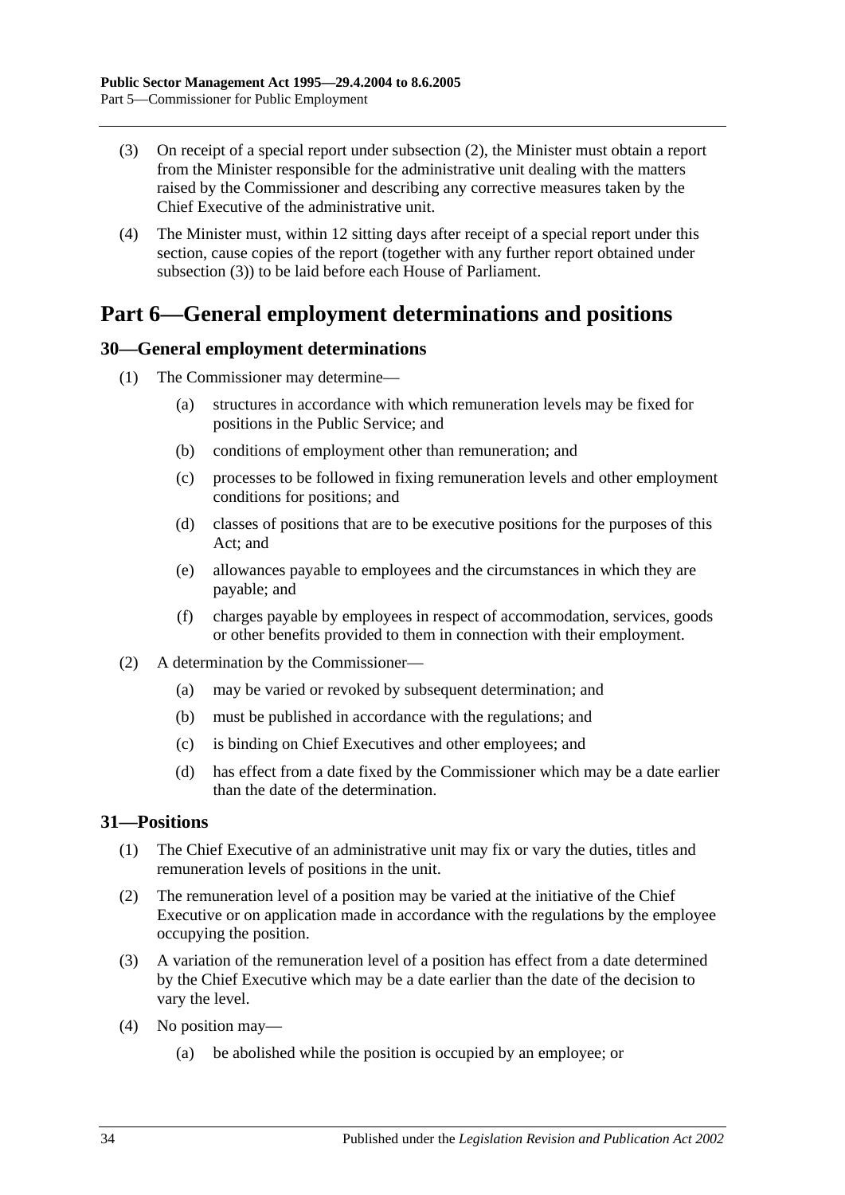(3) On receipt of a special report under subsection (2), the Minister must obtain a report from the Minister responsible for the administrative unit dealing with the matters raised by the Commissioner and describing any corrective measures taken by the Chief Executive of the administrative unit.

(4) The Minister must, within 12 sitting days after receipt of a special report under this section, cause copies of the report (together with any further report obtained under subsection (3)) to be laid before each House of Parliament.

# Part 6—General employment determinations and positions

## 30—General employment determinations

(1) The Commissioner may determine—

(a) structures in accordance with which remuneration levels may be fixed for positions in the Public Service; and

(b) conditions of employment other than remuneration; and

(c) processes to be followed in fixing remuneration levels and other employment conditions for positions; and

(d) classes of positions that are to be executive positions for the purposes of this Act; and

(e) allowances payable to employees and the circumstances in which they are payable; and

(f) charges payable by employees in respect of accommodation, services, goods or other benefits provided to them in connection with their employment.

(2) A determination by the Commissioner—

(a) may be varied or revoked by subsequent determination; and

(b) must be published in accordance with the regulations; and

(c) is binding on Chief Executives and other employees; and

(d) has effect from a date fixed by the Commissioner which may be a date earlier than the date of the determination.

## 31—Positions

(1) The Chief Executive of an administrative unit may fix or vary the duties, titles and remuneration levels of positions in the unit.

(2) The remuneration level of a position may be varied at the initiative of the Chief Executive or on application made in accordance with the regulations by the employee occupying the position.

(3) A variation of the remuneration level of a position has effect from a date determined by the Chief Executive which may be a date earlier than the date of the decision to vary the level.

(4) No position may—

(a) be abolished while the position is occupied by an employee; or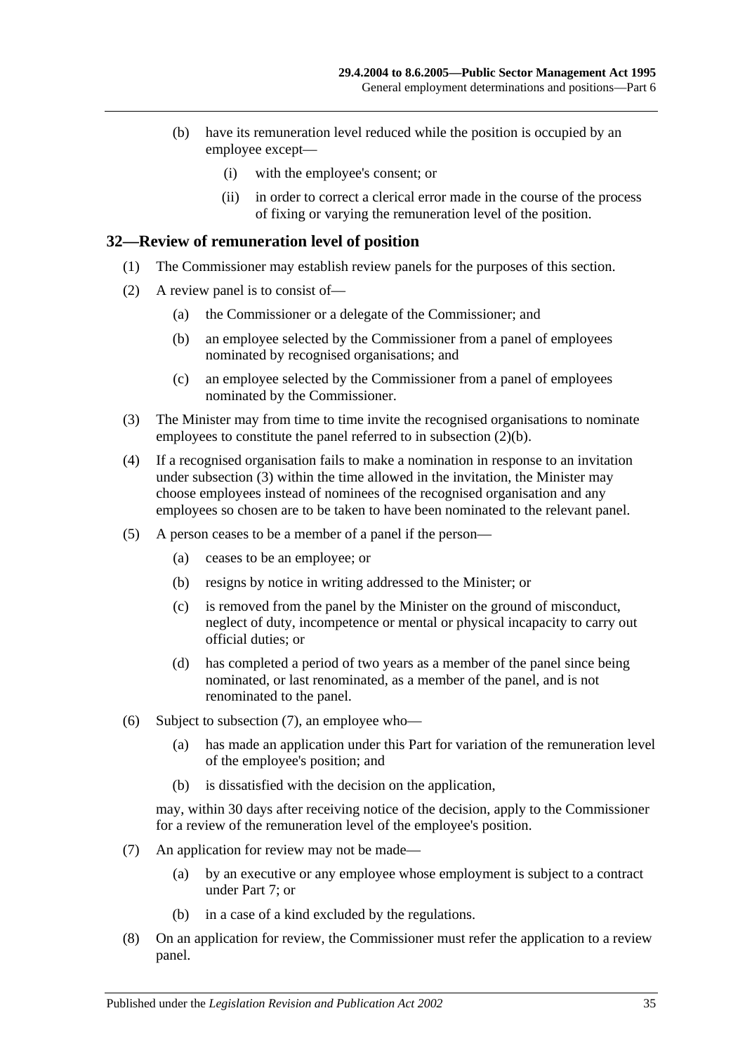(b) have its remuneration level reduced while the position is occupied by an employee except—

(i) with the employee's consent; or

(ii) in order to correct a clerical error made in the course of the process of fixing or varying the remuneration level of the position.

## 32—Review of remuneration level of position

(1) The Commissioner may establish review panels for the purposes of this section.

(2) A review panel is to consist of—

(a) the Commissioner or a delegate of the Commissioner; and

(b) an employee selected by the Commissioner from a panel of employees nominated by recognised organisations; and

(c) an employee selected by the Commissioner from a panel of employees nominated by the Commissioner.

(3) The Minister may from time to time invite the recognised organisations to nominate employees to constitute the panel referred to in subsection (2)(b).

(4) If a recognised organisation fails to make a nomination in response to an invitation under subsection (3) within the time allowed in the invitation, the Minister may choose employees instead of nominees of the recognised organisation and any employees so chosen are to be taken to have been nominated to the relevant panel.

(5) A person ceases to be a member of a panel if the person—

(a) ceases to be an employee; or

(b) resigns by notice in writing addressed to the Minister; or

(c) is removed from the panel by the Minister on the ground of misconduct, neglect of duty, incompetence or mental or physical incapacity to carry out official duties; or

(d) has completed a period of two years as a member of the panel since being nominated, or last renominated, as a member of the panel, and is not renominated to the panel.

(6) Subject to subsection (7), an employee who—

(a) has made an application under this Part for variation of the remuneration level of the employee's position; and

(b) is dissatisfied with the decision on the application,

may, within 30 days after receiving notice of the decision, apply to the Commissioner for a review of the remuneration level of the employee's position.

(7) An application for review may not be made—

(a) by an executive or any employee whose employment is subject to a contract under Part 7; or

(b) in a case of a kind excluded by the regulations.

(8) On an application for review, the Commissioner must refer the application to a review panel.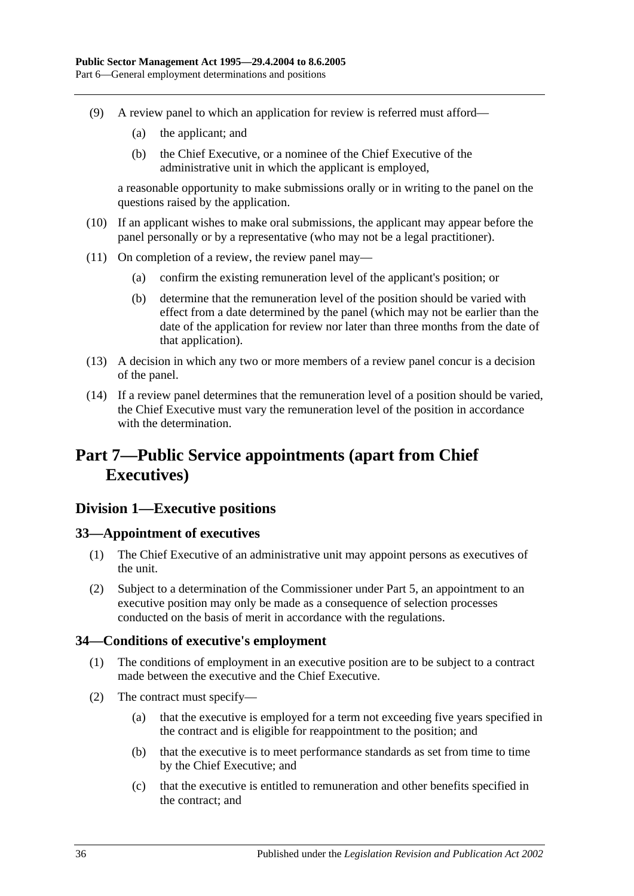(9) A review panel to which an application for review is referred must afford—

(a) the applicant; and

(b) the Chief Executive, or a nominee of the Chief Executive of the administrative unit in which the applicant is employed,

a reasonable opportunity to make submissions orally or in writing to the panel on the questions raised by the application.

(10) If an applicant wishes to make oral submissions, the applicant may appear before the panel personally or by a representative (who may not be a legal practitioner).

(11) On completion of a review, the review panel may—

(a) confirm the existing remuneration level of the applicant's position; or

(b) determine that the remuneration level of the position should be varied with effect from a date determined by the panel (which may not be earlier than the date of the application for review nor later than three months from the date of that application).

(13) A decision in which any two or more members of a review panel concur is a decision of the panel.

(14) If a review panel determines that the remuneration level of a position should be varied, the Chief Executive must vary the remuneration level of the position in accordance with the determination.

# Part 7—Public Service appointments (apart from Chief Executives)

## Division 1—Executive positions

### 33—Appointment of executives

(1) The Chief Executive of an administrative unit may appoint persons as executives of the unit.

(2) Subject to a determination of the Commissioner under Part 5, an appointment to an executive position may only be made as a consequence of selection processes conducted on the basis of merit in accordance with the regulations.

### 34—Conditions of executive's employment

(1) The conditions of employment in an executive position are to be subject to a contract made between the executive and the Chief Executive.

(2) The contract must specify—

(a) that the executive is employed for a term not exceeding five years specified in the contract and is eligible for reappointment to the position; and

(b) that the executive is to meet performance standards as set from time to time by the Chief Executive; and

(c) that the executive is entitled to remuneration and other benefits specified in the contract; and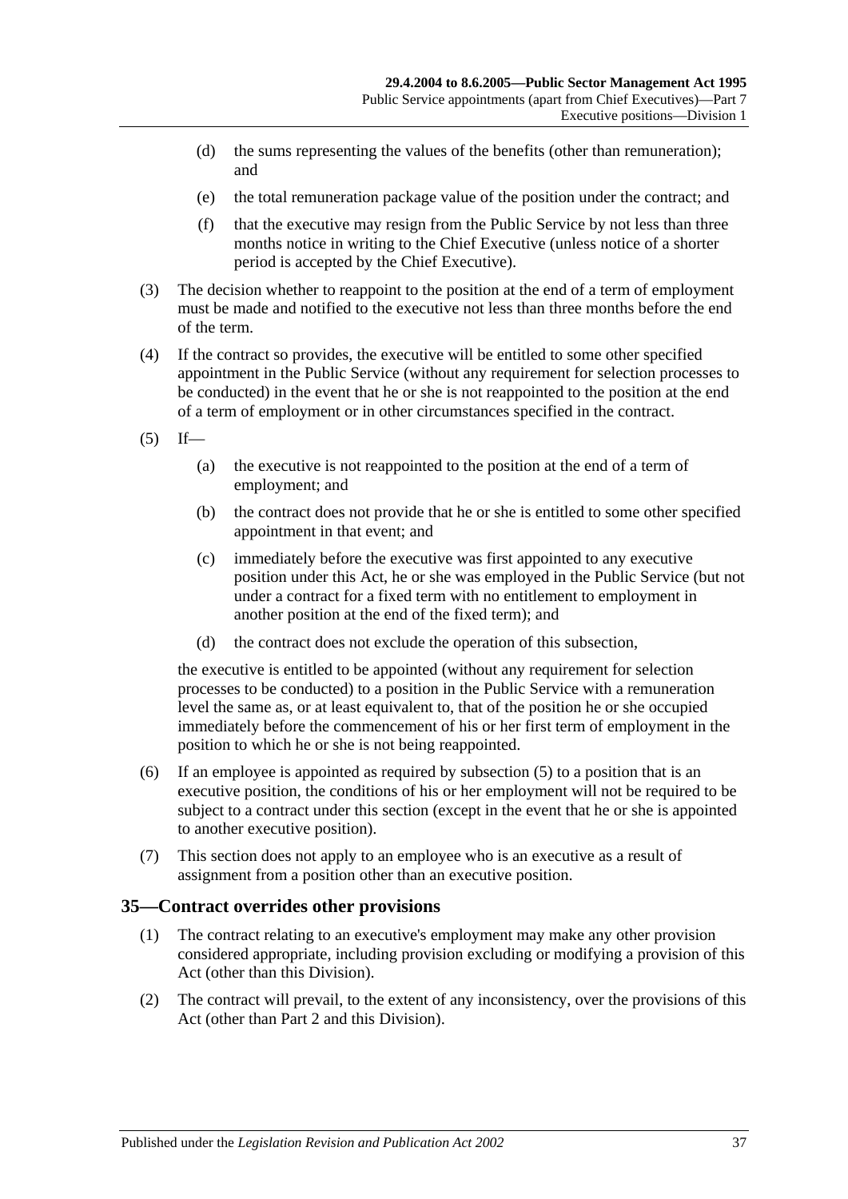(d) the sums representing the values of the benefits (other than remuneration); and

(e) the total remuneration package value of the position under the contract; and

(f) that the executive may resign from the Public Service by not less than three months notice in writing to the Chief Executive (unless notice of a shorter period is accepted by the Chief Executive).

(3) The decision whether to reappoint to the position at the end of a term of employment must be made and notified to the executive not less than three months before the end of the term.

(4) If the contract so provides, the executive will be entitled to some other specified appointment in the Public Service (without any requirement for selection processes to be conducted) in the event that he or she is not reappointed to the position at the end of a term of employment or in other circumstances specified in the contract.

(5) If—

(a) the executive is not reappointed to the position at the end of a term of employment; and

(b) the contract does not provide that he or she is entitled to some other specified appointment in that event; and

(c) immediately before the executive was first appointed to any executive position under this Act, he or she was employed in the Public Service (but not under a contract for a fixed term with no entitlement to employment in another position at the end of the fixed term); and

(d) the contract does not exclude the operation of this subsection,

the executive is entitled to be appointed (without any requirement for selection processes to be conducted) to a position in the Public Service with a remuneration level the same as, or at least equivalent to, that of the position he or she occupied immediately before the commencement of his or her first term of employment in the position to which he or she is not being reappointed.

(6) If an employee is appointed as required by subsection (5) to a position that is an executive position, the conditions of his or her employment will not be required to be subject to a contract under this section (except in the event that he or she is appointed to another executive position).

(7) This section does not apply to an employee who is an executive as a result of assignment from a position other than an executive position.

## 35—Contract overrides other provisions

(1) The contract relating to an executive's employment may make any other provision considered appropriate, including provision excluding or modifying a provision of this Act (other than this Division).

(2) The contract will prevail, to the extent of any inconsistency, over the provisions of this Act (other than Part 2 and this Division).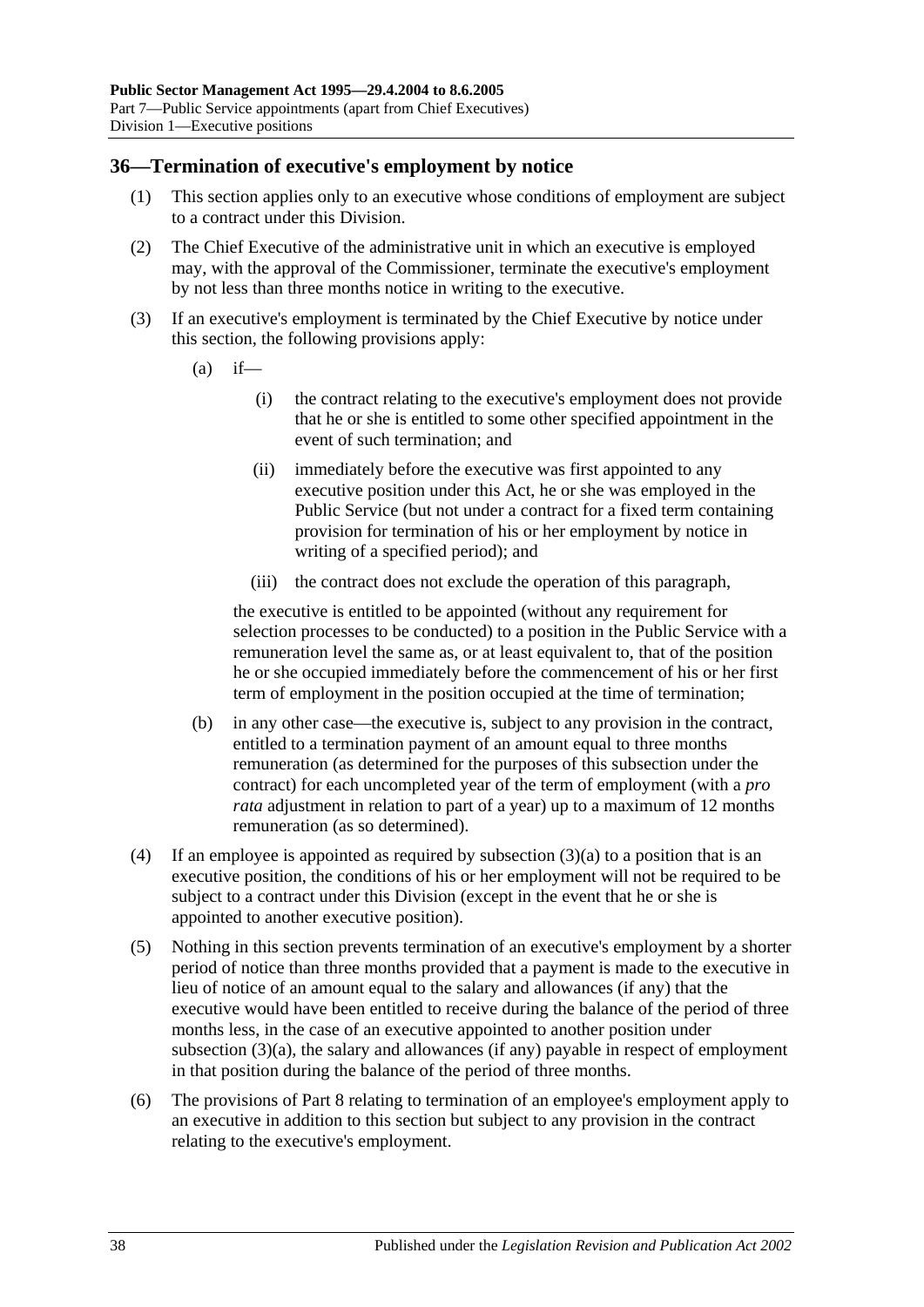## 36—Termination of executive's employment by notice

(1) This section applies only to an executive whose conditions of employment are subject to a contract under this Division.

(2) The Chief Executive of the administrative unit in which an executive is employed may, with the approval of the Commissioner, terminate the executive's employment by not less than three months notice in writing to the executive.

(3) If an executive's employment is terminated by the Chief Executive by notice under this section, the following provisions apply:

(a) if—

(i) the contract relating to the executive's employment does not provide that he or she is entitled to some other specified appointment in the event of such termination; and

(ii) immediately before the executive was first appointed to any executive position under this Act, he or she was employed in the Public Service (but not under a contract for a fixed term containing provision for termination of his or her employment by notice in writing of a specified period); and

(iii) the contract does not exclude the operation of this paragraph,

the executive is entitled to be appointed (without any requirement for selection processes to be conducted) to a position in the Public Service with a remuneration level the same as, or at least equivalent to, that of the position he or she occupied immediately before the commencement of his or her first term of employment in the position occupied at the time of termination;

(b) in any other case—the executive is, subject to any provision in the contract, entitled to a termination payment of an amount equal to three months remuneration (as determined for the purposes of this subsection under the contract) for each uncompleted year of the term of employment (with a *pro rata* adjustment in relation to part of a year) up to a maximum of 12 months remuneration (as so determined).

(4) If an employee is appointed as required by subsection (3)(a) to a position that is an executive position, the conditions of his or her employment will not be required to be subject to a contract under this Division (except in the event that he or she is appointed to another executive position).

(5) Nothing in this section prevents termination of an executive's employment by a shorter period of notice than three months provided that a payment is made to the executive in lieu of notice of an amount equal to the salary and allowances (if any) that the executive would have been entitled to receive during the balance of the period of three months less, in the case of an executive appointed to another position under subsection (3)(a), the salary and allowances (if any) payable in respect of employment in that position during the balance of the period of three months.

(6) The provisions of Part 8 relating to termination of an employee's employment apply to an executive in addition to this section but subject to any provision in the contract relating to the executive's employment.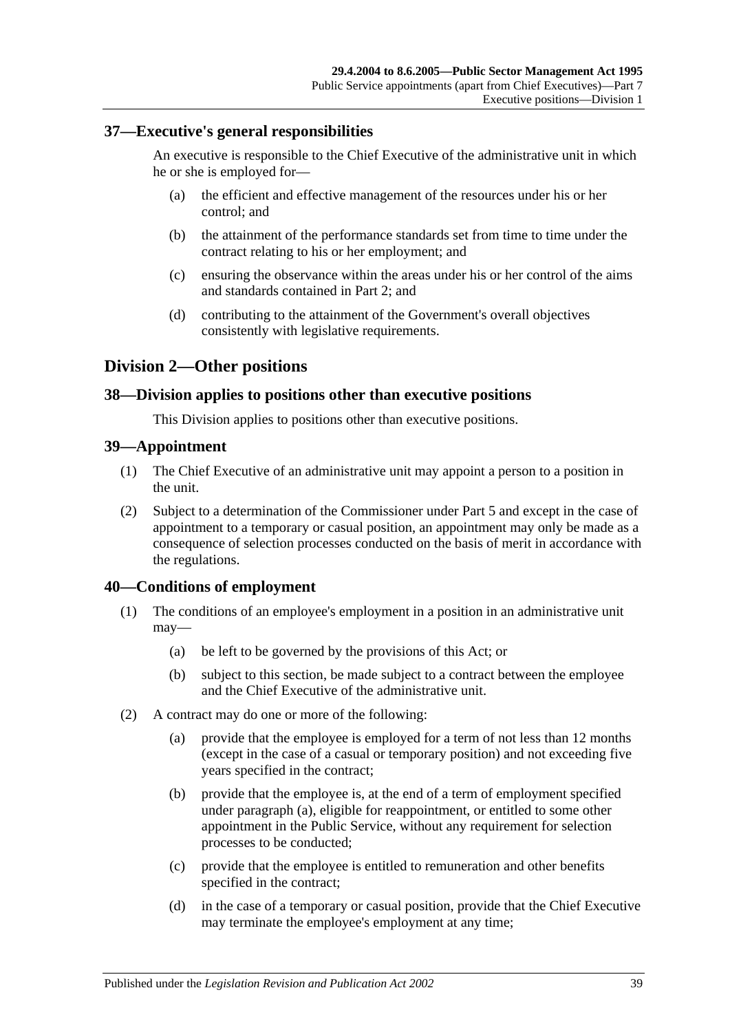## 37—Executive's general responsibilities

An executive is responsible to the Chief Executive of the administrative unit in which he or she is employed for—

(a) the efficient and effective management of the resources under his or her control; and

(b) the attainment of the performance standards set from time to time under the contract relating to his or her employment; and

(c) ensuring the observance within the areas under his or her control of the aims and standards contained in Part 2; and

(d) contributing to the attainment of the Government's overall objectives consistently with legislative requirements.

# Division 2—Other positions

## 38—Division applies to positions other than executive positions

This Division applies to positions other than executive positions.

## 39—Appointment

(1) The Chief Executive of an administrative unit may appoint a person to a position in the unit.

(2) Subject to a determination of the Commissioner under Part 5 and except in the case of appointment to a temporary or casual position, an appointment may only be made as a consequence of selection processes conducted on the basis of merit in accordance with the regulations.

## 40—Conditions of employment

(1) The conditions of an employee's employment in a position in an administrative unit may—

(a) be left to be governed by the provisions of this Act; or

(b) subject to this section, be made subject to a contract between the employee and the Chief Executive of the administrative unit.

(2) A contract may do one or more of the following:

(a) provide that the employee is employed for a term of not less than 12 months (except in the case of a casual or temporary position) and not exceeding five years specified in the contract;

(b) provide that the employee is, at the end of a term of employment specified under paragraph (a), eligible for reappointment, or entitled to some other appointment in the Public Service, without any requirement for selection processes to be conducted;

(c) provide that the employee is entitled to remuneration and other benefits specified in the contract;

(d) in the case of a temporary or casual position, provide that the Chief Executive may terminate the employee's employment at any time;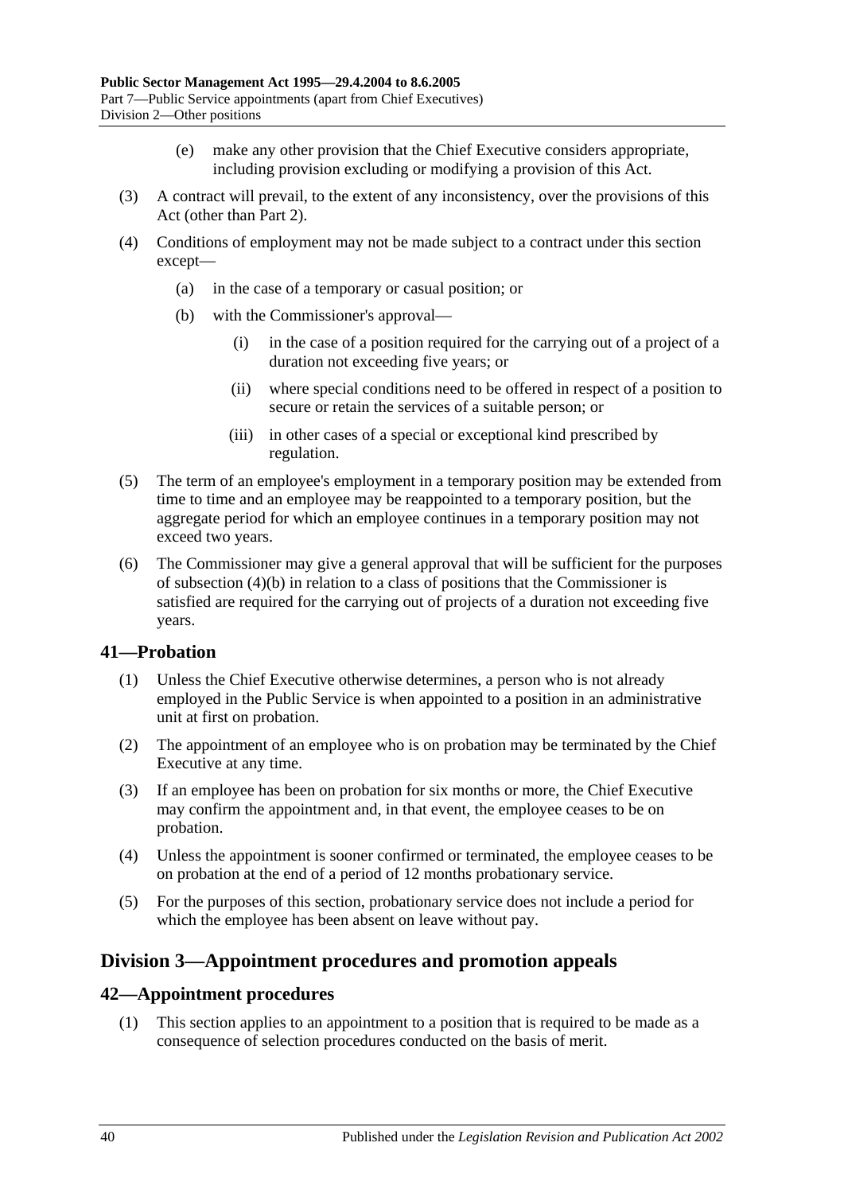(e) make any other provision that the Chief Executive considers appropriate, including provision excluding or modifying a provision of this Act.

(3) A contract will prevail, to the extent of any inconsistency, over the provisions of this Act (other than Part 2).

(4) Conditions of employment may not be made subject to a contract under this section except—

(a) in the case of a temporary or casual position; or

(b) with the Commissioner's approval—

(i) in the case of a position required for the carrying out of a project of a duration not exceeding five years; or

(ii) where special conditions need to be offered in respect of a position to secure or retain the services of a suitable person; or

(iii) in other cases of a special or exceptional kind prescribed by regulation.

(5) The term of an employee's employment in a temporary position may be extended from time to time and an employee may be reappointed to a temporary position, but the aggregate period for which an employee continues in a temporary position may not exceed two years.

(6) The Commissioner may give a general approval that will be sufficient for the purposes of subsection (4)(b) in relation to a class of positions that the Commissioner is satisfied are required for the carrying out of projects of a duration not exceeding five years.

## 41—Probation

(1) Unless the Chief Executive otherwise determines, a person who is not already employed in the Public Service is when appointed to a position in an administrative unit at first on probation.

(2) The appointment of an employee who is on probation may be terminated by the Chief Executive at any time.

(3) If an employee has been on probation for six months or more, the Chief Executive may confirm the appointment and, in that event, the employee ceases to be on probation.

(4) Unless the appointment is sooner confirmed or terminated, the employee ceases to be on probation at the end of a period of 12 months probationary service.

(5) For the purposes of this section, probationary service does not include a period for which the employee has been absent on leave without pay.

# Division 3—Appointment procedures and promotion appeals

## 42—Appointment procedures

(1) This section applies to an appointment to a position that is required to be made as a consequence of selection procedures conducted on the basis of merit.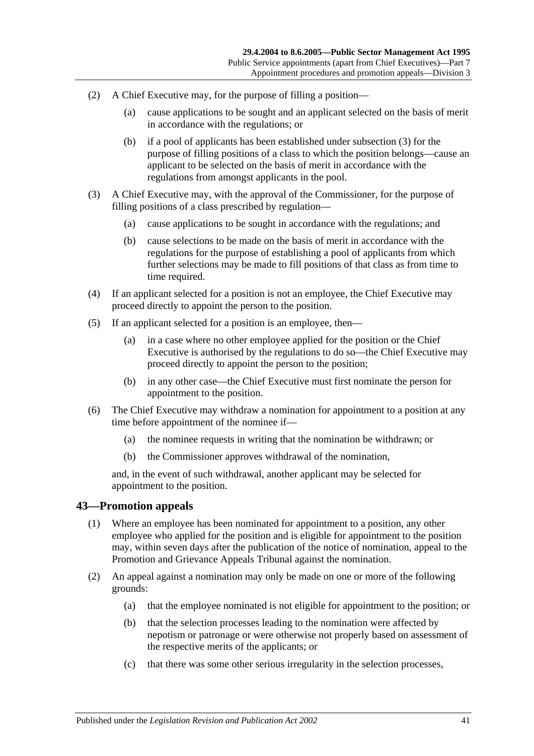(2) A Chief Executive may, for the purpose of filling a position—

(a) cause applications to be sought and an applicant selected on the basis of merit in accordance with the regulations; or

(b) if a pool of applicants has been established under subsection (3) for the purpose of filling positions of a class to which the position belongs—cause an applicant to be selected on the basis of merit in accordance with the regulations from amongst applicants in the pool.

(3) A Chief Executive may, with the approval of the Commissioner, for the purpose of filling positions of a class prescribed by regulation—

(a) cause applications to be sought in accordance with the regulations; and

(b) cause selections to be made on the basis of merit in accordance with the regulations for the purpose of establishing a pool of applicants from which further selections may be made to fill positions of that class as from time to time required.

(4) If an applicant selected for a position is not an employee, the Chief Executive may proceed directly to appoint the person to the position.

(5) If an applicant selected for a position is an employee, then—

(a) in a case where no other employee applied for the position or the Chief Executive is authorised by the regulations to do so—the Chief Executive may proceed directly to appoint the person to the position;

(b) in any other case—the Chief Executive must first nominate the person for appointment to the position.

(6) The Chief Executive may withdraw a nomination for appointment to a position at any time before appointment of the nominee if—

(a) the nominee requests in writing that the nomination be withdrawn; or

(b) the Commissioner approves withdrawal of the nomination,

and, in the event of such withdrawal, another applicant may be selected for appointment to the position.

## 43—Promotion appeals

(1) Where an employee has been nominated for appointment to a position, any other employee who applied for the position and is eligible for appointment to the position may, within seven days after the publication of the notice of nomination, appeal to the Promotion and Grievance Appeals Tribunal against the nomination.

(2) An appeal against a nomination may only be made on one or more of the following grounds:

(a) that the employee nominated is not eligible for appointment to the position; or

(b) that the selection processes leading to the nomination were affected by nepotism or patronage or were otherwise not properly based on assessment of the respective merits of the applicants; or

(c) that there was some other serious irregularity in the selection processes,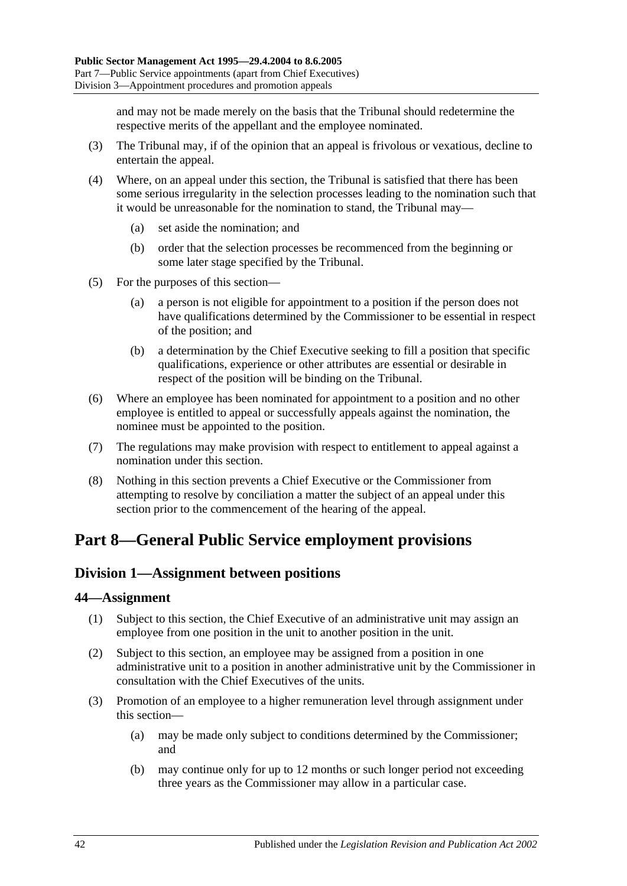and may not be made merely on the basis that the Tribunal should redetermine the respective merits of the appellant and the employee nominated.

(3) The Tribunal may, if of the opinion that an appeal is frivolous or vexatious, decline to entertain the appeal.

(4) Where, on an appeal under this section, the Tribunal is satisfied that there has been some serious irregularity in the selection processes leading to the nomination such that it would be unreasonable for the nomination to stand, the Tribunal may—

(a) set aside the nomination; and

(b) order that the selection processes be recommenced from the beginning or some later stage specified by the Tribunal.

(5) For the purposes of this section—

(a) a person is not eligible for appointment to a position if the person does not have qualifications determined by the Commissioner to be essential in respect of the position; and

(b) a determination by the Chief Executive seeking to fill a position that specific qualifications, experience or other attributes are essential or desirable in respect of the position will be binding on the Tribunal.

(6) Where an employee has been nominated for appointment to a position and no other employee is entitled to appeal or successfully appeals against the nomination, the nominee must be appointed to the position.

(7) The regulations may make provision with respect to entitlement to appeal against a nomination under this section.

(8) Nothing in this section prevents a Chief Executive or the Commissioner from attempting to resolve by conciliation a matter the subject of an appeal under this section prior to the commencement of the hearing of the appeal.

# Part 8—General Public Service employment provisions

## Division 1—Assignment between positions

### 44—Assignment

(1) Subject to this section, the Chief Executive of an administrative unit may assign an employee from one position in the unit to another position in the unit.

(2) Subject to this section, an employee may be assigned from a position in one administrative unit to a position in another administrative unit by the Commissioner in consultation with the Chief Executives of the units.

(3) Promotion of an employee to a higher remuneration level through assignment under this section—

(a) may be made only subject to conditions determined by the Commissioner; and

(b) may continue only for up to 12 months or such longer period not exceeding three years as the Commissioner may allow in a particular case.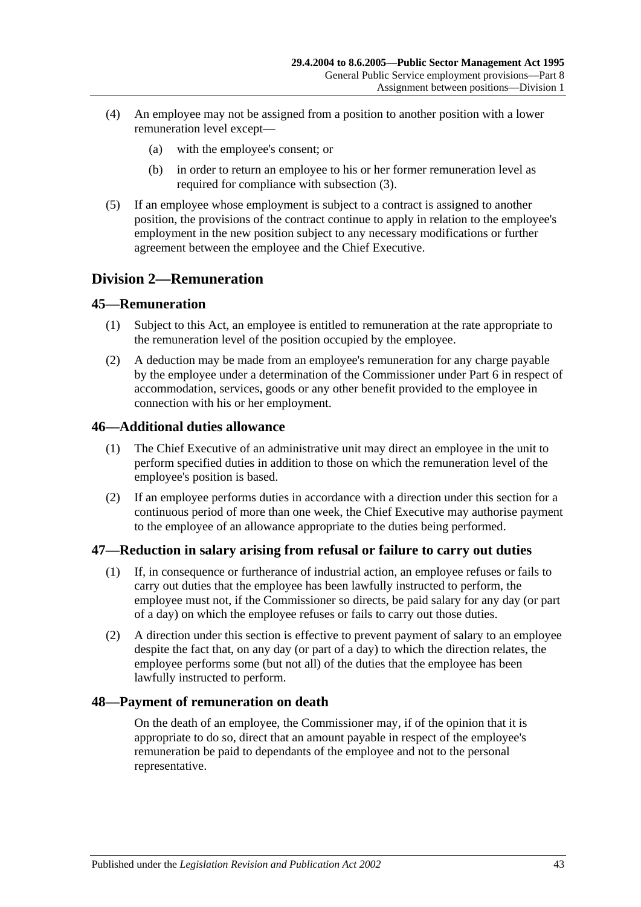(4) An employee may not be assigned from a position to another position with a lower remuneration level except—

(a) with the employee's consent; or

(b) in order to return an employee to his or her former remuneration level as required for compliance with subsection (3).

(5) If an employee whose employment is subject to a contract is assigned to another position, the provisions of the contract continue to apply in relation to the employee's employment in the new position subject to any necessary modifications or further agreement between the employee and the Chief Executive.

## Division 2—Remuneration

### 45—Remuneration

(1) Subject to this Act, an employee is entitled to remuneration at the rate appropriate to the remuneration level of the position occupied by the employee.

(2) A deduction may be made from an employee's remuneration for any charge payable by the employee under a determination of the Commissioner under Part 6 in respect of accommodation, services, goods or any other benefit provided to the employee in connection with his or her employment.

### 46—Additional duties allowance

(1) The Chief Executive of an administrative unit may direct an employee in the unit to perform specified duties in addition to those on which the remuneration level of the employee's position is based.

(2) If an employee performs duties in accordance with a direction under this section for a continuous period of more than one week, the Chief Executive may authorise payment to the employee of an allowance appropriate to the duties being performed.

### 47—Reduction in salary arising from refusal or failure to carry out duties

(1) If, in consequence or furtherance of industrial action, an employee refuses or fails to carry out duties that the employee has been lawfully instructed to perform, the employee must not, if the Commissioner so directs, be paid salary for any day (or part of a day) on which the employee refuses or fails to carry out those duties.

(2) A direction under this section is effective to prevent payment of salary to an employee despite the fact that, on any day (or part of a day) to which the direction relates, the employee performs some (but not all) of the duties that the employee has been lawfully instructed to perform.

### 48—Payment of remuneration on death

On the death of an employee, the Commissioner may, if of the opinion that it is appropriate to do so, direct that an amount payable in respect of the employee's remuneration be paid to dependants of the employee and not to the personal representative.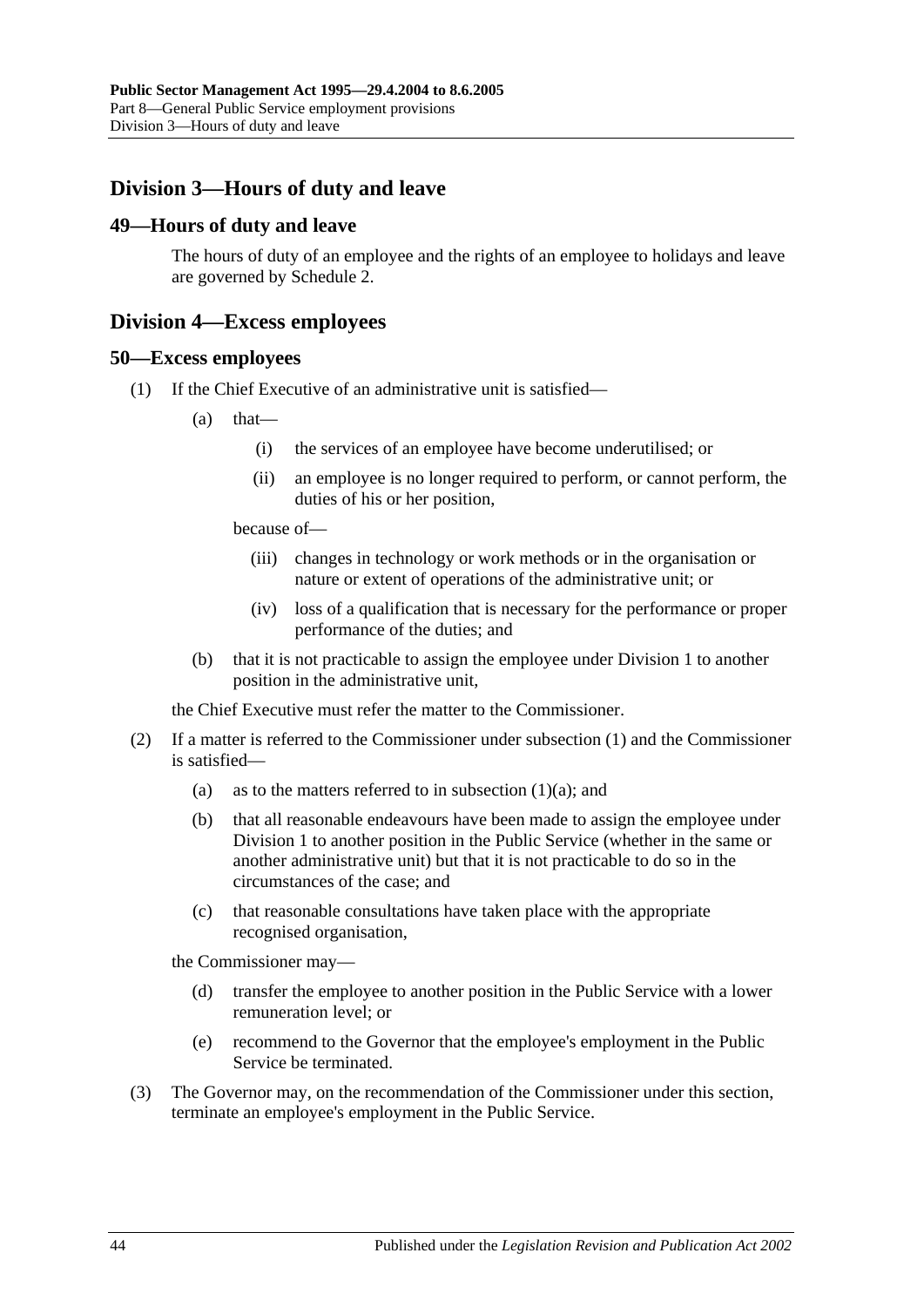## Division 3—Hours of duty and leave

### 49—Hours of duty and leave

The hours of duty of an employee and the rights of an employee to holidays and leave are governed by Schedule 2.

## Division 4—Excess employees

### 50—Excess employees

(1) If the Chief Executive of an administrative unit is satisfied—

- (a) that—
  - (i) the services of an employee have become underutilised; or
  - (ii) an employee is no longer required to perform, or cannot perform, the duties of his or her position,

  because of—

  - (iii) changes in technology or work methods or in the organisation or nature or extent of operations of the administrative unit; or
  - (iv) loss of a qualification that is necessary for the performance or proper performance of the duties; and
- (b) that it is not practicable to assign the employee under Division 1 to another position in the administrative unit,

the Chief Executive must refer the matter to the Commissioner.

(2) If a matter is referred to the Commissioner under subsection (1) and the Commissioner is satisfied—

- (a) as to the matters referred to in subsection (1)(a); and
- (b) that all reasonable endeavours have been made to assign the employee under Division 1 to another position in the Public Service (whether in the same or another administrative unit) but that it is not practicable to do so in the circumstances of the case; and
- (c) that reasonable consultations have taken place with the appropriate recognised organisation,

the Commissioner may—

- (d) transfer the employee to another position in the Public Service with a lower remuneration level; or
- (e) recommend to the Governor that the employee's employment in the Public Service be terminated.

(3) The Governor may, on the recommendation of the Commissioner under this section, terminate an employee's employment in the Public Service.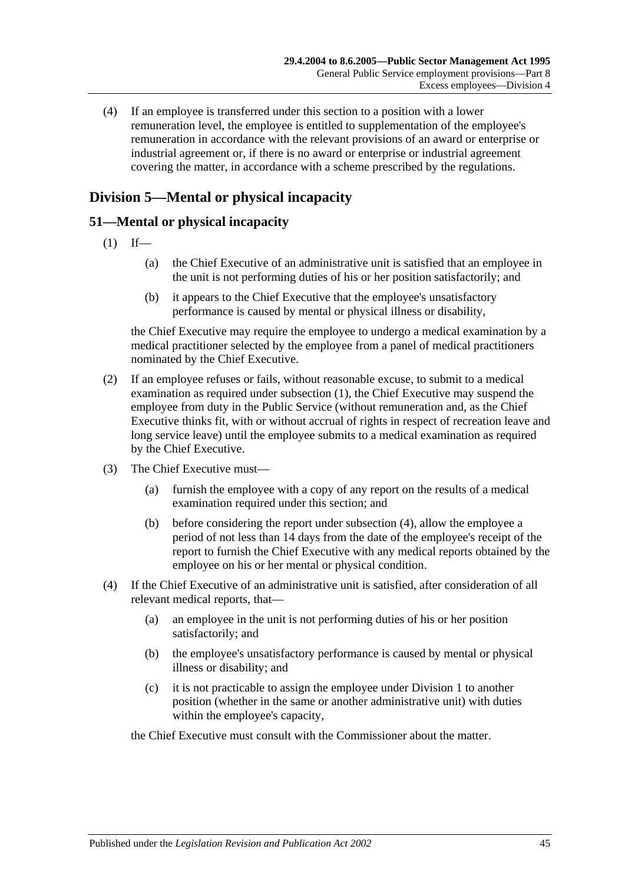(4) If an employee is transferred under this section to a position with a lower remuneration level, the employee is entitled to supplementation of the employee's remuneration in accordance with the relevant provisions of an award or enterprise or industrial agreement or, if there is no award or enterprise or industrial agreement covering the matter, in accordance with a scheme prescribed by the regulations.

## Division 5—Mental or physical incapacity

### 51—Mental or physical incapacity

(1) If—

(a) the Chief Executive of an administrative unit is satisfied that an employee in the unit is not performing duties of his or her position satisfactorily; and

(b) it appears to the Chief Executive that the employee's unsatisfactory performance is caused by mental or physical illness or disability,

the Chief Executive may require the employee to undergo a medical examination by a medical practitioner selected by the employee from a panel of medical practitioners nominated by the Chief Executive.

(2) If an employee refuses or fails, without reasonable excuse, to submit to a medical examination as required under subsection (1), the Chief Executive may suspend the employee from duty in the Public Service (without remuneration and, as the Chief Executive thinks fit, with or without accrual of rights in respect of recreation leave and long service leave) until the employee submits to a medical examination as required by the Chief Executive.

(3) The Chief Executive must—

(a) furnish the employee with a copy of any report on the results of a medical examination required under this section; and

(b) before considering the report under subsection (4), allow the employee a period of not less than 14 days from the date of the employee's receipt of the report to furnish the Chief Executive with any medical reports obtained by the employee on his or her mental or physical condition.

(4) If the Chief Executive of an administrative unit is satisfied, after consideration of all relevant medical reports, that—

(a) an employee in the unit is not performing duties of his or her position satisfactorily; and

(b) the employee's unsatisfactory performance is caused by mental or physical illness or disability; and

(c) it is not practicable to assign the employee under Division 1 to another position (whether in the same or another administrative unit) with duties within the employee's capacity,

the Chief Executive must consult with the Commissioner about the matter.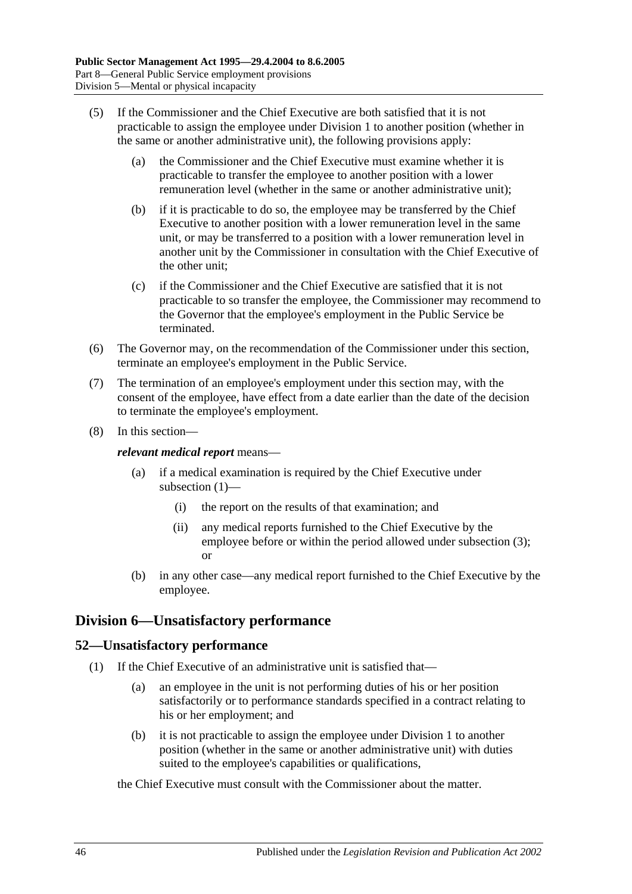(5) If the Commissioner and the Chief Executive are both satisfied that it is not practicable to assign the employee under Division 1 to another position (whether in the same or another administrative unit), the following provisions apply:

  (a) the Commissioner and the Chief Executive must examine whether it is practicable to transfer the employee to another position with a lower remuneration level (whether in the same or another administrative unit);

  (b) if it is practicable to do so, the employee may be transferred by the Chief Executive to another position with a lower remuneration level in the same unit, or may be transferred to a position with a lower remuneration level in another unit by the Commissioner in consultation with the Chief Executive of the other unit;

  (c) if the Commissioner and the Chief Executive are satisfied that it is not practicable to so transfer the employee, the Commissioner may recommend to the Governor that the employee's employment in the Public Service be terminated.

(6) The Governor may, on the recommendation of the Commissioner under this section, terminate an employee's employment in the Public Service.

(7) The termination of an employee's employment under this section may, with the consent of the employee, have effect from a date earlier than the date of the decision to terminate the employee's employment.

(8) In this section—

***relevant medical report*** means—

  (a) if a medical examination is required by the Chief Executive under subsection (1)—

    (i) the report on the results of that examination; and

    (ii) any medical reports furnished to the Chief Executive by the employee before or within the period allowed under subsection (3); or

  (b) in any other case—any medical report furnished to the Chief Executive by the employee.

## Division 6—Unsatisfactory performance

### 52—Unsatisfactory performance

(1) If the Chief Executive of an administrative unit is satisfied that—

  (a) an employee in the unit is not performing duties of his or her position satisfactorily or to performance standards specified in a contract relating to his or her employment; and

  (b) it is not practicable to assign the employee under Division 1 to another position (whether in the same or another administrative unit) with duties suited to the employee's capabilities or qualifications,

the Chief Executive must consult with the Commissioner about the matter.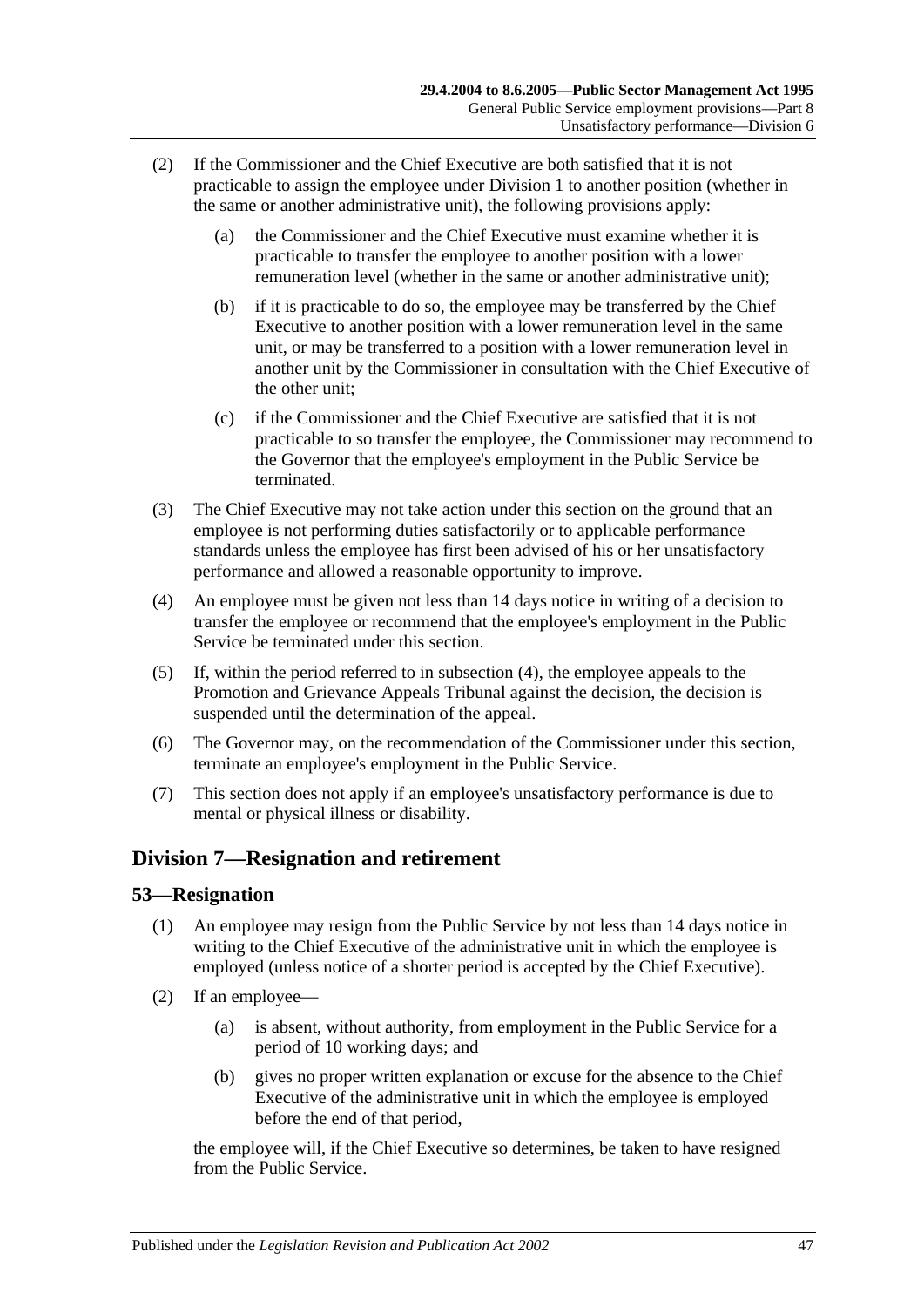(2) If the Commissioner and the Chief Executive are both satisfied that it is not practicable to assign the employee under Division 1 to another position (whether in the same or another administrative unit), the following provisions apply:

  (a) the Commissioner and the Chief Executive must examine whether it is practicable to transfer the employee to another position with a lower remuneration level (whether in the same or another administrative unit);

  (b) if it is practicable to do so, the employee may be transferred by the Chief Executive to another position with a lower remuneration level in the same unit, or may be transferred to a position with a lower remuneration level in another unit by the Commissioner in consultation with the Chief Executive of the other unit;

  (c) if the Commissioner and the Chief Executive are satisfied that it is not practicable to so transfer the employee, the Commissioner may recommend to the Governor that the employee's employment in the Public Service be terminated.

(3) The Chief Executive may not take action under this section on the ground that an employee is not performing duties satisfactorily or to applicable performance standards unless the employee has first been advised of his or her unsatisfactory performance and allowed a reasonable opportunity to improve.

(4) An employee must be given not less than 14 days notice in writing of a decision to transfer the employee or recommend that the employee's employment in the Public Service be terminated under this section.

(5) If, within the period referred to in subsection (4), the employee appeals to the Promotion and Grievance Appeals Tribunal against the decision, the decision is suspended until the determination of the appeal.

(6) The Governor may, on the recommendation of the Commissioner under this section, terminate an employee's employment in the Public Service.

(7) This section does not apply if an employee's unsatisfactory performance is due to mental or physical illness or disability.

## Division 7—Resignation and retirement

### 53—Resignation

(1) An employee may resign from the Public Service by not less than 14 days notice in writing to the Chief Executive of the administrative unit in which the employee is employed (unless notice of a shorter period is accepted by the Chief Executive).

(2) If an employee—

  (a) is absent, without authority, from employment in the Public Service for a period of 10 working days; and

  (b) gives no proper written explanation or excuse for the absence to the Chief Executive of the administrative unit in which the employee is employed before the end of that period,

the employee will, if the Chief Executive so determines, be taken to have resigned from the Public Service.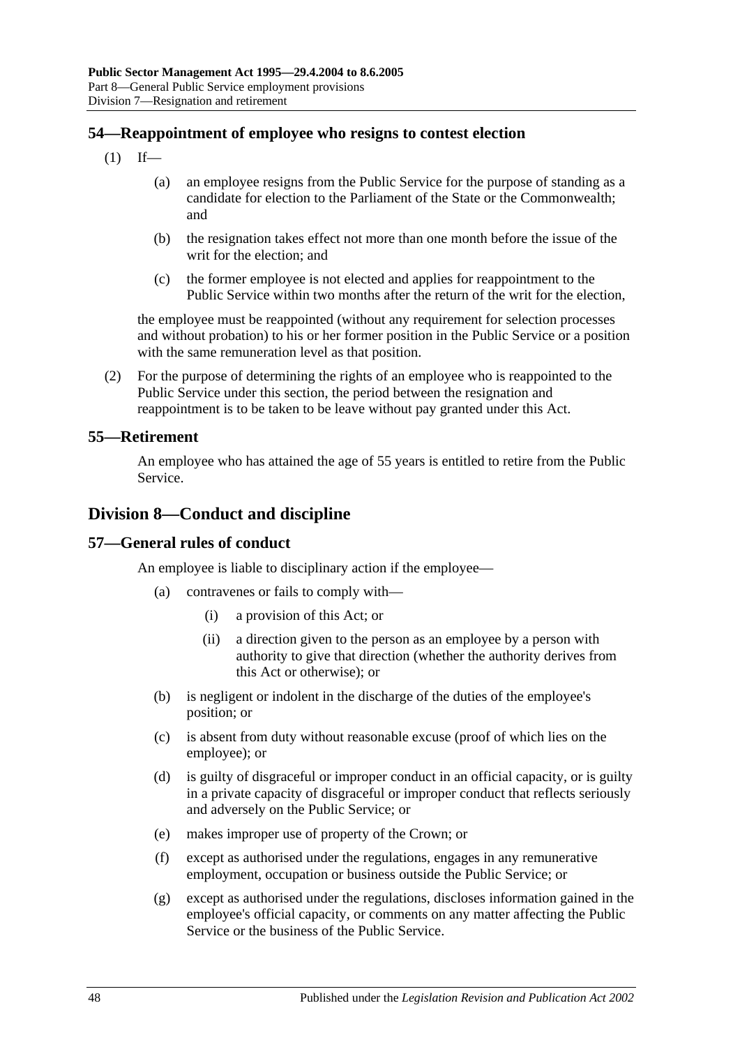## 54—Reappointment of employee who resigns to contest election

(1) If—

(a) an employee resigns from the Public Service for the purpose of standing as a candidate for election to the Parliament of the State or the Commonwealth; and

(b) the resignation takes effect not more than one month before the issue of the writ for the election; and

(c) the former employee is not elected and applies for reappointment to the Public Service within two months after the return of the writ for the election,

the employee must be reappointed (without any requirement for selection processes and without probation) to his or her former position in the Public Service or a position with the same remuneration level as that position.

(2) For the purpose of determining the rights of an employee who is reappointed to the Public Service under this section, the period between the resignation and reappointment is to be taken to be leave without pay granted under this Act.

## 55—Retirement

An employee who has attained the age of 55 years is entitled to retire from the Public Service.

# Division 8—Conduct and discipline

## 57—General rules of conduct

An employee is liable to disciplinary action if the employee—

(a) contravenes or fails to comply with—

(i) a provision of this Act; or

(ii) a direction given to the person as an employee by a person with authority to give that direction (whether the authority derives from this Act or otherwise); or

(b) is negligent or indolent in the discharge of the duties of the employee's position; or

(c) is absent from duty without reasonable excuse (proof of which lies on the employee); or

(d) is guilty of disgraceful or improper conduct in an official capacity, or is guilty in a private capacity of disgraceful or improper conduct that reflects seriously and adversely on the Public Service; or

(e) makes improper use of property of the Crown; or

(f) except as authorised under the regulations, engages in any remunerative employment, occupation or business outside the Public Service; or

(g) except as authorised under the regulations, discloses information gained in the employee's official capacity, or comments on any matter affecting the Public Service or the business of the Public Service.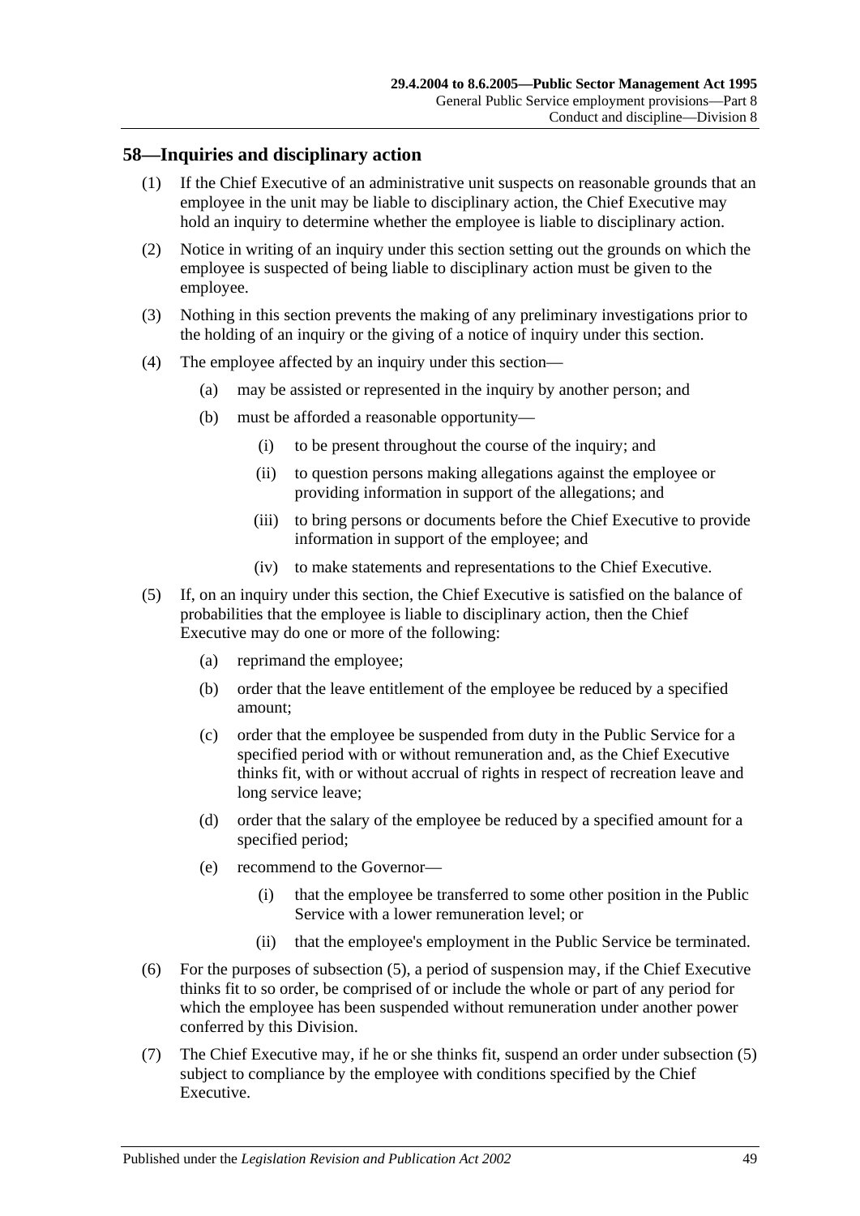## 58—Inquiries and disciplinary action

(1) If the Chief Executive of an administrative unit suspects on reasonable grounds that an employee in the unit may be liable to disciplinary action, the Chief Executive may hold an inquiry to determine whether the employee is liable to disciplinary action.

(2) Notice in writing of an inquiry under this section setting out the grounds on which the employee is suspected of being liable to disciplinary action must be given to the employee.

(3) Nothing in this section prevents the making of any preliminary investigations prior to the holding of an inquiry or the giving of a notice of inquiry under this section.

(4) The employee affected by an inquiry under this section—

- (a) may be assisted or represented in the inquiry by another person; and
- (b) must be afforded a reasonable opportunity—
  - (i) to be present throughout the course of the inquiry; and
  - (ii) to question persons making allegations against the employee or providing information in support of the allegations; and
  - (iii) to bring persons or documents before the Chief Executive to provide information in support of the employee; and
  - (iv) to make statements and representations to the Chief Executive.

(5) If, on an inquiry under this section, the Chief Executive is satisfied on the balance of probabilities that the employee is liable to disciplinary action, then the Chief Executive may do one or more of the following:

- (a) reprimand the employee;
- (b) order that the leave entitlement of the employee be reduced by a specified amount;
- (c) order that the employee be suspended from duty in the Public Service for a specified period with or without remuneration and, as the Chief Executive thinks fit, with or without accrual of rights in respect of recreation leave and long service leave;
- (d) order that the salary of the employee be reduced by a specified amount for a specified period;
- (e) recommend to the Governor—
  - (i) that the employee be transferred to some other position in the Public Service with a lower remuneration level; or
  - (ii) that the employee's employment in the Public Service be terminated.

(6) For the purposes of subsection (5), a period of suspension may, if the Chief Executive thinks fit to so order, be comprised of or include the whole or part of any period for which the employee has been suspended without remuneration under another power conferred by this Division.

(7) The Chief Executive may, if he or she thinks fit, suspend an order under subsection (5) subject to compliance by the employee with conditions specified by the Chief Executive.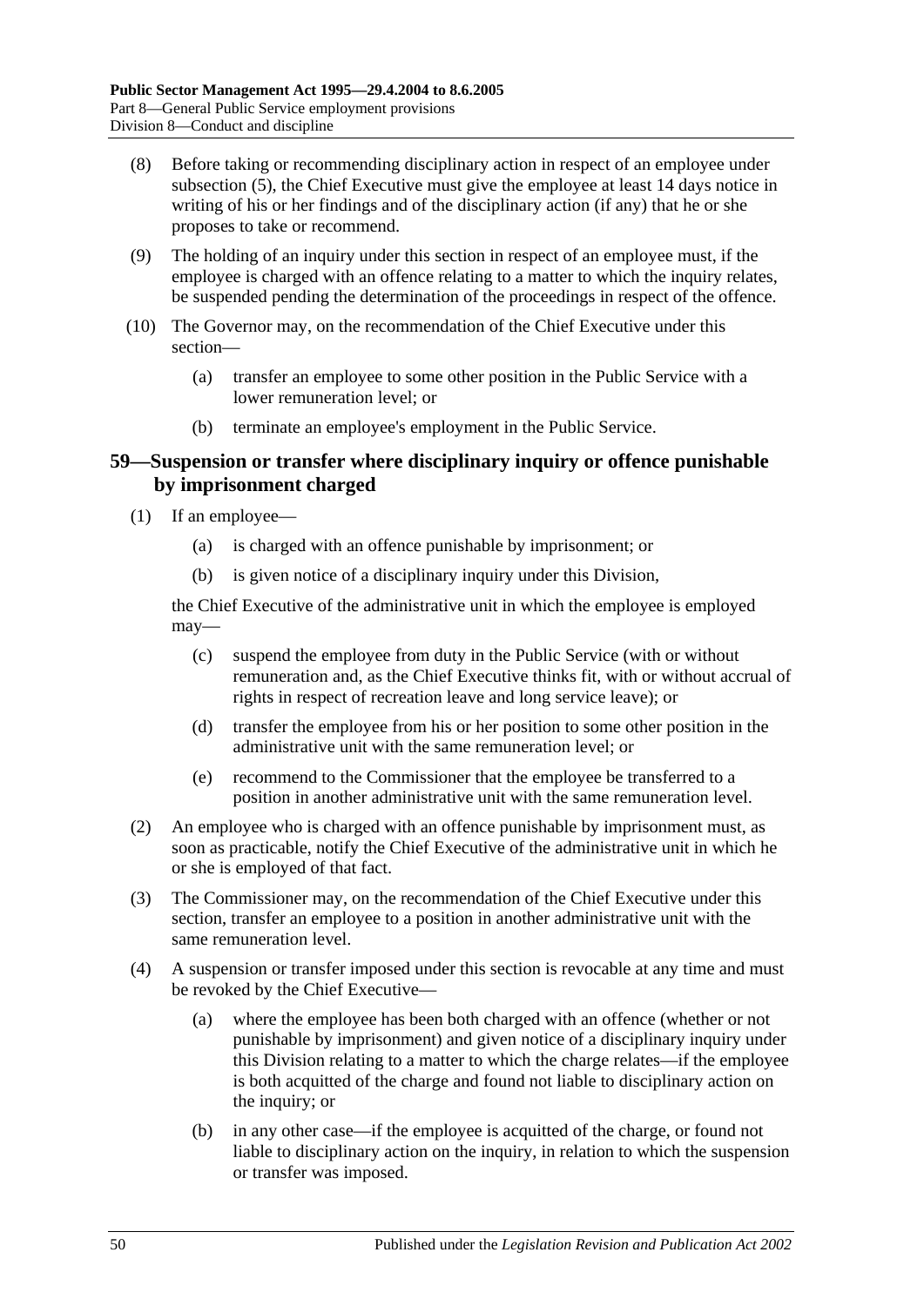(8) Before taking or recommending disciplinary action in respect of an employee under subsection (5), the Chief Executive must give the employee at least 14 days notice in writing of his or her findings and of the disciplinary action (if any) that he or she proposes to take or recommend.

(9) The holding of an inquiry under this section in respect of an employee must, if the employee is charged with an offence relating to a matter to which the inquiry relates, be suspended pending the determination of the proceedings in respect of the offence.

(10) The Governor may, on the recommendation of the Chief Executive under this section—

(a) transfer an employee to some other position in the Public Service with a lower remuneration level; or

(b) terminate an employee's employment in the Public Service.

## 59—Suspension or transfer where disciplinary inquiry or offence punishable by imprisonment charged

(1) If an employee—

(a) is charged with an offence punishable by imprisonment; or

(b) is given notice of a disciplinary inquiry under this Division,

the Chief Executive of the administrative unit in which the employee is employed may—

(c) suspend the employee from duty in the Public Service (with or without remuneration and, as the Chief Executive thinks fit, with or without accrual of rights in respect of recreation leave and long service leave); or

(d) transfer the employee from his or her position to some other position in the administrative unit with the same remuneration level; or

(e) recommend to the Commissioner that the employee be transferred to a position in another administrative unit with the same remuneration level.

(2) An employee who is charged with an offence punishable by imprisonment must, as soon as practicable, notify the Chief Executive of the administrative unit in which he or she is employed of that fact.

(3) The Commissioner may, on the recommendation of the Chief Executive under this section, transfer an employee to a position in another administrative unit with the same remuneration level.

(4) A suspension or transfer imposed under this section is revocable at any time and must be revoked by the Chief Executive—

(a) where the employee has been both charged with an offence (whether or not punishable by imprisonment) and given notice of a disciplinary inquiry under this Division relating to a matter to which the charge relates—if the employee is both acquitted of the charge and found not liable to disciplinary action on the inquiry; or

(b) in any other case—if the employee is acquitted of the charge, or found not liable to disciplinary action on the inquiry, in relation to which the suspension or transfer was imposed.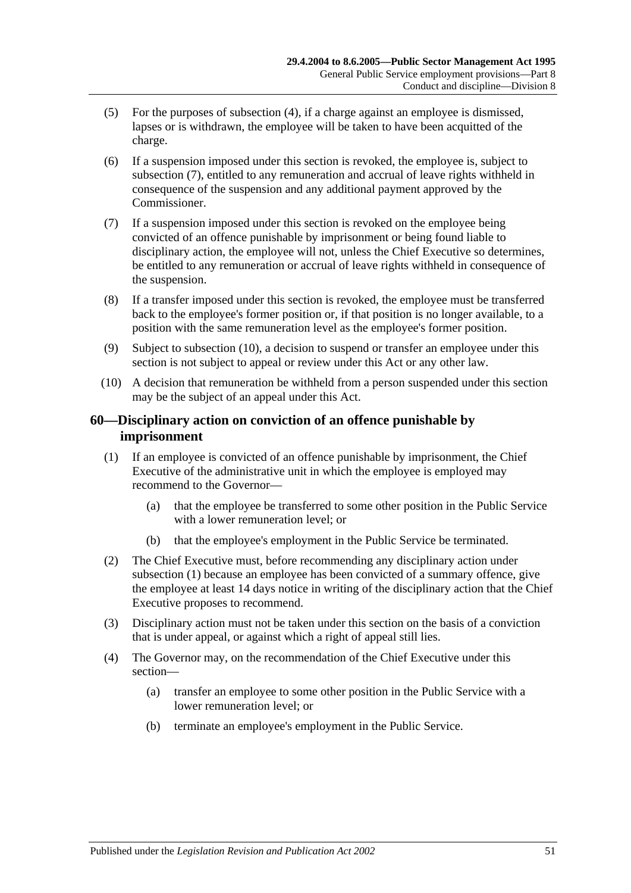(5) For the purposes of subsection (4), if a charge against an employee is dismissed, lapses or is withdrawn, the employee will be taken to have been acquitted of the charge.

(6) If a suspension imposed under this section is revoked, the employee is, subject to subsection (7), entitled to any remuneration and accrual of leave rights withheld in consequence of the suspension and any additional payment approved by the Commissioner.

(7) If a suspension imposed under this section is revoked on the employee being convicted of an offence punishable by imprisonment or being found liable to disciplinary action, the employee will not, unless the Chief Executive so determines, be entitled to any remuneration or accrual of leave rights withheld in consequence of the suspension.

(8) If a transfer imposed under this section is revoked, the employee must be transferred back to the employee's former position or, if that position is no longer available, to a position with the same remuneration level as the employee's former position.

(9) Subject to subsection (10), a decision to suspend or transfer an employee under this section is not subject to appeal or review under this Act or any other law.

(10) A decision that remuneration be withheld from a person suspended under this section may be the subject of an appeal under this Act.

## 60—Disciplinary action on conviction of an offence punishable by imprisonment

(1) If an employee is convicted of an offence punishable by imprisonment, the Chief Executive of the administrative unit in which the employee is employed may recommend to the Governor—

(a) that the employee be transferred to some other position in the Public Service with a lower remuneration level; or

(b) that the employee's employment in the Public Service be terminated.

(2) The Chief Executive must, before recommending any disciplinary action under subsection (1) because an employee has been convicted of a summary offence, give the employee at least 14 days notice in writing of the disciplinary action that the Chief Executive proposes to recommend.

(3) Disciplinary action must not be taken under this section on the basis of a conviction that is under appeal, or against which a right of appeal still lies.

(4) The Governor may, on the recommendation of the Chief Executive under this section—

(a) transfer an employee to some other position in the Public Service with a lower remuneration level; or

(b) terminate an employee's employment in the Public Service.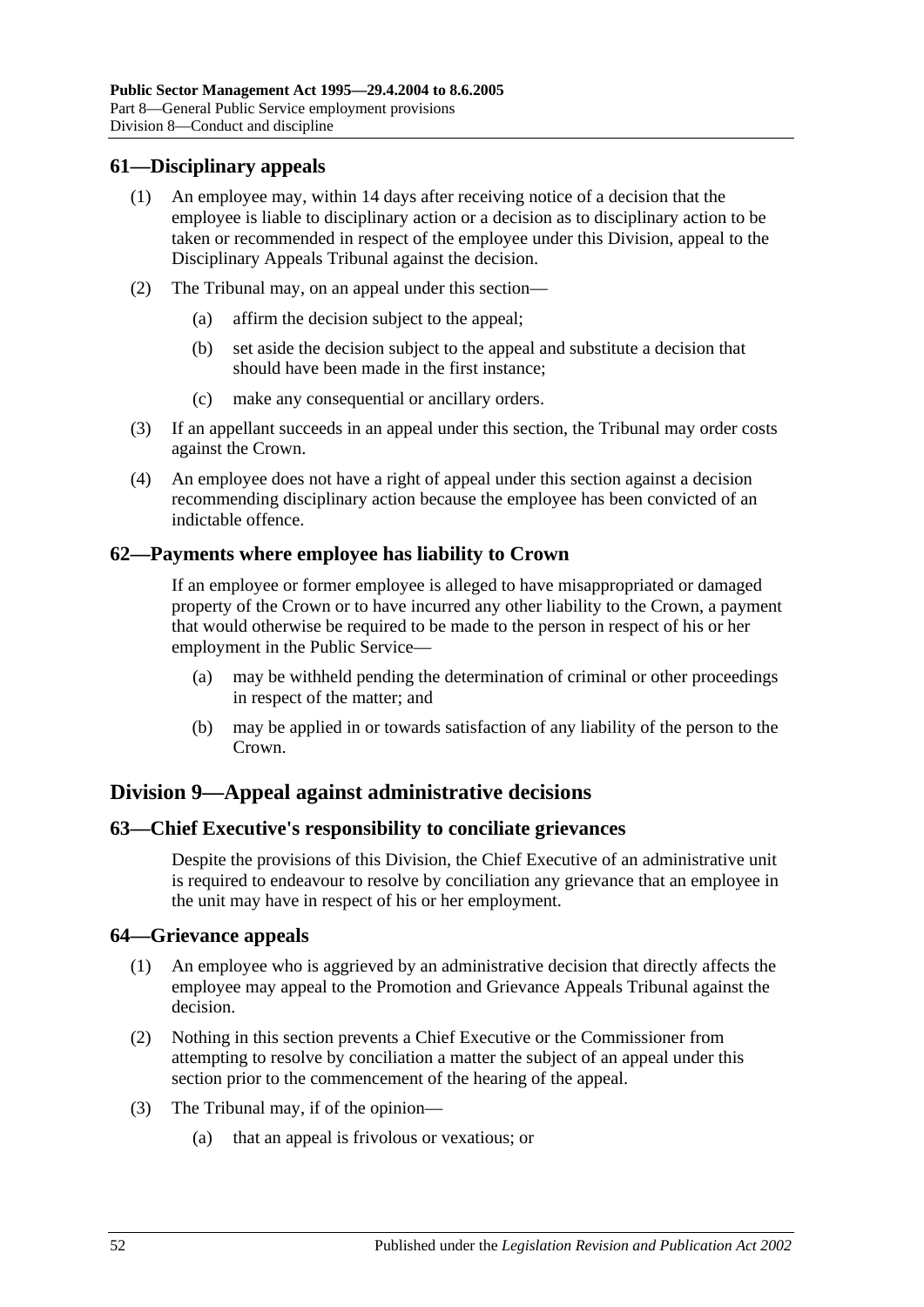## 61—Disciplinary appeals

(1) An employee may, within 14 days after receiving notice of a decision that the employee is liable to disciplinary action or a decision as to disciplinary action to be taken or recommended in respect of the employee under this Division, appeal to the Disciplinary Appeals Tribunal against the decision.

(2) The Tribunal may, on an appeal under this section—

(a) affirm the decision subject to the appeal;

(b) set aside the decision subject to the appeal and substitute a decision that should have been made in the first instance;

(c) make any consequential or ancillary orders.

(3) If an appellant succeeds in an appeal under this section, the Tribunal may order costs against the Crown.

(4) An employee does not have a right of appeal under this section against a decision recommending disciplinary action because the employee has been convicted of an indictable offence.

## 62—Payments where employee has liability to Crown

If an employee or former employee is alleged to have misappropriated or damaged property of the Crown or to have incurred any other liability to the Crown, a payment that would otherwise be required to be made to the person in respect of his or her employment in the Public Service—

(a) may be withheld pending the determination of criminal or other proceedings in respect of the matter; and

(b) may be applied in or towards satisfaction of any liability of the person to the Crown.

# Division 9—Appeal against administrative decisions

## 63—Chief Executive's responsibility to conciliate grievances

Despite the provisions of this Division, the Chief Executive of an administrative unit is required to endeavour to resolve by conciliation any grievance that an employee in the unit may have in respect of his or her employment.

## 64—Grievance appeals

(1) An employee who is aggrieved by an administrative decision that directly affects the employee may appeal to the Promotion and Grievance Appeals Tribunal against the decision.

(2) Nothing in this section prevents a Chief Executive or the Commissioner from attempting to resolve by conciliation a matter the subject of an appeal under this section prior to the commencement of the hearing of the appeal.

(3) The Tribunal may, if of the opinion—

(a) that an appeal is frivolous or vexatious; or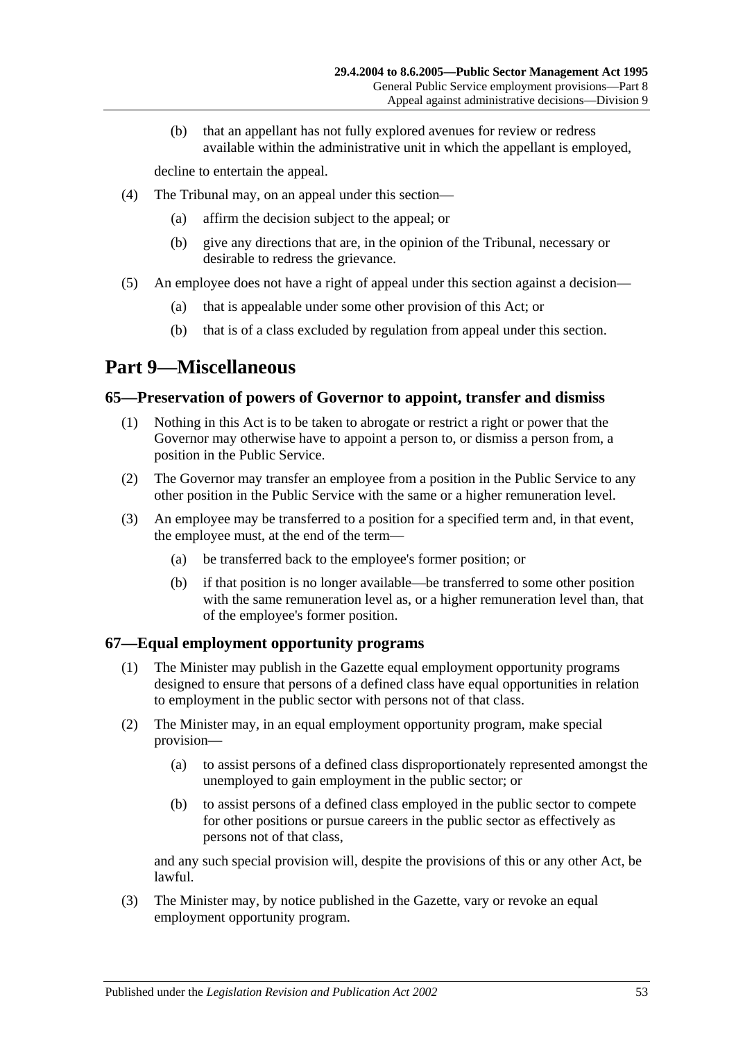(b) that an appellant has not fully explored avenues for review or redress available within the administrative unit in which the appellant is employed,

decline to entertain the appeal.

(4) The Tribunal may, on an appeal under this section—

(a) affirm the decision subject to the appeal; or

(b) give any directions that are, in the opinion of the Tribunal, necessary or desirable to redress the grievance.

(5) An employee does not have a right of appeal under this section against a decision—

(a) that is appealable under some other provision of this Act; or

(b) that is of a class excluded by regulation from appeal under this section.

# Part 9—Miscellaneous

## 65—Preservation of powers of Governor to appoint, transfer and dismiss

(1) Nothing in this Act is to be taken to abrogate or restrict a right or power that the Governor may otherwise have to appoint a person to, or dismiss a person from, a position in the Public Service.

(2) The Governor may transfer an employee from a position in the Public Service to any other position in the Public Service with the same or a higher remuneration level.

(3) An employee may be transferred to a position for a specified term and, in that event, the employee must, at the end of the term—

(a) be transferred back to the employee's former position; or

(b) if that position is no longer available—be transferred to some other position with the same remuneration level as, or a higher remuneration level than, that of the employee's former position.

## 67—Equal employment opportunity programs

(1) The Minister may publish in the Gazette equal employment opportunity programs designed to ensure that persons of a defined class have equal opportunities in relation to employment in the public sector with persons not of that class.

(2) The Minister may, in an equal employment opportunity program, make special provision—

(a) to assist persons of a defined class disproportionately represented amongst the unemployed to gain employment in the public sector; or

(b) to assist persons of a defined class employed in the public sector to compete for other positions or pursue careers in the public sector as effectively as persons not of that class,

and any such special provision will, despite the provisions of this or any other Act, be lawful.

(3) The Minister may, by notice published in the Gazette, vary or revoke an equal employment opportunity program.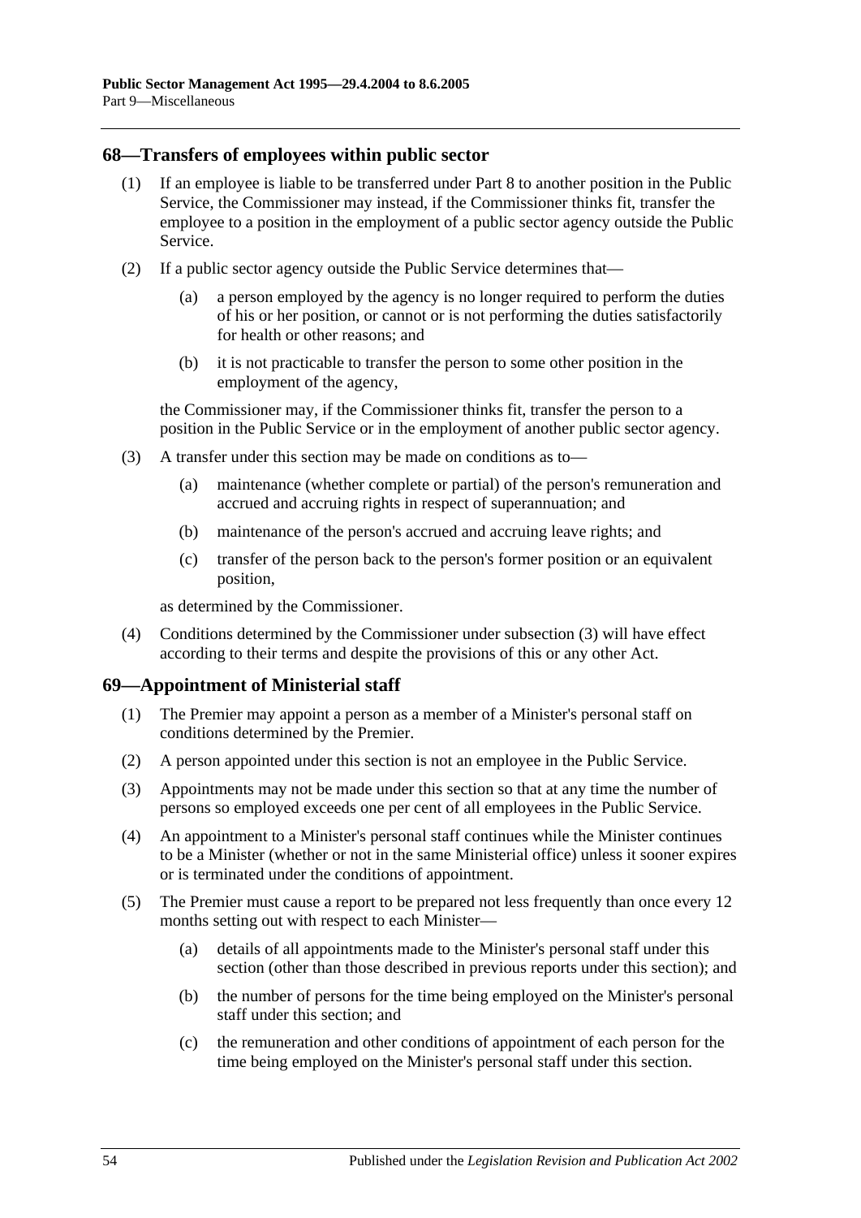## 68—Transfers of employees within public sector

(1) If an employee is liable to be transferred under Part 8 to another position in the Public Service, the Commissioner may instead, if the Commissioner thinks fit, transfer the employee to a position in the employment of a public sector agency outside the Public Service.

(2) If a public sector agency outside the Public Service determines that—

 (a) a person employed by the agency is no longer required to perform the duties of his or her position, or cannot or is not performing the duties satisfactorily for health or other reasons; and

 (b) it is not practicable to transfer the person to some other position in the employment of the agency,

the Commissioner may, if the Commissioner thinks fit, transfer the person to a position in the Public Service or in the employment of another public sector agency.

(3) A transfer under this section may be made on conditions as to—

 (a) maintenance (whether complete or partial) of the person's remuneration and accrued and accruing rights in respect of superannuation; and

 (b) maintenance of the person's accrued and accruing leave rights; and

 (c) transfer of the person back to the person's former position or an equivalent position,

as determined by the Commissioner.

(4) Conditions determined by the Commissioner under subsection (3) will have effect according to their terms and despite the provisions of this or any other Act.

## 69—Appointment of Ministerial staff

(1) The Premier may appoint a person as a member of a Minister's personal staff on conditions determined by the Premier.

(2) A person appointed under this section is not an employee in the Public Service.

(3) Appointments may not be made under this section so that at any time the number of persons so employed exceeds one per cent of all employees in the Public Service.

(4) An appointment to a Minister's personal staff continues while the Minister continues to be a Minister (whether or not in the same Ministerial office) unless it sooner expires or is terminated under the conditions of appointment.

(5) The Premier must cause a report to be prepared not less frequently than once every 12 months setting out with respect to each Minister—

 (a) details of all appointments made to the Minister's personal staff under this section (other than those described in previous reports under this section); and

 (b) the number of persons for the time being employed on the Minister's personal staff under this section; and

 (c) the remuneration and other conditions of appointment of each person for the time being employed on the Minister's personal staff under this section.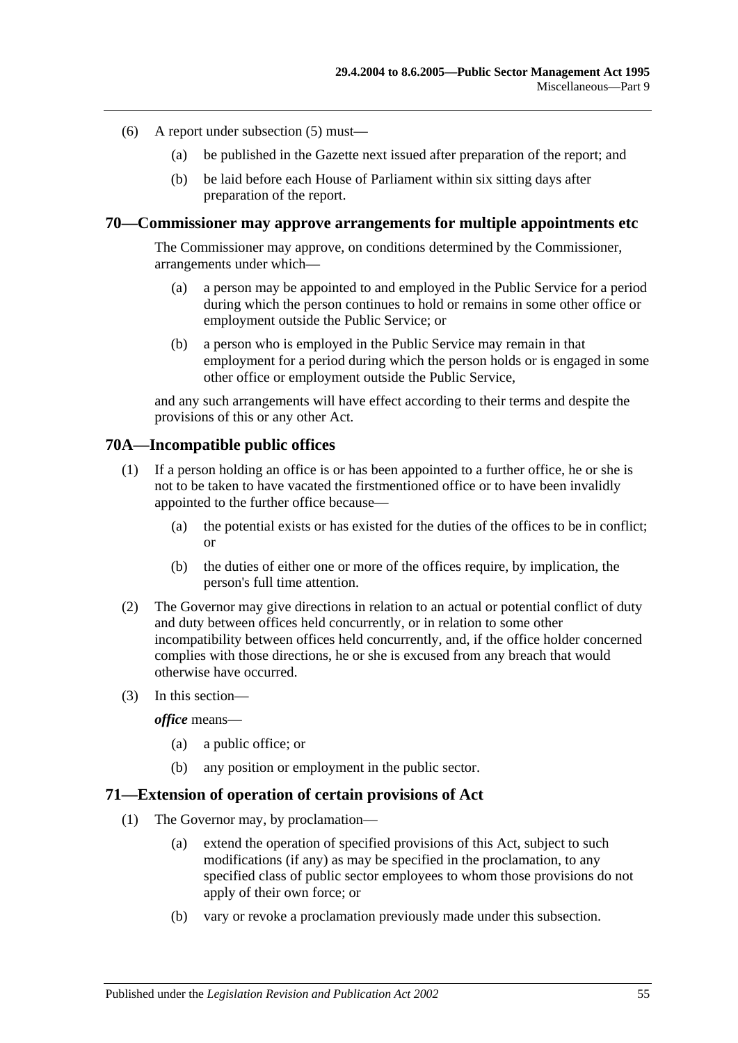(6) A report under subsection (5) must—

(a) be published in the Gazette next issued after preparation of the report; and

(b) be laid before each House of Parliament within six sitting days after preparation of the report.

## 70—Commissioner may approve arrangements for multiple appointments etc

The Commissioner may approve, on conditions determined by the Commissioner, arrangements under which—

(a) a person may be appointed to and employed in the Public Service for a period during which the person continues to hold or remains in some other office or employment outside the Public Service; or

(b) a person who is employed in the Public Service may remain in that employment for a period during which the person holds or is engaged in some other office or employment outside the Public Service,

and any such arrangements will have effect according to their terms and despite the provisions of this or any other Act.

## 70A—Incompatible public offices

(1) If a person holding an office is or has been appointed to a further office, he or she is not to be taken to have vacated the firstmentioned office or to have been invalidly appointed to the further office because—

(a) the potential exists or has existed for the duties of the offices to be in conflict; or

(b) the duties of either one or more of the offices require, by implication, the person's full time attention.

(2) The Governor may give directions in relation to an actual or potential conflict of duty and duty between offices held concurrently, or in relation to some other incompatibility between offices held concurrently, and, if the office holder concerned complies with those directions, he or she is excused from any breach that would otherwise have occurred.

(3) In this section—

***office*** means—

(a) a public office; or

(b) any position or employment in the public sector.

## 71—Extension of operation of certain provisions of Act

(1) The Governor may, by proclamation—

(a) extend the operation of specified provisions of this Act, subject to such modifications (if any) as may be specified in the proclamation, to any specified class of public sector employees to whom those provisions do not apply of their own force; or

(b) vary or revoke a proclamation previously made under this subsection.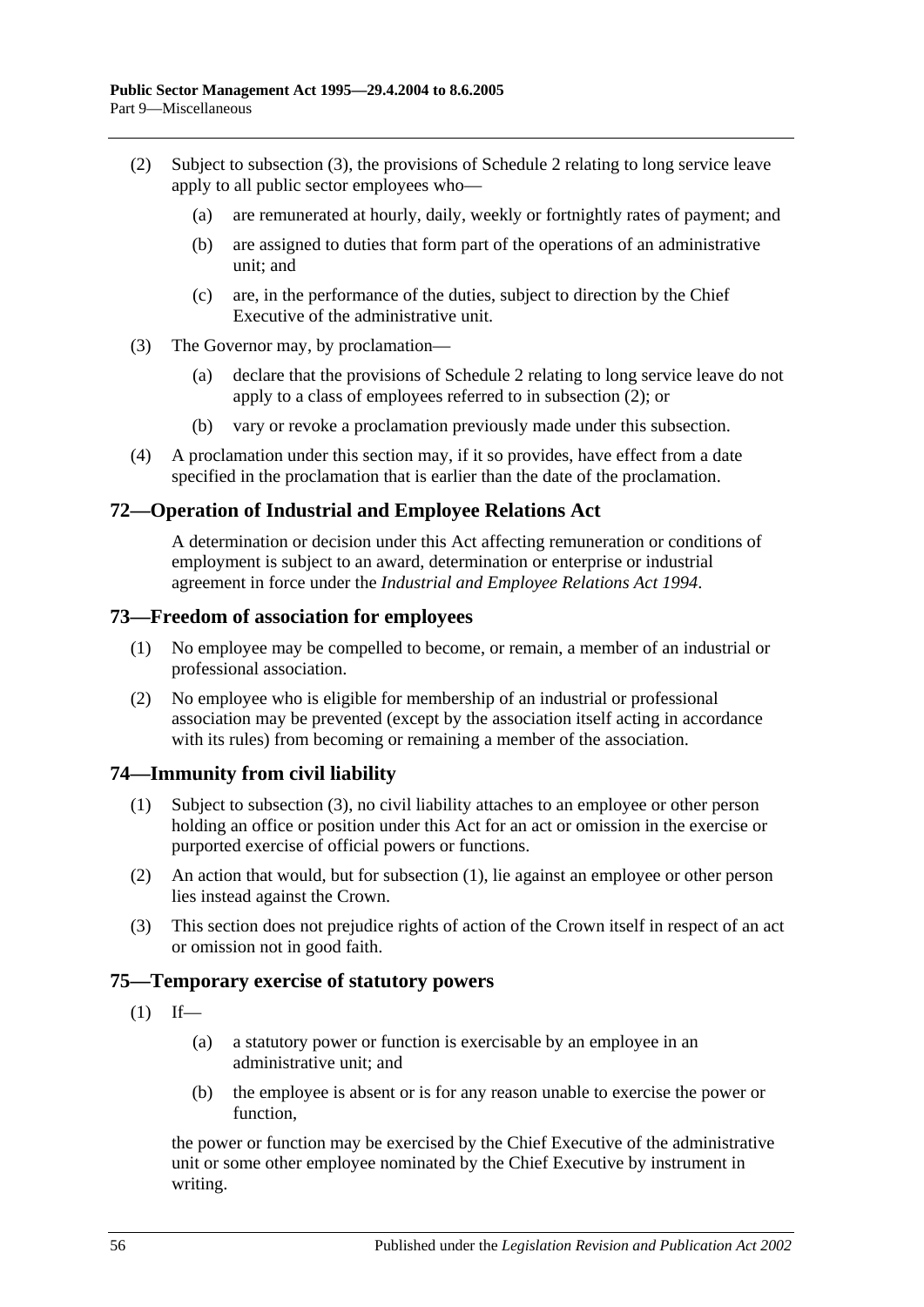(2) Subject to subsection (3), the provisions of Schedule 2 relating to long service leave apply to all public sector employees who—

(a) are remunerated at hourly, daily, weekly or fortnightly rates of payment; and

(b) are assigned to duties that form part of the operations of an administrative unit; and

(c) are, in the performance of the duties, subject to direction by the Chief Executive of the administrative unit.

(3) The Governor may, by proclamation—

(a) declare that the provisions of Schedule 2 relating to long service leave do not apply to a class of employees referred to in subsection (2); or

(b) vary or revoke a proclamation previously made under this subsection.

(4) A proclamation under this section may, if it so provides, have effect from a date specified in the proclamation that is earlier than the date of the proclamation.

## 72—Operation of Industrial and Employee Relations Act

A determination or decision under this Act affecting remuneration or conditions of employment is subject to an award, determination or enterprise or industrial agreement in force under the *Industrial and Employee Relations Act 1994*.

## 73—Freedom of association for employees

(1) No employee may be compelled to become, or remain, a member of an industrial or professional association.

(2) No employee who is eligible for membership of an industrial or professional association may be prevented (except by the association itself acting in accordance with its rules) from becoming or remaining a member of the association.

## 74—Immunity from civil liability

(1) Subject to subsection (3), no civil liability attaches to an employee or other person holding an office or position under this Act for an act or omission in the exercise or purported exercise of official powers or functions.

(2) An action that would, but for subsection (1), lie against an employee or other person lies instead against the Crown.

(3) This section does not prejudice rights of action of the Crown itself in respect of an act or omission not in good faith.

## 75—Temporary exercise of statutory powers

(1) If—

(a) a statutory power or function is exercisable by an employee in an administrative unit; and

(b) the employee is absent or is for any reason unable to exercise the power or function,

the power or function may be exercised by the Chief Executive of the administrative unit or some other employee nominated by the Chief Executive by instrument in writing.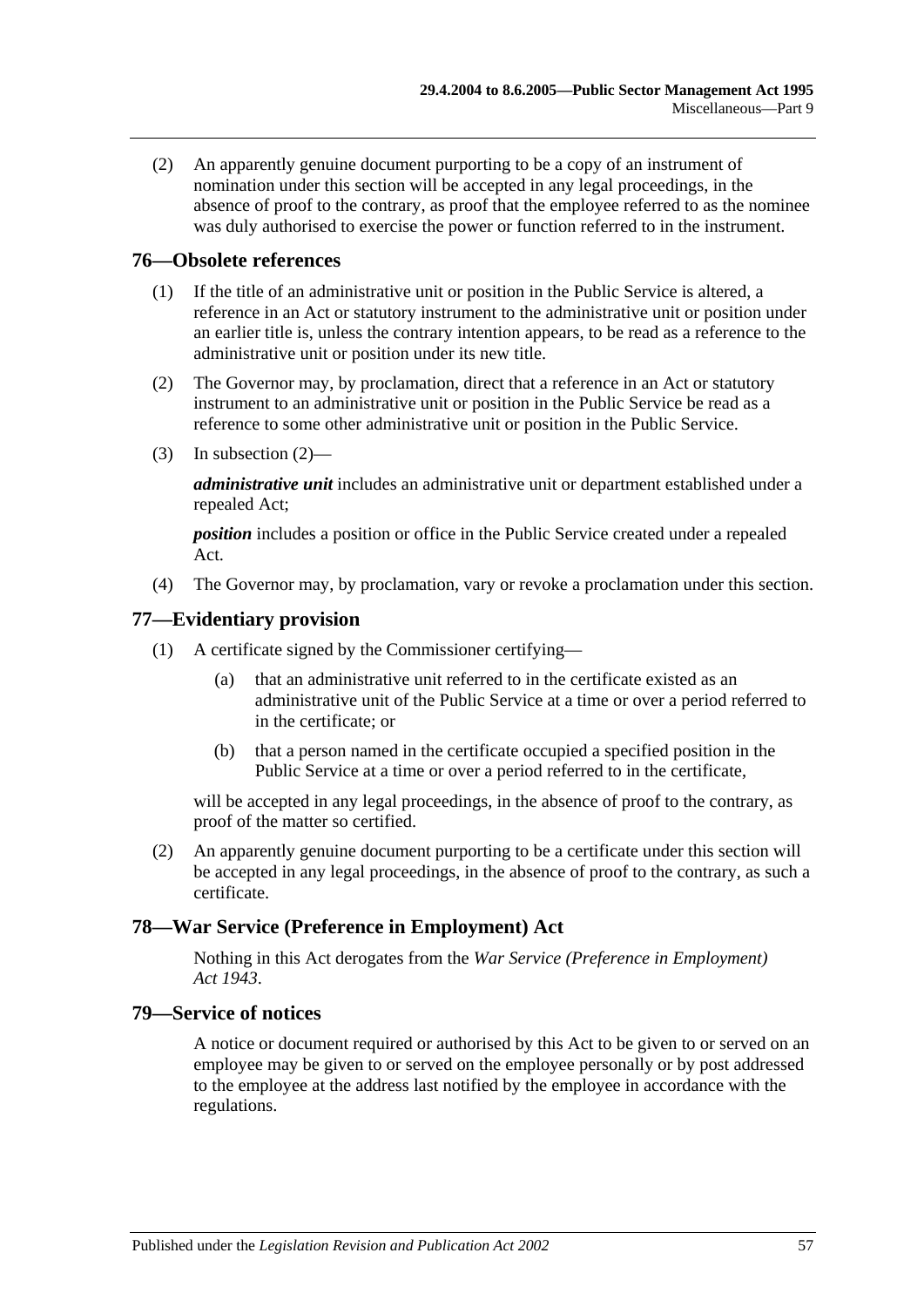(2) An apparently genuine document purporting to be a copy of an instrument of nomination under this section will be accepted in any legal proceedings, in the absence of proof to the contrary, as proof that the employee referred to as the nominee was duly authorised to exercise the power or function referred to in the instrument.

## 76—Obsolete references

(1) If the title of an administrative unit or position in the Public Service is altered, a reference in an Act or statutory instrument to the administrative unit or position under an earlier title is, unless the contrary intention appears, to be read as a reference to the administrative unit or position under its new title.

(2) The Governor may, by proclamation, direct that a reference in an Act or statutory instrument to an administrative unit or position in the Public Service be read as a reference to some other administrative unit or position in the Public Service.

(3) In subsection (2)—

***administrative unit*** includes an administrative unit or department established under a repealed Act;

***position*** includes a position or office in the Public Service created under a repealed Act.

(4) The Governor may, by proclamation, vary or revoke a proclamation under this section.

## 77—Evidentiary provision

(1) A certificate signed by the Commissioner certifying—

(a) that an administrative unit referred to in the certificate existed as an administrative unit of the Public Service at a time or over a period referred to in the certificate; or

(b) that a person named in the certificate occupied a specified position in the Public Service at a time or over a period referred to in the certificate,

will be accepted in any legal proceedings, in the absence of proof to the contrary, as proof of the matter so certified.

(2) An apparently genuine document purporting to be a certificate under this section will be accepted in any legal proceedings, in the absence of proof to the contrary, as such a certificate.

## 78—War Service (Preference in Employment) Act

Nothing in this Act derogates from the *War Service (Preference in Employment) Act 1943*.

## 79—Service of notices

A notice or document required or authorised by this Act to be given to or served on an employee may be given to or served on the employee personally or by post addressed to the employee at the address last notified by the employee in accordance with the regulations.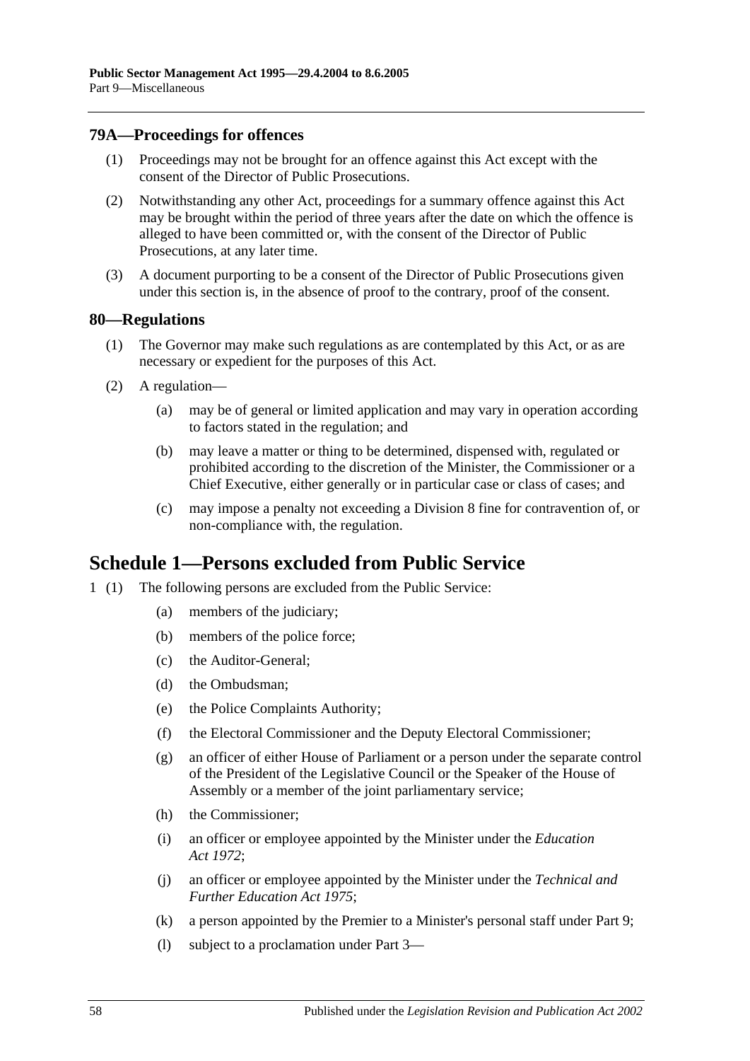## 79A—Proceedings for offences

(1) Proceedings may not be brought for an offence against this Act except with the consent of the Director of Public Prosecutions.

(2) Notwithstanding any other Act, proceedings for a summary offence against this Act may be brought within the period of three years after the date on which the offence is alleged to have been committed or, with the consent of the Director of Public Prosecutions, at any later time.

(3) A document purporting to be a consent of the Director of Public Prosecutions given under this section is, in the absence of proof to the contrary, proof of the consent.

## 80—Regulations

(1) The Governor may make such regulations as are contemplated by this Act, or as are necessary or expedient for the purposes of this Act.

(2) A regulation—

- (a) may be of general or limited application and may vary in operation according to factors stated in the regulation; and
- (b) may leave a matter or thing to be determined, dispensed with, regulated or prohibited according to the discretion of the Minister, the Commissioner or a Chief Executive, either generally or in particular case or class of cases; and
- (c) may impose a penalty not exceeding a Division 8 fine for contravention of, or non-compliance with, the regulation.

# Schedule 1—Persons excluded from Public Service

1 (1) The following persons are excluded from the Public Service:

- (a) members of the judiciary;
- (b) members of the police force;
- (c) the Auditor-General;
- (d) the Ombudsman;
- (e) the Police Complaints Authority;
- (f) the Electoral Commissioner and the Deputy Electoral Commissioner;
- (g) an officer of either House of Parliament or a person under the separate control of the President of the Legislative Council or the Speaker of the House of Assembly or a member of the joint parliamentary service;
- (h) the Commissioner;
- (i) an officer or employee appointed by the Minister under the *Education Act 1972*;
- (j) an officer or employee appointed by the Minister under the *Technical and Further Education Act 1975*;
- (k) a person appointed by the Premier to a Minister's personal staff under Part 9;
- (l) subject to a proclamation under Part 3—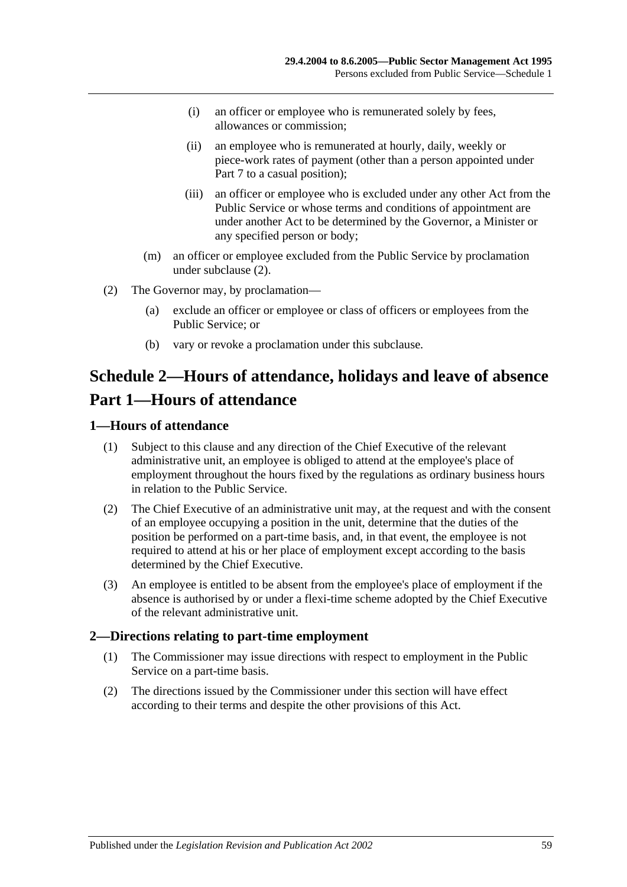(i) an officer or employee who is remunerated solely by fees, allowances or commission;

(ii) an employee who is remunerated at hourly, daily, weekly or piece-work rates of payment (other than a person appointed under Part 7 to a casual position);

(iii) an officer or employee who is excluded under any other Act from the Public Service or whose terms and conditions of appointment are under another Act to be determined by the Governor, a Minister or any specified person or body;

(m) an officer or employee excluded from the Public Service by proclamation under subclause (2).

(2) The Governor may, by proclamation—

(a) exclude an officer or employee or class of officers or employees from the Public Service; or

(b) vary or revoke a proclamation under this subclause.

# Schedule 2—Hours of attendance, holidays and leave of absence

# Part 1—Hours of attendance

## 1—Hours of attendance

(1) Subject to this clause and any direction of the Chief Executive of the relevant administrative unit, an employee is obliged to attend at the employee's place of employment throughout the hours fixed by the regulations as ordinary business hours in relation to the Public Service.

(2) The Chief Executive of an administrative unit may, at the request and with the consent of an employee occupying a position in the unit, determine that the duties of the position be performed on a part-time basis, and, in that event, the employee is not required to attend at his or her place of employment except according to the basis determined by the Chief Executive.

(3) An employee is entitled to be absent from the employee's place of employment if the absence is authorised by or under a flexi-time scheme adopted by the Chief Executive of the relevant administrative unit.

## 2—Directions relating to part-time employment

(1) The Commissioner may issue directions with respect to employment in the Public Service on a part-time basis.

(2) The directions issued by the Commissioner under this section will have effect according to their terms and despite the other provisions of this Act.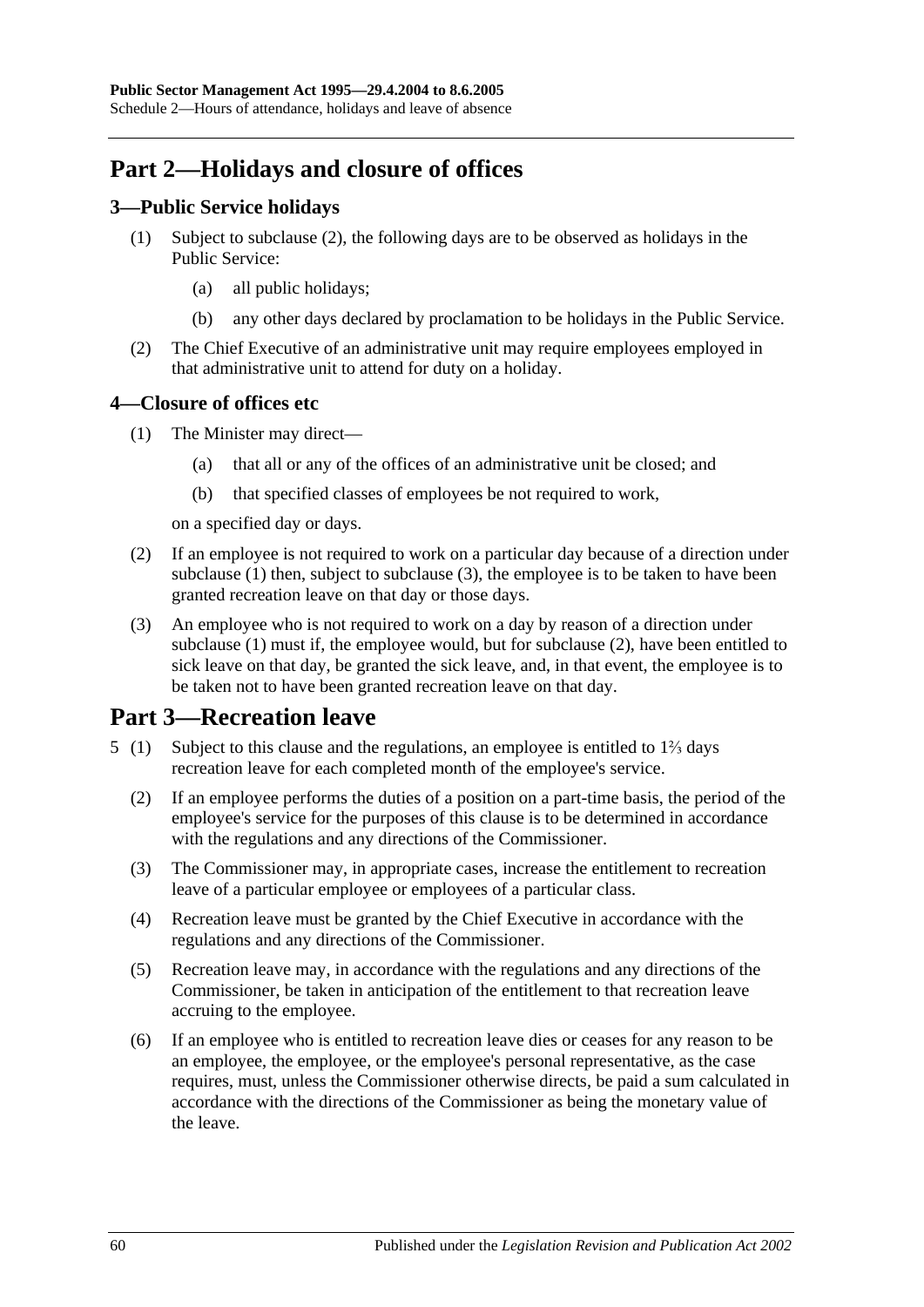## Part 2—Holidays and closure of offices

### 3—Public Service holidays

(1) Subject to subclause (2), the following days are to be observed as holidays in the Public Service:

(a) all public holidays;

(b) any other days declared by proclamation to be holidays in the Public Service.

(2) The Chief Executive of an administrative unit may require employees employed in that administrative unit to attend for duty on a holiday.

### 4—Closure of offices etc

(1) The Minister may direct—

(a) that all or any of the offices of an administrative unit be closed; and

(b) that specified classes of employees be not required to work,

on a specified day or days.

(2) If an employee is not required to work on a particular day because of a direction under subclause (1) then, subject to subclause (3), the employee is to be taken to have been granted recreation leave on that day or those days.

(3) An employee who is not required to work on a day by reason of a direction under subclause (1) must if, the employee would, but for subclause (2), have been entitled to sick leave on that day, be granted the sick leave, and, in that event, the employee is to be taken not to have been granted recreation leave on that day.

## Part 3—Recreation leave

5 (1) Subject to this clause and the regulations, an employee is entitled to 1⅔ days recreation leave for each completed month of the employee's service.

(2) If an employee performs the duties of a position on a part-time basis, the period of the employee's service for the purposes of this clause is to be determined in accordance with the regulations and any directions of the Commissioner.

(3) The Commissioner may, in appropriate cases, increase the entitlement to recreation leave of a particular employee or employees of a particular class.

(4) Recreation leave must be granted by the Chief Executive in accordance with the regulations and any directions of the Commissioner.

(5) Recreation leave may, in accordance with the regulations and any directions of the Commissioner, be taken in anticipation of the entitlement to that recreation leave accruing to the employee.

(6) If an employee who is entitled to recreation leave dies or ceases for any reason to be an employee, the employee, or the employee's personal representative, as the case requires, must, unless the Commissioner otherwise directs, be paid a sum calculated in accordance with the directions of the Commissioner as being the monetary value of the leave.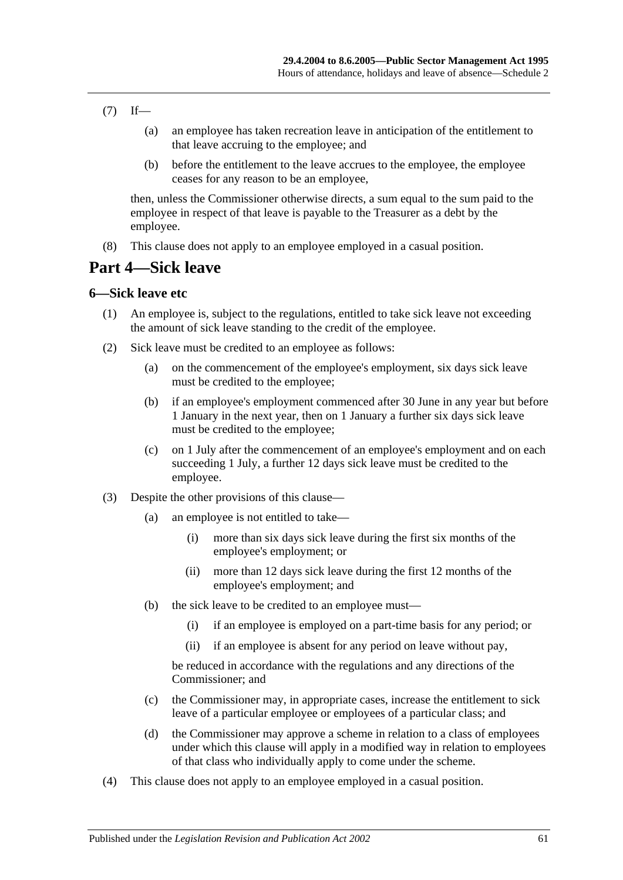(7) If—

  (a) an employee has taken recreation leave in anticipation of the entitlement to that leave accruing to the employee; and

  (b) before the entitlement to the leave accrues to the employee, the employee ceases for any reason to be an employee,

then, unless the Commissioner otherwise directs, a sum equal to the sum paid to the employee in respect of that leave is payable to the Treasurer as a debt by the employee.

(8) This clause does not apply to an employee employed in a casual position.

# Part 4—Sick leave

## 6—Sick leave etc

(1) An employee is, subject to the regulations, entitled to take sick leave not exceeding the amount of sick leave standing to the credit of the employee.

(2) Sick leave must be credited to an employee as follows:

  (a) on the commencement of the employee's employment, six days sick leave must be credited to the employee;

  (b) if an employee's employment commenced after 30 June in any year but before 1 January in the next year, then on 1 January a further six days sick leave must be credited to the employee;

  (c) on 1 July after the commencement of an employee's employment and on each succeeding 1 July, a further 12 days sick leave must be credited to the employee.

(3) Despite the other provisions of this clause—

  (a) an employee is not entitled to take—

    (i) more than six days sick leave during the first six months of the employee's employment; or

    (ii) more than 12 days sick leave during the first 12 months of the employee's employment; and

  (b) the sick leave to be credited to an employee must—

    (i) if an employee is employed on a part-time basis for any period; or

    (ii) if an employee is absent for any period on leave without pay,

  be reduced in accordance with the regulations and any directions of the Commissioner; and

  (c) the Commissioner may, in appropriate cases, increase the entitlement to sick leave of a particular employee or employees of a particular class; and

  (d) the Commissioner may approve a scheme in relation to a class of employees under which this clause will apply in a modified way in relation to employees of that class who individually apply to come under the scheme.

(4) This clause does not apply to an employee employed in a casual position.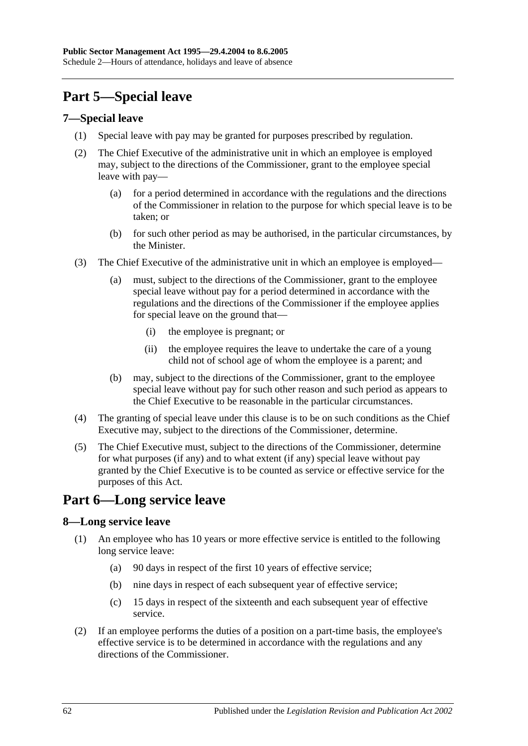# Part 5—Special leave

## 7—Special leave

(1) Special leave with pay may be granted for purposes prescribed by regulation.

(2) The Chief Executive of the administrative unit in which an employee is employed may, subject to the directions of the Commissioner, grant to the employee special leave with pay—

 (a) for a period determined in accordance with the regulations and the directions of the Commissioner in relation to the purpose for which special leave is to be taken; or

 (b) for such other period as may be authorised, in the particular circumstances, by the Minister.

(3) The Chief Executive of the administrative unit in which an employee is employed—

 (a) must, subject to the directions of the Commissioner, grant to the employee special leave without pay for a period determined in accordance with the regulations and the directions of the Commissioner if the employee applies for special leave on the ground that—

  (i) the employee is pregnant; or

  (ii) the employee requires the leave to undertake the care of a young child not of school age of whom the employee is a parent; and

 (b) may, subject to the directions of the Commissioner, grant to the employee special leave without pay for such other reason and such period as appears to the Chief Executive to be reasonable in the particular circumstances.

(4) The granting of special leave under this clause is to be on such conditions as the Chief Executive may, subject to the directions of the Commissioner, determine.

(5) The Chief Executive must, subject to the directions of the Commissioner, determine for what purposes (if any) and to what extent (if any) special leave without pay granted by the Chief Executive is to be counted as service or effective service for the purposes of this Act.

# Part 6—Long service leave

## 8—Long service leave

(1) An employee who has 10 years or more effective service is entitled to the following long service leave:

 (a) 90 days in respect of the first 10 years of effective service;

 (b) nine days in respect of each subsequent year of effective service;

 (c) 15 days in respect of the sixteenth and each subsequent year of effective service.

(2) If an employee performs the duties of a position on a part-time basis, the employee's effective service is to be determined in accordance with the regulations and any directions of the Commissioner.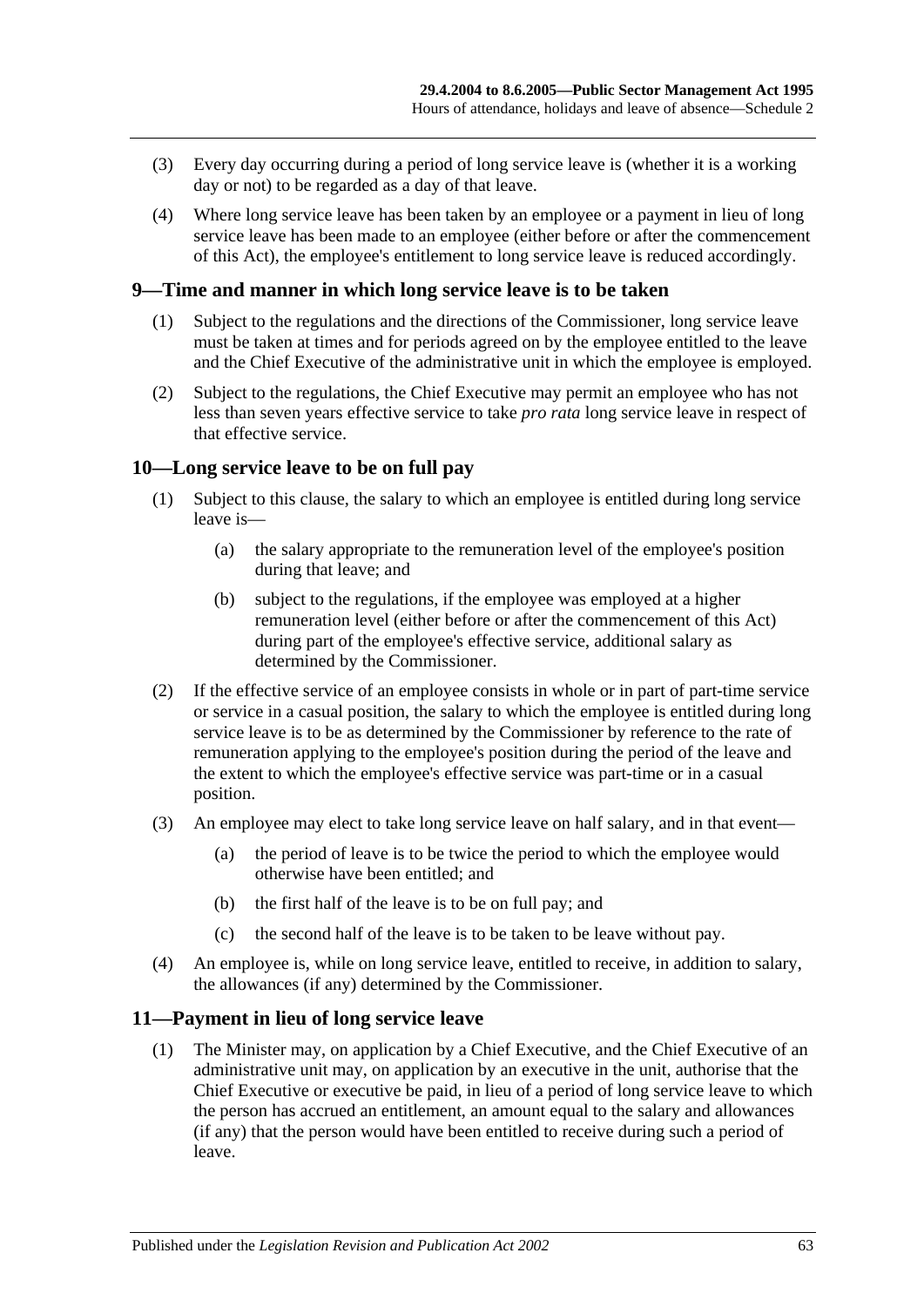(3) Every day occurring during a period of long service leave is (whether it is a working day or not) to be regarded as a day of that leave.

(4) Where long service leave has been taken by an employee or a payment in lieu of long service leave has been made to an employee (either before or after the commencement of this Act), the employee's entitlement to long service leave is reduced accordingly.

## 9—Time and manner in which long service leave is to be taken

(1) Subject to the regulations and the directions of the Commissioner, long service leave must be taken at times and for periods agreed on by the employee entitled to the leave and the Chief Executive of the administrative unit in which the employee is employed.

(2) Subject to the regulations, the Chief Executive may permit an employee who has not less than seven years effective service to take *pro rata* long service leave in respect of that effective service.

## 10—Long service leave to be on full pay

(1) Subject to this clause, the salary to which an employee is entitled during long service leave is—

(a) the salary appropriate to the remuneration level of the employee's position during that leave; and

(b) subject to the regulations, if the employee was employed at a higher remuneration level (either before or after the commencement of this Act) during part of the employee's effective service, additional salary as determined by the Commissioner.

(2) If the effective service of an employee consists in whole or in part of part-time service or service in a casual position, the salary to which the employee is entitled during long service leave is to be as determined by the Commissioner by reference to the rate of remuneration applying to the employee's position during the period of the leave and the extent to which the employee's effective service was part-time or in a casual position.

(3) An employee may elect to take long service leave on half salary, and in that event—

(a) the period of leave is to be twice the period to which the employee would otherwise have been entitled; and

(b) the first half of the leave is to be on full pay; and

(c) the second half of the leave is to be taken to be leave without pay.

(4) An employee is, while on long service leave, entitled to receive, in addition to salary, the allowances (if any) determined by the Commissioner.

## 11—Payment in lieu of long service leave

(1) The Minister may, on application by a Chief Executive, and the Chief Executive of an administrative unit may, on application by an executive in the unit, authorise that the Chief Executive or executive be paid, in lieu of a period of long service leave to which the person has accrued an entitlement, an amount equal to the salary and allowances (if any) that the person would have been entitled to receive during such a period of leave.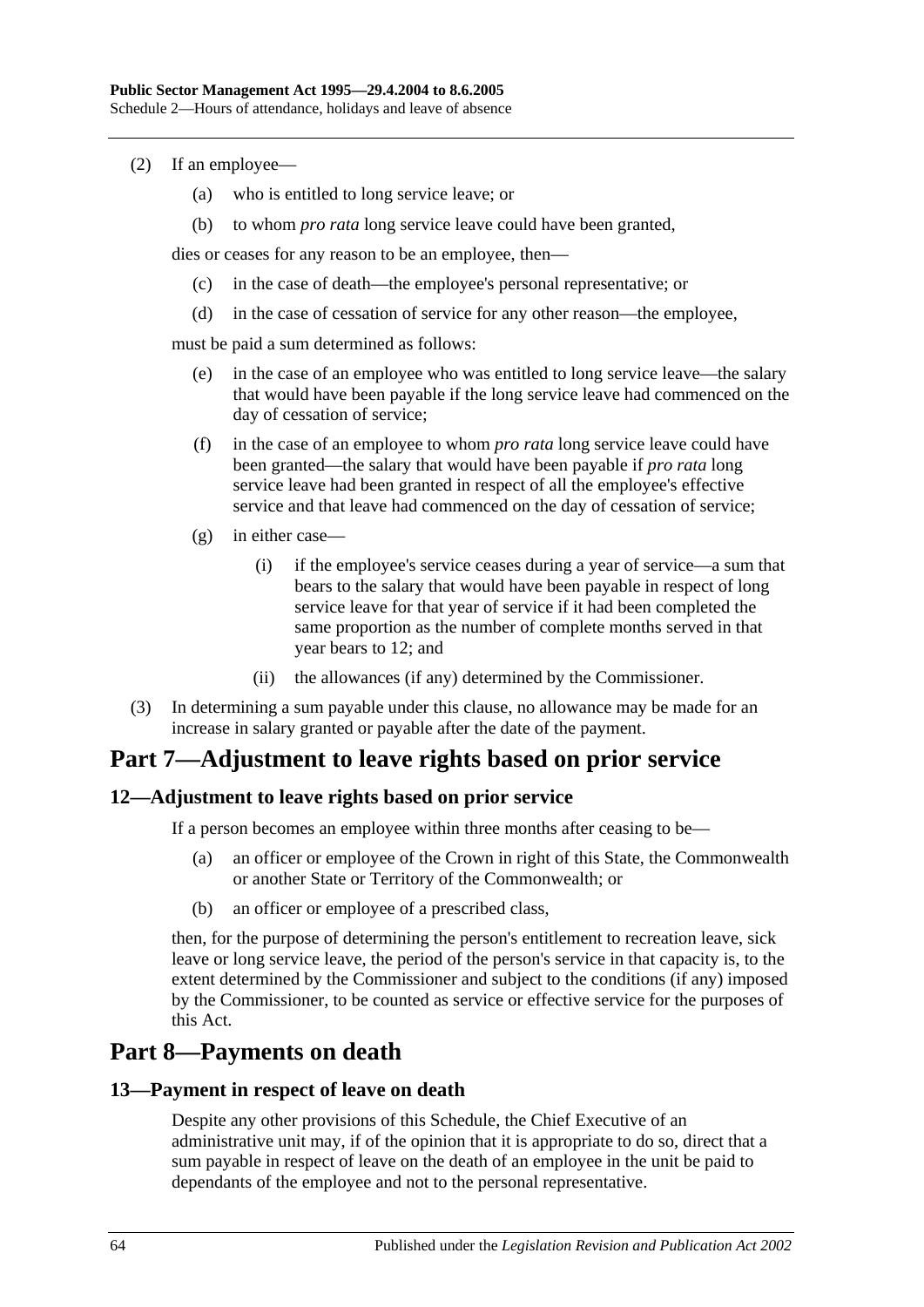(2) If an employee—

(a) who is entitled to long service leave; or

(b) to whom *pro rata* long service leave could have been granted,

dies or ceases for any reason to be an employee, then—

(c) in the case of death—the employee's personal representative; or

(d) in the case of cessation of service for any other reason—the employee,

must be paid a sum determined as follows:

(e) in the case of an employee who was entitled to long service leave—the salary that would have been payable if the long service leave had commenced on the day of cessation of service;

(f) in the case of an employee to whom *pro rata* long service leave could have been granted—the salary that would have been payable if *pro rata* long service leave had been granted in respect of all the employee's effective service and that leave had commenced on the day of cessation of service;

(g) in either case—

(i) if the employee's service ceases during a year of service—a sum that bears to the salary that would have been payable in respect of long service leave for that year of service if it had been completed the same proportion as the number of complete months served in that year bears to 12; and

(ii) the allowances (if any) determined by the Commissioner.

(3) In determining a sum payable under this clause, no allowance may be made for an increase in salary granted or payable after the date of the payment.

# Part 7—Adjustment to leave rights based on prior service

## 12—Adjustment to leave rights based on prior service

If a person becomes an employee within three months after ceasing to be—

(a) an officer or employee of the Crown in right of this State, the Commonwealth or another State or Territory of the Commonwealth; or

(b) an officer or employee of a prescribed class,

then, for the purpose of determining the person's entitlement to recreation leave, sick leave or long service leave, the period of the person's service in that capacity is, to the extent determined by the Commissioner and subject to the conditions (if any) imposed by the Commissioner, to be counted as service or effective service for the purposes of this Act.

# Part 8—Payments on death

## 13—Payment in respect of leave on death

Despite any other provisions of this Schedule, the Chief Executive of an administrative unit may, if of the opinion that it is appropriate to do so, direct that a sum payable in respect of leave on the death of an employee in the unit be paid to dependants of the employee and not to the personal representative.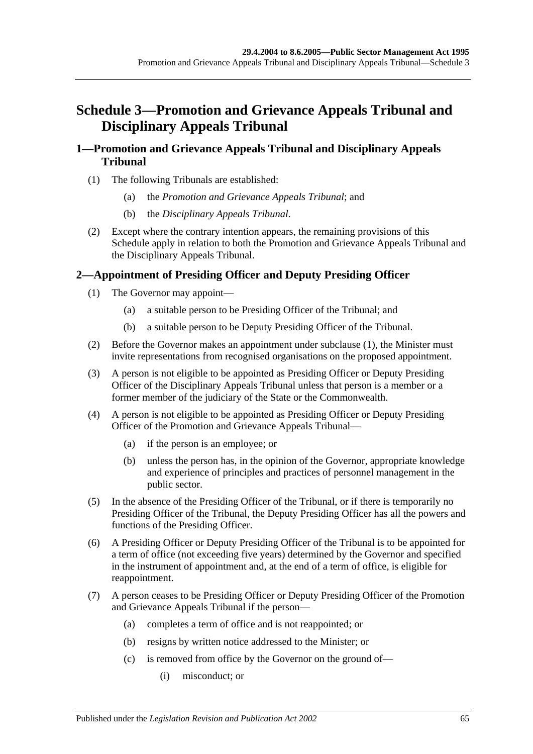# Schedule 3—Promotion and Grievance Appeals Tribunal and Disciplinary Appeals Tribunal

## 1—Promotion and Grievance Appeals Tribunal and Disciplinary Appeals Tribunal

(1) The following Tribunals are established:

(a) the *Promotion and Grievance Appeals Tribunal*; and

(b) the *Disciplinary Appeals Tribunal*.

(2) Except where the contrary intention appears, the remaining provisions of this Schedule apply in relation to both the Promotion and Grievance Appeals Tribunal and the Disciplinary Appeals Tribunal.

## 2—Appointment of Presiding Officer and Deputy Presiding Officer

(1) The Governor may appoint—

(a) a suitable person to be Presiding Officer of the Tribunal; and

(b) a suitable person to be Deputy Presiding Officer of the Tribunal.

(2) Before the Governor makes an appointment under subclause (1), the Minister must invite representations from recognised organisations on the proposed appointment.

(3) A person is not eligible to be appointed as Presiding Officer or Deputy Presiding Officer of the Disciplinary Appeals Tribunal unless that person is a member or a former member of the judiciary of the State or the Commonwealth.

(4) A person is not eligible to be appointed as Presiding Officer or Deputy Presiding Officer of the Promotion and Grievance Appeals Tribunal—

(a) if the person is an employee; or

(b) unless the person has, in the opinion of the Governor, appropriate knowledge and experience of principles and practices of personnel management in the public sector.

(5) In the absence of the Presiding Officer of the Tribunal, or if there is temporarily no Presiding Officer of the Tribunal, the Deputy Presiding Officer has all the powers and functions of the Presiding Officer.

(6) A Presiding Officer or Deputy Presiding Officer of the Tribunal is to be appointed for a term of office (not exceeding five years) determined by the Governor and specified in the instrument of appointment and, at the end of a term of office, is eligible for reappointment.

(7) A person ceases to be Presiding Officer or Deputy Presiding Officer of the Promotion and Grievance Appeals Tribunal if the person—

(a) completes a term of office and is not reappointed; or

(b) resigns by written notice addressed to the Minister; or

(c) is removed from office by the Governor on the ground of—

(i) misconduct; or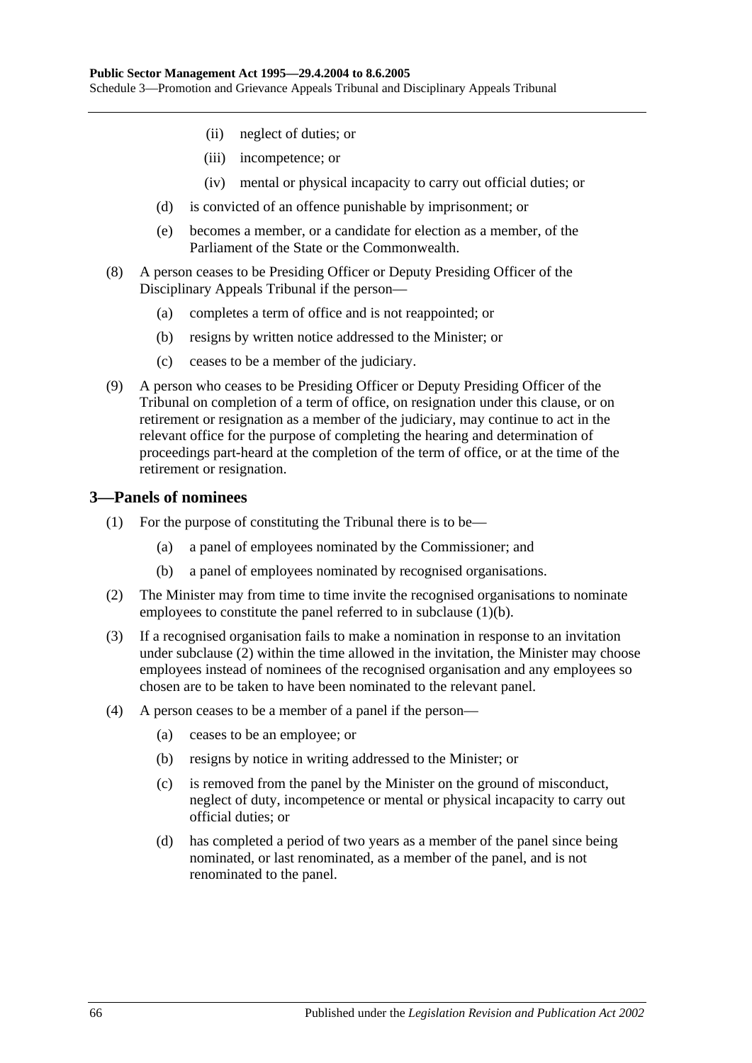(ii) neglect of duties; or

(iii) incompetence; or

(iv) mental or physical incapacity to carry out official duties; or

(d) is convicted of an offence punishable by imprisonment; or

(e) becomes a member, or a candidate for election as a member, of the Parliament of the State or the Commonwealth.

(8) A person ceases to be Presiding Officer or Deputy Presiding Officer of the Disciplinary Appeals Tribunal if the person—

(a) completes a term of office and is not reappointed; or

(b) resigns by written notice addressed to the Minister; or

(c) ceases to be a member of the judiciary.

(9) A person who ceases to be Presiding Officer or Deputy Presiding Officer of the Tribunal on completion of a term of office, on resignation under this clause, or on retirement or resignation as a member of the judiciary, may continue to act in the relevant office for the purpose of completing the hearing and determination of proceedings part-heard at the completion of the term of office, or at the time of the retirement or resignation.

## 3—Panels of nominees

(1) For the purpose of constituting the Tribunal there is to be—

(a) a panel of employees nominated by the Commissioner; and

(b) a panel of employees nominated by recognised organisations.

(2) The Minister may from time to time invite the recognised organisations to nominate employees to constitute the panel referred to in subclause (1)(b).

(3) If a recognised organisation fails to make a nomination in response to an invitation under subclause (2) within the time allowed in the invitation, the Minister may choose employees instead of nominees of the recognised organisation and any employees so chosen are to be taken to have been nominated to the relevant panel.

(4) A person ceases to be a member of a panel if the person—

(a) ceases to be an employee; or

(b) resigns by notice in writing addressed to the Minister; or

(c) is removed from the panel by the Minister on the ground of misconduct, neglect of duty, incompetence or mental or physical incapacity to carry out official duties; or

(d) has completed a period of two years as a member of the panel since being nominated, or last renominated, as a member of the panel, and is not renominated to the panel.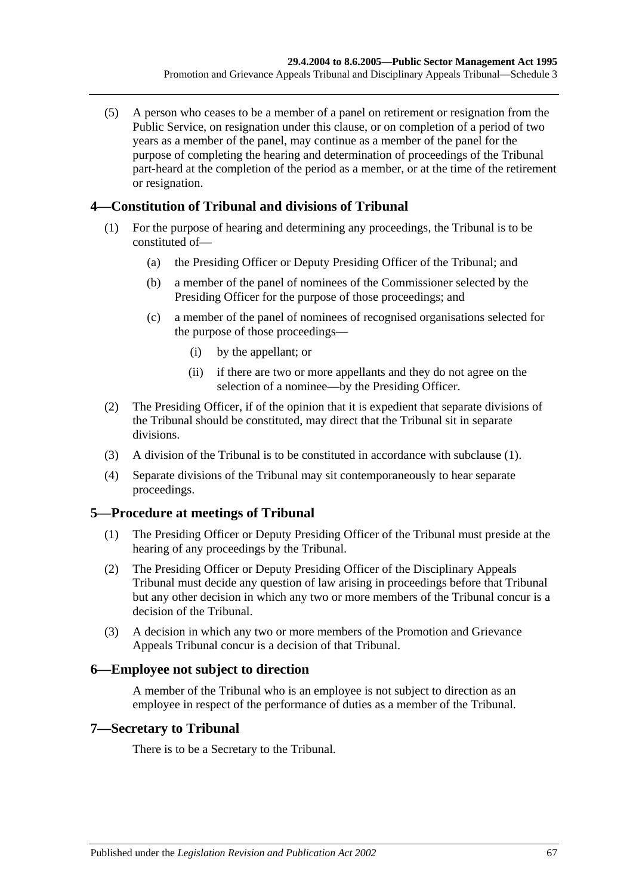(5) A person who ceases to be a member of a panel on retirement or resignation from the Public Service, on resignation under this clause, or on completion of a period of two years as a member of the panel, may continue as a member of the panel for the purpose of completing the hearing and determination of proceedings of the Tribunal part-heard at the completion of the period as a member, or at the time of the retirement or resignation.

## 4—Constitution of Tribunal and divisions of Tribunal

(1) For the purpose of hearing and determining any proceedings, the Tribunal is to be constituted of—

- (a) the Presiding Officer or Deputy Presiding Officer of the Tribunal; and
- (b) a member of the panel of nominees of the Commissioner selected by the Presiding Officer for the purpose of those proceedings; and
- (c) a member of the panel of nominees of recognised organisations selected for the purpose of those proceedings—
  - (i) by the appellant; or
  - (ii) if there are two or more appellants and they do not agree on the selection of a nominee—by the Presiding Officer.

(2) The Presiding Officer, if of the opinion that it is expedient that separate divisions of the Tribunal should be constituted, may direct that the Tribunal sit in separate divisions.

(3) A division of the Tribunal is to be constituted in accordance with subclause (1).

(4) Separate divisions of the Tribunal may sit contemporaneously to hear separate proceedings.

## 5—Procedure at meetings of Tribunal

(1) The Presiding Officer or Deputy Presiding Officer of the Tribunal must preside at the hearing of any proceedings by the Tribunal.

(2) The Presiding Officer or Deputy Presiding Officer of the Disciplinary Appeals Tribunal must decide any question of law arising in proceedings before that Tribunal but any other decision in which any two or more members of the Tribunal concur is a decision of the Tribunal.

(3) A decision in which any two or more members of the Promotion and Grievance Appeals Tribunal concur is a decision of that Tribunal.

## 6—Employee not subject to direction

A member of the Tribunal who is an employee is not subject to direction as an employee in respect of the performance of duties as a member of the Tribunal.

## 7—Secretary to Tribunal

There is to be a Secretary to the Tribunal.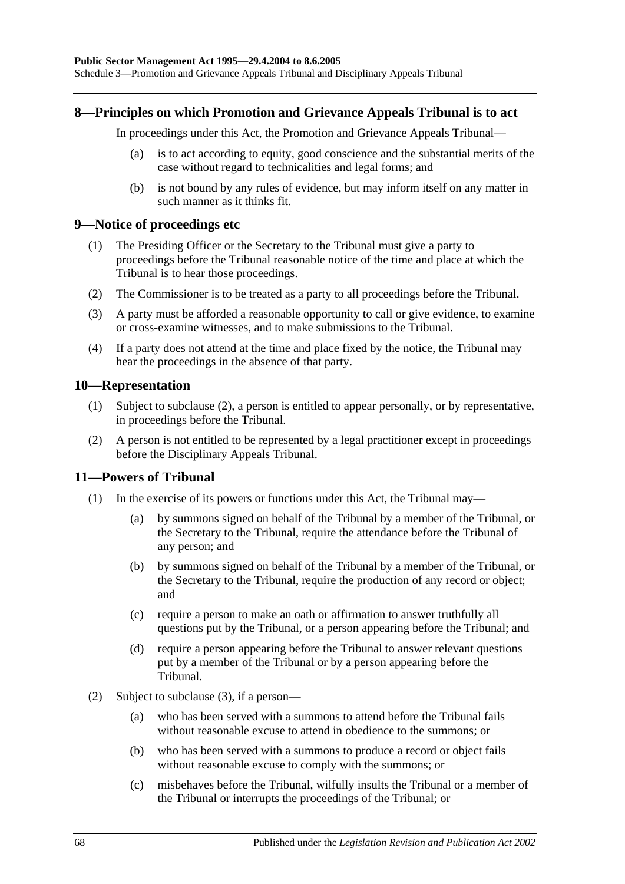## 8—Principles on which Promotion and Grievance Appeals Tribunal is to act

In proceedings under this Act, the Promotion and Grievance Appeals Tribunal—

(a) is to act according to equity, good conscience and the substantial merits of the case without regard to technicalities and legal forms; and

(b) is not bound by any rules of evidence, but may inform itself on any matter in such manner as it thinks fit.

## 9—Notice of proceedings etc

(1) The Presiding Officer or the Secretary to the Tribunal must give a party to proceedings before the Tribunal reasonable notice of the time and place at which the Tribunal is to hear those proceedings.

(2) The Commissioner is to be treated as a party to all proceedings before the Tribunal.

(3) A party must be afforded a reasonable opportunity to call or give evidence, to examine or cross-examine witnesses, and to make submissions to the Tribunal.

(4) If a party does not attend at the time and place fixed by the notice, the Tribunal may hear the proceedings in the absence of that party.

## 10—Representation

(1) Subject to subclause (2), a person is entitled to appear personally, or by representative, in proceedings before the Tribunal.

(2) A person is not entitled to be represented by a legal practitioner except in proceedings before the Disciplinary Appeals Tribunal.

## 11—Powers of Tribunal

(1) In the exercise of its powers or functions under this Act, the Tribunal may—

(a) by summons signed on behalf of the Tribunal by a member of the Tribunal, or the Secretary to the Tribunal, require the attendance before the Tribunal of any person; and

(b) by summons signed on behalf of the Tribunal by a member of the Tribunal, or the Secretary to the Tribunal, require the production of any record or object; and

(c) require a person to make an oath or affirmation to answer truthfully all questions put by the Tribunal, or a person appearing before the Tribunal; and

(d) require a person appearing before the Tribunal to answer relevant questions put by a member of the Tribunal or by a person appearing before the Tribunal.

(2) Subject to subclause (3), if a person—

(a) who has been served with a summons to attend before the Tribunal fails without reasonable excuse to attend in obedience to the summons; or

(b) who has been served with a summons to produce a record or object fails without reasonable excuse to comply with the summons; or

(c) misbehaves before the Tribunal, wilfully insults the Tribunal or a member of the Tribunal or interrupts the proceedings of the Tribunal; or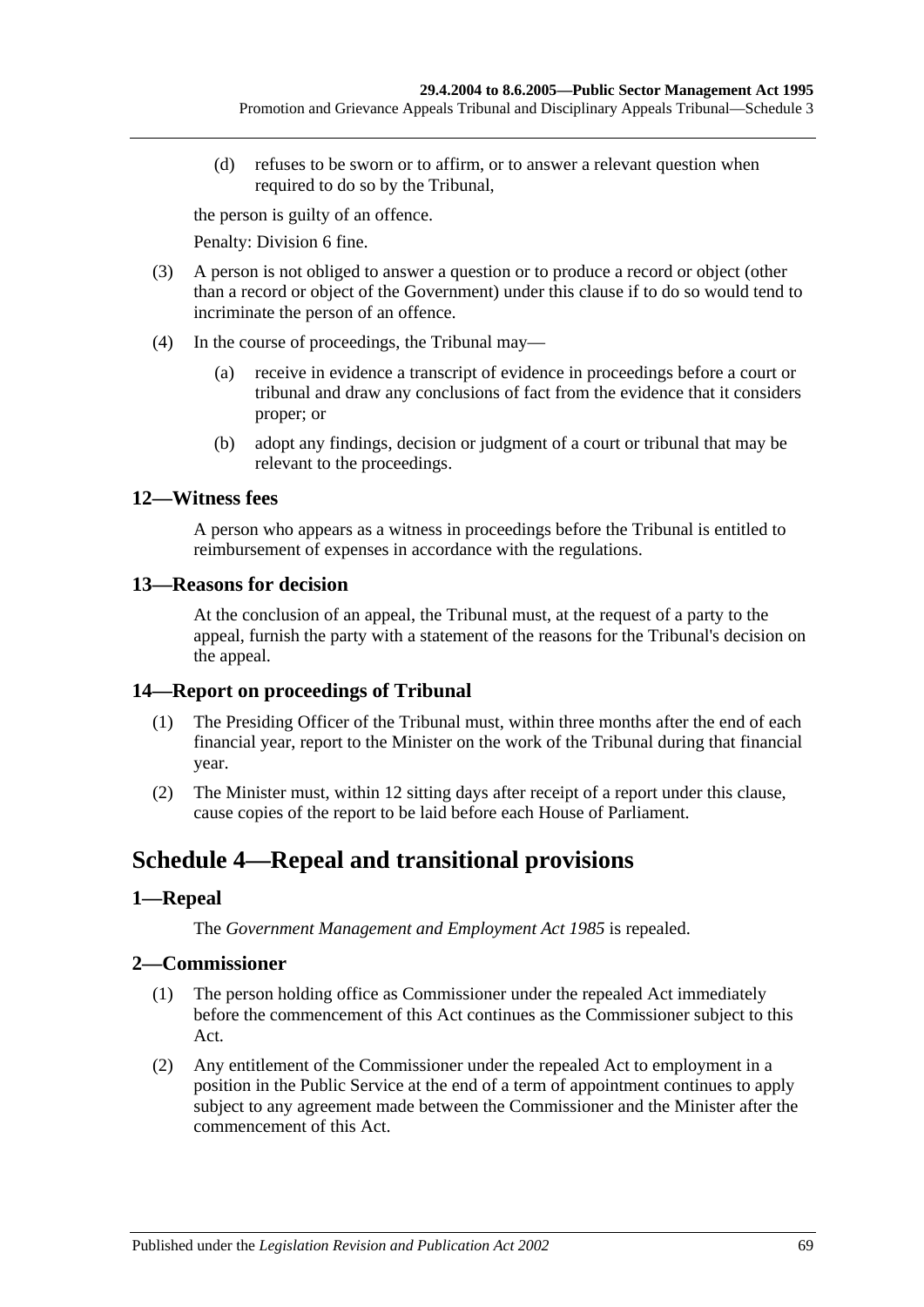(d) refuses to be sworn or to affirm, or to answer a relevant question when required to do so by the Tribunal,

the person is guilty of an offence.

Penalty: Division 6 fine.

(3) A person is not obliged to answer a question or to produce a record or object (other than a record or object of the Government) under this clause if to do so would tend to incriminate the person of an offence.

(4) In the course of proceedings, the Tribunal may—

(a) receive in evidence a transcript of evidence in proceedings before a court or tribunal and draw any conclusions of fact from the evidence that it considers proper; or

(b) adopt any findings, decision or judgment of a court or tribunal that may be relevant to the proceedings.

### 12—Witness fees

A person who appears as a witness in proceedings before the Tribunal is entitled to reimbursement of expenses in accordance with the regulations.

### 13—Reasons for decision

At the conclusion of an appeal, the Tribunal must, at the request of a party to the appeal, furnish the party with a statement of the reasons for the Tribunal's decision on the appeal.

### 14—Report on proceedings of Tribunal

(1) The Presiding Officer of the Tribunal must, within three months after the end of each financial year, report to the Minister on the work of the Tribunal during that financial year.

(2) The Minister must, within 12 sitting days after receipt of a report under this clause, cause copies of the report to be laid before each House of Parliament.

## Schedule 4—Repeal and transitional provisions

### 1—Repeal

The *Government Management and Employment Act 1985* is repealed.

### 2—Commissioner

(1) The person holding office as Commissioner under the repealed Act immediately before the commencement of this Act continues as the Commissioner subject to this Act.

(2) Any entitlement of the Commissioner under the repealed Act to employment in a position in the Public Service at the end of a term of appointment continues to apply subject to any agreement made between the Commissioner and the Minister after the commencement of this Act.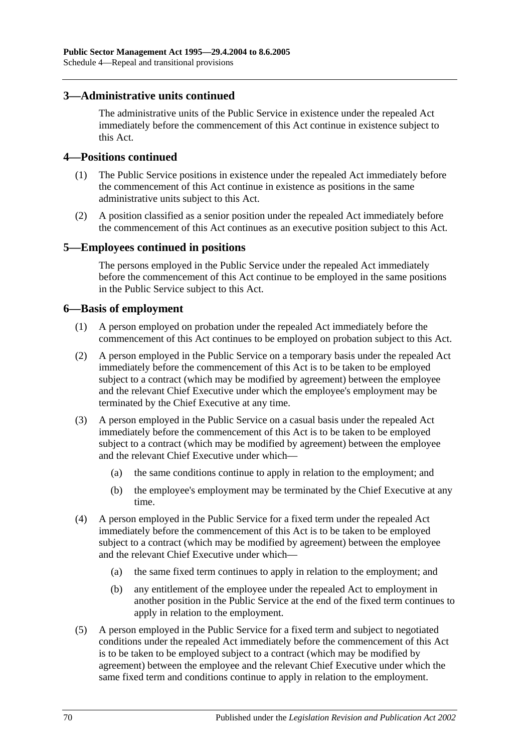## 3—Administrative units continued

The administrative units of the Public Service in existence under the repealed Act immediately before the commencement of this Act continue in existence subject to this Act.

## 4—Positions continued

(1) The Public Service positions in existence under the repealed Act immediately before the commencement of this Act continue in existence as positions in the same administrative units subject to this Act.

(2) A position classified as a senior position under the repealed Act immediately before the commencement of this Act continues as an executive position subject to this Act.

## 5—Employees continued in positions

The persons employed in the Public Service under the repealed Act immediately before the commencement of this Act continue to be employed in the same positions in the Public Service subject to this Act.

## 6—Basis of employment

(1) A person employed on probation under the repealed Act immediately before the commencement of this Act continues to be employed on probation subject to this Act.

(2) A person employed in the Public Service on a temporary basis under the repealed Act immediately before the commencement of this Act is to be taken to be employed subject to a contract (which may be modified by agreement) between the employee and the relevant Chief Executive under which the employee's employment may be terminated by the Chief Executive at any time.

(3) A person employed in the Public Service on a casual basis under the repealed Act immediately before the commencement of this Act is to be taken to be employed subject to a contract (which may be modified by agreement) between the employee and the relevant Chief Executive under which—

(a) the same conditions continue to apply in relation to the employment; and

(b) the employee's employment may be terminated by the Chief Executive at any time.

(4) A person employed in the Public Service for a fixed term under the repealed Act immediately before the commencement of this Act is to be taken to be employed subject to a contract (which may be modified by agreement) between the employee and the relevant Chief Executive under which—

(a) the same fixed term continues to apply in relation to the employment; and

(b) any entitlement of the employee under the repealed Act to employment in another position in the Public Service at the end of the fixed term continues to apply in relation to the employment.

(5) A person employed in the Public Service for a fixed term and subject to negotiated conditions under the repealed Act immediately before the commencement of this Act is to be taken to be employed subject to a contract (which may be modified by agreement) between the employee and the relevant Chief Executive under which the same fixed term and conditions continue to apply in relation to the employment.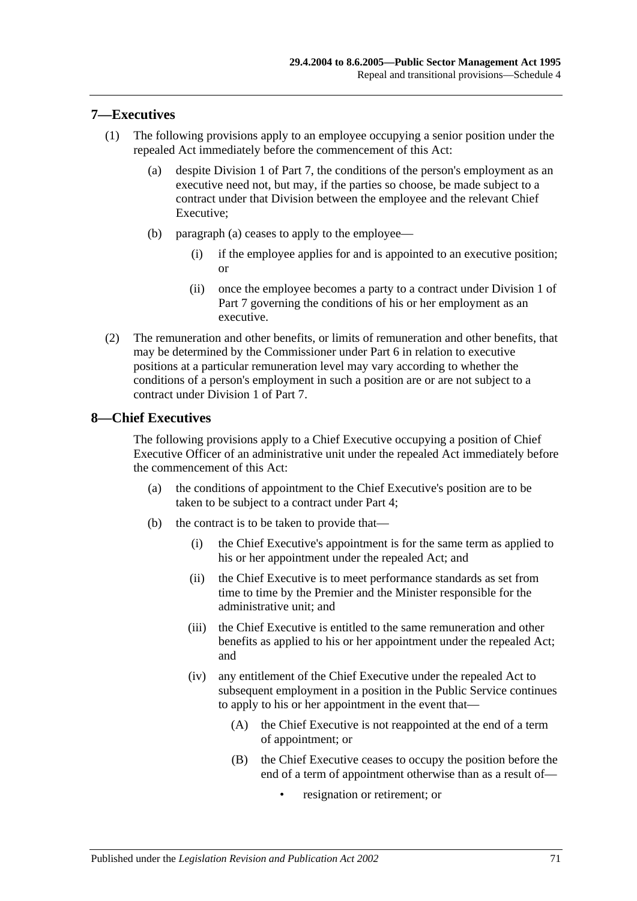## 7—Executives

(1) The following provisions apply to an employee occupying a senior position under the repealed Act immediately before the commencement of this Act:

(a) despite Division 1 of Part 7, the conditions of the person's employment as an executive need not, but may, if the parties so choose, be made subject to a contract under that Division between the employee and the relevant Chief Executive;

(b) paragraph (a) ceases to apply to the employee—

(i) if the employee applies for and is appointed to an executive position; or

(ii) once the employee becomes a party to a contract under Division 1 of Part 7 governing the conditions of his or her employment as an executive.

(2) The remuneration and other benefits, or limits of remuneration and other benefits, that may be determined by the Commissioner under Part 6 in relation to executive positions at a particular remuneration level may vary according to whether the conditions of a person's employment in such a position are or are not subject to a contract under Division 1 of Part 7.

## 8—Chief Executives

The following provisions apply to a Chief Executive occupying a position of Chief Executive Officer of an administrative unit under the repealed Act immediately before the commencement of this Act:

(a) the conditions of appointment to the Chief Executive's position are to be taken to be subject to a contract under Part 4;

(b) the contract is to be taken to provide that—

(i) the Chief Executive's appointment is for the same term as applied to his or her appointment under the repealed Act; and

(ii) the Chief Executive is to meet performance standards as set from time to time by the Premier and the Minister responsible for the administrative unit; and

(iii) the Chief Executive is entitled to the same remuneration and other benefits as applied to his or her appointment under the repealed Act; and

(iv) any entitlement of the Chief Executive under the repealed Act to subsequent employment in a position in the Public Service continues to apply to his or her appointment in the event that—

(A) the Chief Executive is not reappointed at the end of a term of appointment; or

(B) the Chief Executive ceases to occupy the position before the end of a term of appointment otherwise than as a result of—

- resignation or retirement; or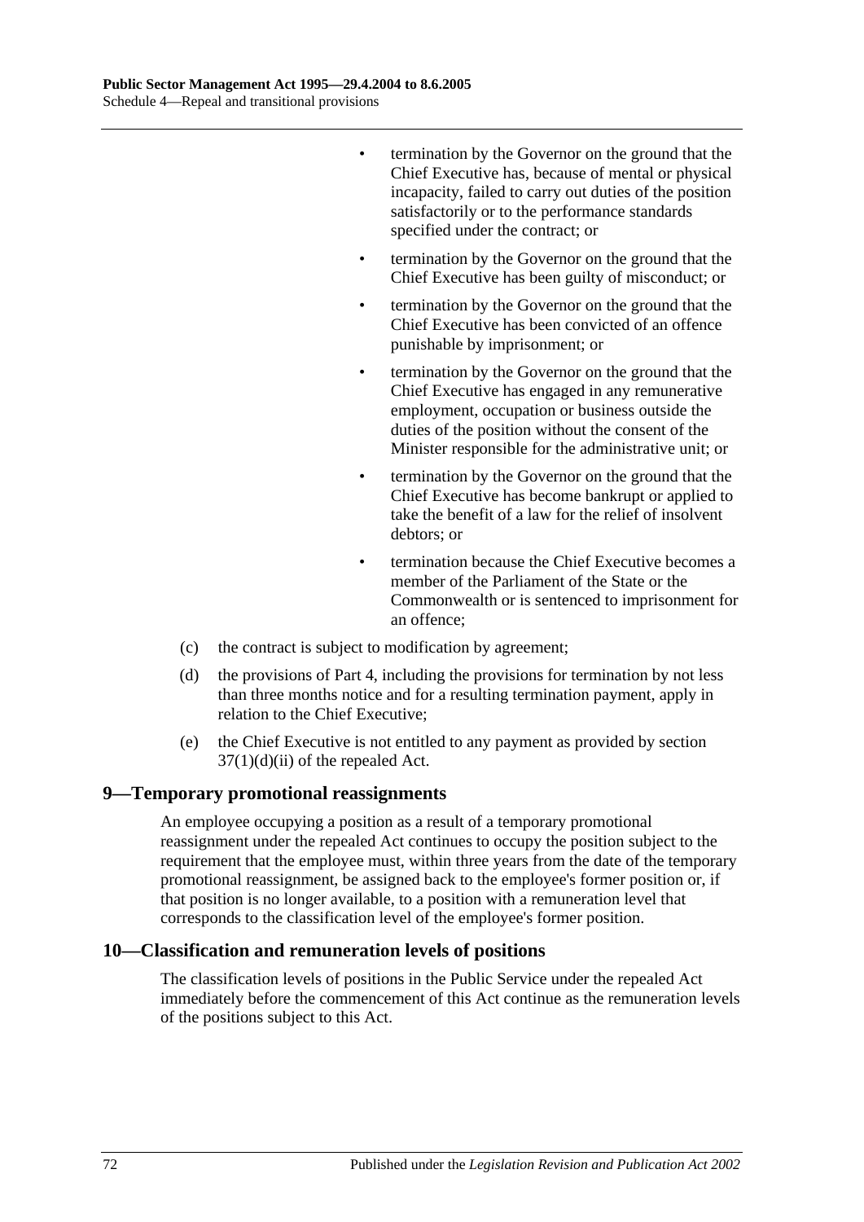- termination by the Governor on the ground that the Chief Executive has, because of mental or physical incapacity, failed to carry out duties of the position satisfactorily or to the performance standards specified under the contract; or
- termination by the Governor on the ground that the Chief Executive has been guilty of misconduct; or
- termination by the Governor on the ground that the Chief Executive has been convicted of an offence punishable by imprisonment; or
- termination by the Governor on the ground that the Chief Executive has engaged in any remunerative employment, occupation or business outside the duties of the position without the consent of the Minister responsible for the administrative unit; or
- termination by the Governor on the ground that the Chief Executive has become bankrupt or applied to take the benefit of a law for the relief of insolvent debtors; or
- termination because the Chief Executive becomes a member of the Parliament of the State or the Commonwealth or is sentenced to imprisonment for an offence;

(c) the contract is subject to modification by agreement;

(d) the provisions of Part 4, including the provisions for termination by not less than three months notice and for a resulting termination payment, apply in relation to the Chief Executive;

(e) the Chief Executive is not entitled to any payment as provided by section 37(1)(d)(ii) of the repealed Act.

## 9—Temporary promotional reassignments

An employee occupying a position as a result of a temporary promotional reassignment under the repealed Act continues to occupy the position subject to the requirement that the employee must, within three years from the date of the temporary promotional reassignment, be assigned back to the employee's former position or, if that position is no longer available, to a position with a remuneration level that corresponds to the classification level of the employee's former position.

## 10—Classification and remuneration levels of positions

The classification levels of positions in the Public Service under the repealed Act immediately before the commencement of this Act continue as the remuneration levels of the positions subject to this Act.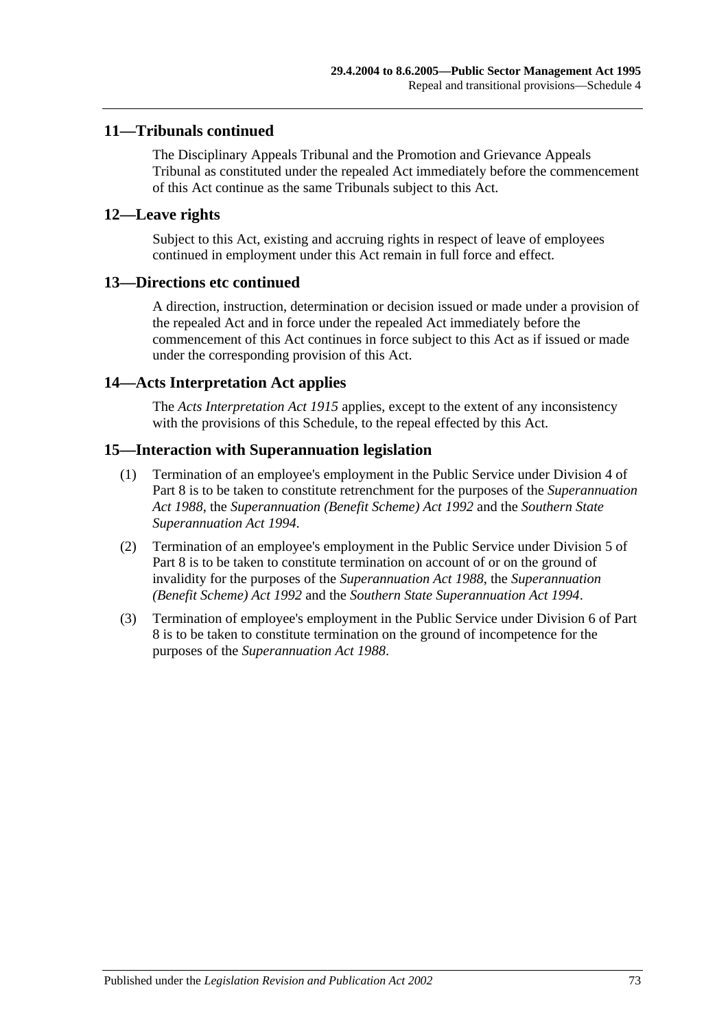## 11—Tribunals continued

The Disciplinary Appeals Tribunal and the Promotion and Grievance Appeals Tribunal as constituted under the repealed Act immediately before the commencement of this Act continue as the same Tribunals subject to this Act.

## 12—Leave rights

Subject to this Act, existing and accruing rights in respect of leave of employees continued in employment under this Act remain in full force and effect.

## 13—Directions etc continued

A direction, instruction, determination or decision issued or made under a provision of the repealed Act and in force under the repealed Act immediately before the commencement of this Act continues in force subject to this Act as if issued or made under the corresponding provision of this Act.

## 14—Acts Interpretation Act applies

The *Acts Interpretation Act 1915* applies, except to the extent of any inconsistency with the provisions of this Schedule, to the repeal effected by this Act.

## 15—Interaction with Superannuation legislation

(1) Termination of an employee's employment in the Public Service under Division 4 of Part 8 is to be taken to constitute retrenchment for the purposes of the *Superannuation Act 1988*, the *Superannuation (Benefit Scheme) Act 1992* and the *Southern State Superannuation Act 1994*.

(2) Termination of an employee's employment in the Public Service under Division 5 of Part 8 is to be taken to constitute termination on account of or on the ground of invalidity for the purposes of the *Superannuation Act 1988*, the *Superannuation (Benefit Scheme) Act 1992* and the *Southern State Superannuation Act 1994*.

(3) Termination of employee's employment in the Public Service under Division 6 of Part 8 is to be taken to constitute termination on the ground of incompetence for the purposes of the *Superannuation Act 1988*.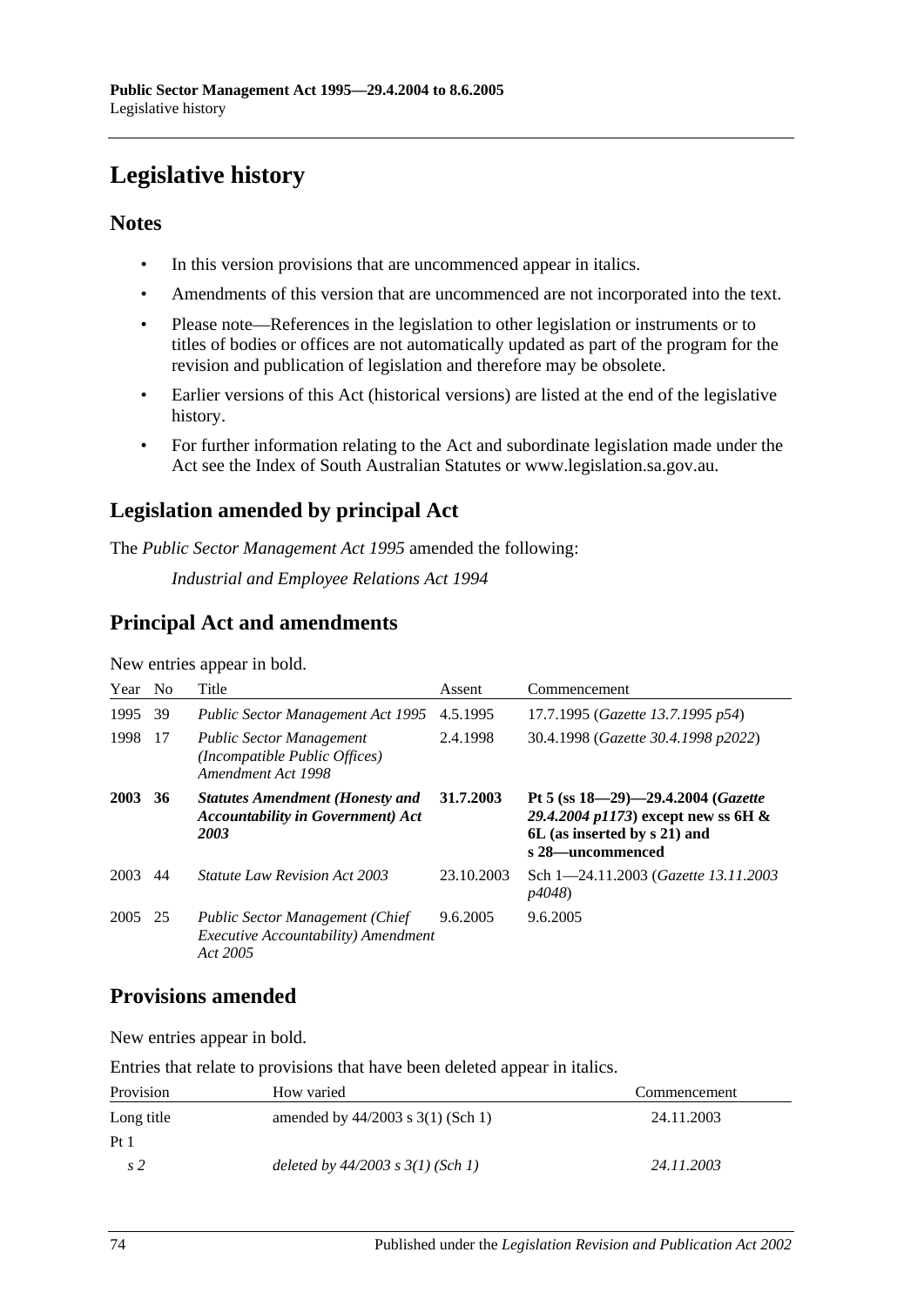# Legislative history

## Notes

- In this version provisions that are uncommenced appear in italics.
- Amendments of this version that are uncommenced are not incorporated into the text.
- Please note—References in the legislation to other legislation or instruments or to titles of bodies or offices are not automatically updated as part of the program for the revision and publication of legislation and therefore may be obsolete.
- Earlier versions of this Act (historical versions) are listed at the end of the legislative history.
- For further information relating to the Act and subordinate legislation made under the Act see the Index of South Australian Statutes or www.legislation.sa.gov.au.

## Legislation amended by principal Act

The *Public Sector Management Act 1995* amended the following:

*Industrial and Employee Relations Act 1994*

## Principal Act and amendments

New entries appear in bold.

| Year | No | Title | Assent | Commencement |
|---|---|---|---|---|
| 1995 | 39 | *Public Sector Management Act 1995* | 4.5.1995 | 17.7.1995 (*Gazette 13.7.1995 p54*) |
| 1998 | 17 | *Public Sector Management (Incompatible Public Offices) Amendment Act 1998* | 2.4.1998 | 30.4.1998 (*Gazette 30.4.1998 p2022*) |
| **2003** | **36** | ***Statutes Amendment (Honesty and Accountability in Government) Act 2003*** | **31.7.2003** | **Pt 5 (ss 18—29)—29.4.2004 (*Gazette 29.4.2004 p1173*) except new ss 6H & 6L (as inserted by s 21) and s 28—uncommenced** |
| 2003 | 44 | *Statute Law Revision Act 2003* | 23.10.2003 | Sch 1—24.11.2003 (*Gazette 13.11.2003 p4048*) |
| 2005 | 25 | *Public Sector Management (Chief Executive Accountability) Amendment Act 2005* | 9.6.2005 | 9.6.2005 |

## Provisions amended

New entries appear in bold.

Entries that relate to provisions that have been deleted appear in italics.

| Provision | How varied | Commencement |
|---|---|---|
| Long title | amended by 44/2003 s 3(1) (Sch 1) | 24.11.2003 |
| Pt 1 | | |
| *s 2* | *deleted by 44/2003 s 3(1) (Sch 1)* | *24.11.2003* |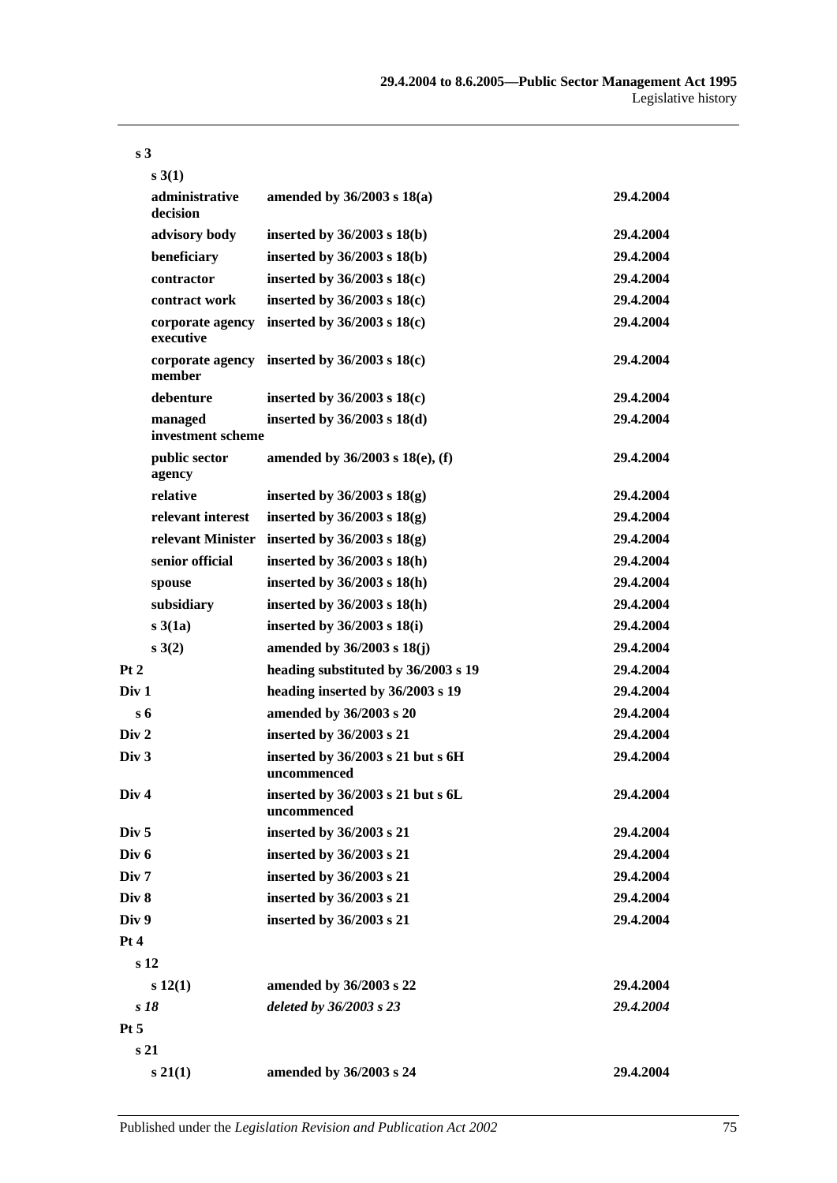| | | |
|---|---|---|
| **s 3** | | |
| **s 3(1)** | | |
| **administrative decision** | **amended by 36/2003 s 18(a)** | **29.4.2004** |
| **advisory body** | **inserted by 36/2003 s 18(b)** | **29.4.2004** |
| **beneficiary** | **inserted by 36/2003 s 18(b)** | **29.4.2004** |
| **contractor** | **inserted by 36/2003 s 18(c)** | **29.4.2004** |
| **contract work** | **inserted by 36/2003 s 18(c)** | **29.4.2004** |
| **corporate agency executive** | **inserted by 36/2003 s 18(c)** | **29.4.2004** |
| **corporate agency member** | **inserted by 36/2003 s 18(c)** | **29.4.2004** |
| **debenture** | **inserted by 36/2003 s 18(c)** | **29.4.2004** |
| **managed investment scheme** | **inserted by 36/2003 s 18(d)** | **29.4.2004** |
| **public sector agency** | **amended by 36/2003 s 18(e), (f)** | **29.4.2004** |
| **relative** | **inserted by 36/2003 s 18(g)** | **29.4.2004** |
| **relevant interest** | **inserted by 36/2003 s 18(g)** | **29.4.2004** |
| **relevant Minister** | **inserted by 36/2003 s 18(g)** | **29.4.2004** |
| **senior official** | **inserted by 36/2003 s 18(h)** | **29.4.2004** |
| **spouse** | **inserted by 36/2003 s 18(h)** | **29.4.2004** |
| **subsidiary** | **inserted by 36/2003 s 18(h)** | **29.4.2004** |
| **s 3(1a)** | **inserted by 36/2003 s 18(i)** | **29.4.2004** |
| **s 3(2)** | **amended by 36/2003 s 18(j)** | **29.4.2004** |
| **Pt 2** | **heading substituted by 36/2003 s 19** | **29.4.2004** |
| **Div 1** | **heading inserted by 36/2003 s 19** | **29.4.2004** |
| **s 6** | **amended by 36/2003 s 20** | **29.4.2004** |
| **Div 2** | **inserted by 36/2003 s 21** | **29.4.2004** |
| **Div 3** | **inserted by 36/2003 s 21 but s 6H uncommenced** | **29.4.2004** |
| **Div 4** | **inserted by 36/2003 s 21 but s 6L uncommenced** | **29.4.2004** |
| **Div 5** | **inserted by 36/2003 s 21** | **29.4.2004** |
| **Div 6** | **inserted by 36/2003 s 21** | **29.4.2004** |
| **Div 7** | **inserted by 36/2003 s 21** | **29.4.2004** |
| **Div 8** | **inserted by 36/2003 s 21** | **29.4.2004** |
| **Div 9** | **inserted by 36/2003 s 21** | **29.4.2004** |
| **Pt 4** | | |
| **s 12** | | |
| **s 12(1)** | **amended by 36/2003 s 22** | **29.4.2004** |
| ***s 18*** | ***deleted by 36/2003 s 23*** | ***29.4.2004*** |
| **Pt 5** | | |
| **s 21** | | |
| **s 21(1)** | **amended by 36/2003 s 24** | **29.4.2004** |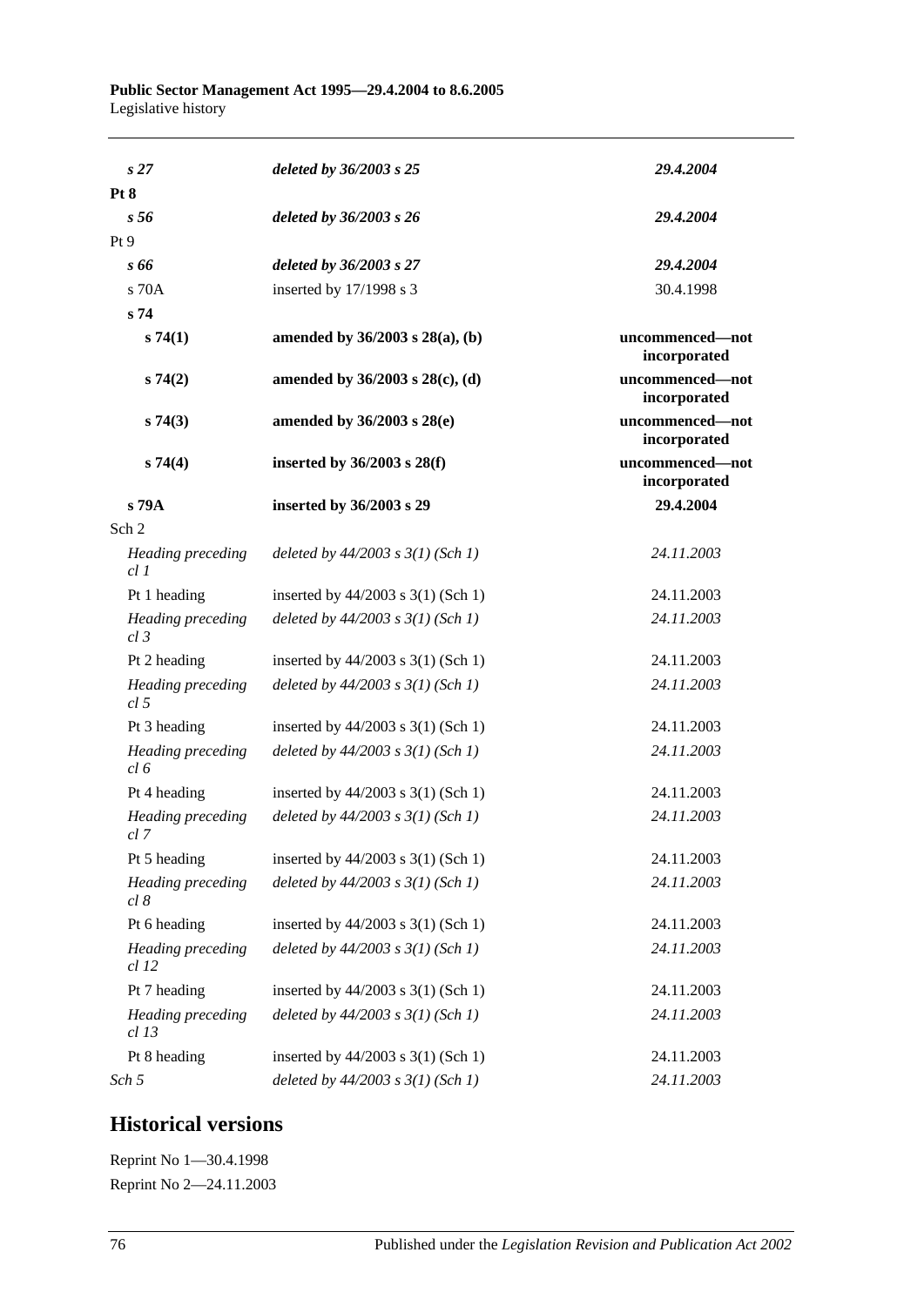| | | |
|---|---|---|
| *s 27* | *deleted by 36/2003 s 25* | *29.4.2004* |
| **Pt 8** | | |
| *s 56* | *deleted by 36/2003 s 26* | *29.4.2004* |
| Pt 9 | | |
| *s 66* | *deleted by 36/2003 s 27* | *29.4.2004* |
| s 70A | inserted by 17/1998 s 3 | 30.4.1998 |
| **s 74** | | |
| **s 74(1)** | **amended by 36/2003 s 28(a), (b)** | **uncommenced—not incorporated** |
| **s 74(2)** | **amended by 36/2003 s 28(c), (d)** | **uncommenced—not incorporated** |
| **s 74(3)** | **amended by 36/2003 s 28(e)** | **uncommenced—not incorporated** |
| **s 74(4)** | **inserted by 36/2003 s 28(f)** | **uncommenced—not incorporated** |
| **s 79A** | **inserted by 36/2003 s 29** | **29.4.2004** |
| Sch 2 | | |
| *Heading preceding cl 1* | *deleted by 44/2003 s 3(1) (Sch 1)* | *24.11.2003* |
| Pt 1 heading | inserted by 44/2003 s 3(1) (Sch 1) | 24.11.2003 |
| *Heading preceding cl 3* | *deleted by 44/2003 s 3(1) (Sch 1)* | *24.11.2003* |
| Pt 2 heading | inserted by 44/2003 s 3(1) (Sch 1) | 24.11.2003 |
| *Heading preceding cl 5* | *deleted by 44/2003 s 3(1) (Sch 1)* | *24.11.2003* |
| Pt 3 heading | inserted by 44/2003 s 3(1) (Sch 1) | 24.11.2003 |
| *Heading preceding cl 6* | *deleted by 44/2003 s 3(1) (Sch 1)* | *24.11.2003* |
| Pt 4 heading | inserted by 44/2003 s 3(1) (Sch 1) | 24.11.2003 |
| *Heading preceding cl 7* | *deleted by 44/2003 s 3(1) (Sch 1)* | *24.11.2003* |
| Pt 5 heading | inserted by 44/2003 s 3(1) (Sch 1) | 24.11.2003 |
| *Heading preceding cl 8* | *deleted by 44/2003 s 3(1) (Sch 1)* | *24.11.2003* |
| Pt 6 heading | inserted by 44/2003 s 3(1) (Sch 1) | 24.11.2003 |
| *Heading preceding cl 12* | *deleted by 44/2003 s 3(1) (Sch 1)* | *24.11.2003* |
| Pt 7 heading | inserted by 44/2003 s 3(1) (Sch 1) | 24.11.2003 |
| *Heading preceding cl 13* | *deleted by 44/2003 s 3(1) (Sch 1)* | *24.11.2003* |
| Pt 8 heading | inserted by 44/2003 s 3(1) (Sch 1) | 24.11.2003 |
| *Sch 5* | *deleted by 44/2003 s 3(1) (Sch 1)* | *24.11.2003* |

## Historical versions

Reprint No 1—30.4.1998

Reprint No 2—24.11.2003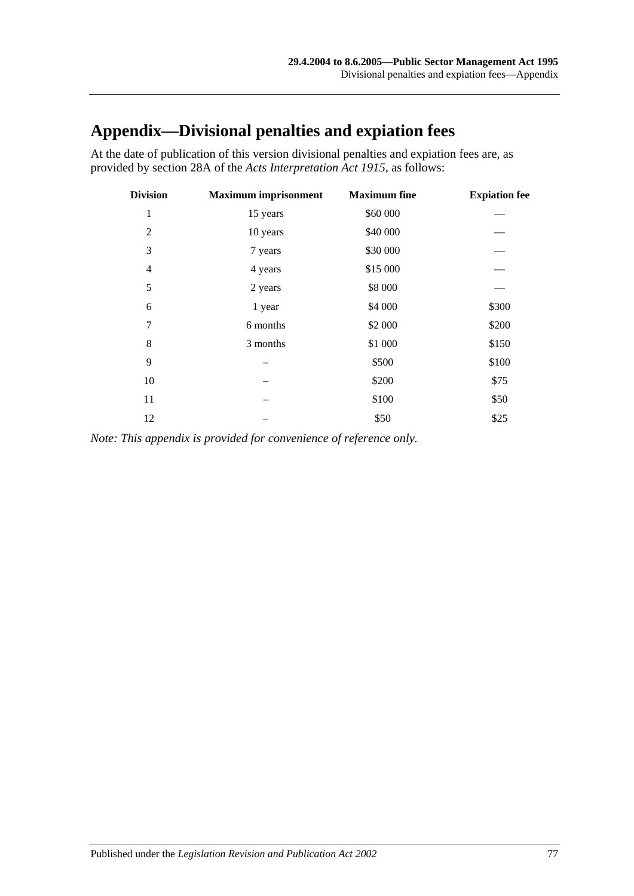# Appendix—Divisional penalties and expiation fees

At the date of publication of this version divisional penalties and expiation fees are, as provided by section 28A of the *Acts Interpretation Act 1915*, as follows:

| Division | Maximum imprisonment | Maximum fine | Expiation fee |
|---|---|---|---|
| 1 | 15 years | \$60 000 | — |
| 2 | 10 years | \$40 000 | — |
| 3 | 7 years | \$30 000 | — |
| 4 | 4 years | \$15 000 | — |
| 5 | 2 years | \$8 000 | — |
| 6 | 1 year | \$4 000 | \$300 |
| 7 | 6 months | \$2 000 | \$200 |
| 8 | 3 months | \$1 000 | \$150 |
| 9 | – | \$500 | \$100 |
| 10 | – | \$200 | \$75 |
| 11 | – | \$100 | \$50 |
| 12 | – | \$50 | \$25 |

*Note: This appendix is provided for convenience of reference only.*